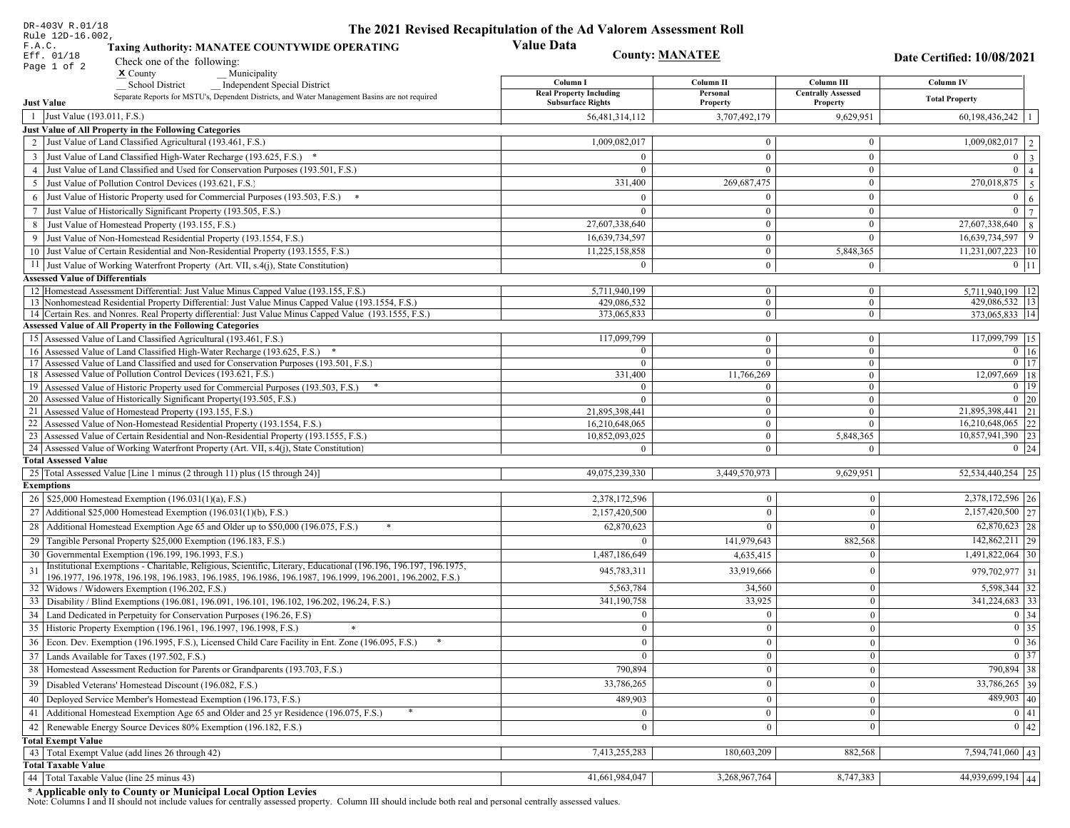DR-403V R.01/18
Rule 12D-16.002, F.A.C.
Eff. 01/18

# The 2021 Revised Recapitulation of the Ad Valorem Assessment Roll
## Value Data

**Taxing Authority: MANATEE COUNTYWIDE OPERATING**

**County: MANATEE**

**Date Certified: 10/08/2021**

Check one of the following:
X County
__ Municipality
__ School District
__ Independent Special District

Separate Reports for MSTU's, Dependent Districts, and Water Management Basins are not required

| | | Column I Real Property Including Subsurface Rights | Column II Personal Property | Column III Centrally Assessed Property | Column IV Total Property | |
|---|---|---|---|---|---|---|
| **Just Value** | | | | | | |
| 1 | Just Value (193.011, F.S.) | 56,481,314,112 | 3,707,492,179 | 9,629,951 | 60,198,436,242 | 1 |
| **Just Value of All Property in the Following Categories** | | | | | | |
| 2 | Just Value of Land Classified Agricultural (193.461, F.S.) | 1,009,082,017 | 0 | 0 | 1,009,082,017 | 2 |
| 3 | Just Value of Land Classified High-Water Recharge (193.625, F.S.) * | 0 | 0 | 0 | 0 | 3 |
| 4 | Just Value of Land Classified and Used for Conservation Purposes (193.501, F.S.) | 0 | 0 | 0 | 0 | 4 |
| 5 | Just Value of Pollution Control Devices (193.621, F.S.) | 331,400 | 269,687,475 | 0 | 270,018,875 | 5 |
| 6 | Just Value of Historic Property used for Commercial Purposes (193.503, F.S.) * | 0 | 0 | 0 | 0 | 6 |
| 7 | Just Value of Historically Significant Property (193.505, F.S.) | 0 | 0 | 0 | 0 | 7 |
| 8 | Just Value of Homestead Property (193.155, F.S.) | 27,607,338,640 | 0 | 0 | 27,607,338,640 | 8 |
| 9 | Just Value of Non-Homestead Residential Property (193.1554, F.S.) | 16,639,734,597 | 0 | 0 | 16,639,734,597 | 9 |
| 10 | Just Value of Certain Residential and Non-Residential Property (193.1555, F.S.) | 11,225,158,858 | 0 | 5,848,365 | 11,231,007,223 | 10 |
| 11 | Just Value of Working Waterfront Property (Art. VII, s.4(j), State Constitution) | 0 | 0 | 0 | 0 | 11 |
| **Assessed Value of Differentials** | | | | | | |
| 12 | Homestead Assessment Differential: Just Value Minus Capped Value (193.155, F.S.) | 5,711,940,199 | 0 | 0 | 5,711,940,199 | 12 |
| 13 | Nonhomestead Residential Property Differential: Just Value Minus Capped Value (193.1554, F.S.) | 429,086,532 | 0 | 0 | 429,086,532 | 13 |
| 14 | Certain Res. and Nonres. Real Property differential: Just Value Minus Capped Value (193.1555, F.S.) | 373,065,833 | 0 | 0 | 373,065,833 | 14 |
| **Assessed Value of All Property in the Following Categories** | | | | | | |
| 15 | Assessed Value of Land Classified Agricultural (193.461, F.S.) | 117,099,799 | 0 | 0 | 117,099,799 | 15 |
| 16 | Assessed Value of Land Classified High-Water Recharge (193.625, F.S.) * | 0 | 0 | 0 | 0 | 16 |
| 17 | Assessed Value of Land Classified and used for Conservation Purposes (193.501, F.S.) | 0 | 0 | 0 | 0 | 17 |
| 18 | Assessed Value of Pollution Control Devices (193.621, F.S.) | 331,400 | 11,766,269 | 0 | 12,097,669 | 18 |
| 19 | Assessed Value of Historic Property used for Commercial Purposes (193.503, F.S.) * | 0 | 0 | 0 | 0 | 19 |
| 20 | Assessed Value of Historically Significant Property(193.505, F.S.) | 0 | 0 | 0 | 0 | 20 |
| 21 | Assessed Value of Homestead Property (193.155, F.S.) | 21,895,398,441 | 0 | 0 | 21,895,398,441 | 21 |
| 22 | Assessed Value of Non-Homestead Residential Property (193.1554, F.S.) | 16,210,648,065 | 0 | 0 | 16,210,648,065 | 22 |
| 23 | Assessed Value of Certain Residential and Non-Residential Property (193.1555, F.S.) | 10,852,093,025 | 0 | 5,848,365 | 10,857,941,390 | 23 |
| 24 | Assessed Value of Working Waterfront Property (Art. VII, s.4(j), State Constitution) | 0 | 0 | 0 | 0 | 24 |
| **Total Assessed Value** | | | | | | |
| 25 | Total Assessed Value [Line 1 minus (2 through 11) plus (15 through 24)] | 49,075,239,330 | 3,449,570,973 | 9,629,951 | 52,534,440,254 | 25 |
| **Exemptions** | | | | | | |
| 26 | $25,000 Homestead Exemption (196.031(1)(a), F.S.) | 2,378,172,596 | 0 | 0 | 2,378,172,596 | 26 |
| 27 | Additional $25,000 Homestead Exemption (196.031(1)(b), F.S.) | 2,157,420,500 | 0 | 0 | 2,157,420,500 | 27 |
| 28 | Additional Homestead Exemption Age 65 and Older up to $50,000 (196.075, F.S.) * | 62,870,623 | 0 | 0 | 62,870,623 | 28 |
| 29 | Tangible Personal Property $25,000 Exemption (196.183, F.S.) | 0 | 141,979,643 | 882,568 | 142,862,211 | 29 |
| 30 | Governmental Exemption (196.199, 196.1993, F.S.) | 1,487,186,649 | 4,635,415 | 0 | 1,491,822,064 | 30 |
| 31 | Institutional Exemptions - Charitable, Religious, Scientific, Literary, Educational (196.196, 196.197, 196.1975, 196.1977, 196.1978, 196.198, 196.1983, 196.1985, 196.1986, 196.1987, 196.1999, 196.2001, 196.2002, F.S.) | 945,783,311 | 33,919,666 | 0 | 979,702,977 | 31 |
| 32 | Widows / Widowers Exemption (196.202, F.S.) | 5,563,784 | 34,560 | 0 | 5,598,344 | 32 |
| 33 | Disability / Blind Exemptions (196.081, 196.091, 196.101, 196.102, 196.202, 196.24, F.S.) | 341,190,758 | 33,925 | 0 | 341,224,683 | 33 |
| 34 | Land Dedicated in Perpetuity for Conservation Purposes (196.26, F.S) | 0 | 0 | 0 | 0 | 34 |
| 35 | Historic Property Exemption (196.1961, 196.1997, 196.1998, F.S.) * | 0 | 0 | 0 | 0 | 35 |
| 36 | Econ. Dev. Exemption (196.1995, F.S.), Licensed Child Care Facility in Ent. Zone (196.095, F.S.) * | 0 | 0 | 0 | 0 | 36 |
| 37 | Lands Available for Taxes (197.502, F.S.) | 0 | 0 | 0 | 0 | 37 |
| 38 | Homestead Assessment Reduction for Parents or Grandparents (193.703, F.S.) | 790,894 | 0 | 0 | 790,894 | 38 |
| 39 | Disabled Veterans' Homestead Discount (196.082, F.S.) | 33,786,265 | 0 | 0 | 33,786,265 | 39 |
| 40 | Deployed Service Member's Homestead Exemption (196.173, F.S.) | 489,903 | 0 | 0 | 489,903 | 40 |
| 41 | Additional Homestead Exemption Age 65 and Older and 25 yr Residence (196.075, F.S.) * | 0 | 0 | 0 | 0 | 41 |
| 42 | Renewable Energy Source Devices 80% Exemption (196.182, F.S.) | 0 | 0 | 0 | 0 | 42 |
| **Total Exempt Value** | | | | | | |
| 43 | Total Exempt Value (add lines 26 through 42) | 7,413,255,283 | 180,603,209 | 882,568 | 7,594,741,060 | 43 |
| **Total Taxable Value** | | | | | | |
| 44 | Total Taxable Value (line 25 minus 43) | 41,661,984,047 | 3,268,967,764 | 8,747,383 | 44,939,699,194 | 44 |

**\* Applicable only to County or Municipal Local Option Levies**

Note: Columns I and II should not include values for centrally assessed property. Column III should include both real and personal centrally assessed values.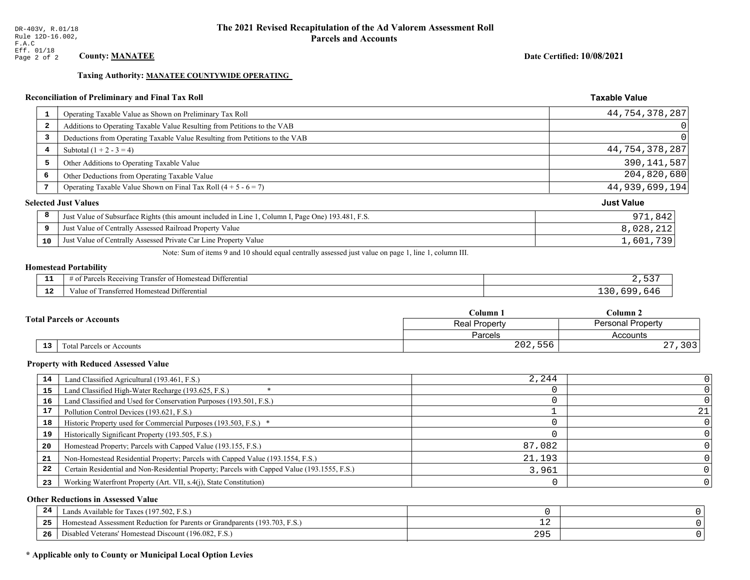DR-403V, R.01/18
Rule 12D-16.002, F.A.C
Eff. 01/18
Page 2 of 2

# The 2021 Revised Recapitulation of the Ad Valorem Assessment Roll
## Parcels and Accounts

**County: MANATEE**

**Date Certified: 10/08/2021**

**Taxing Authority: MANATEE COUNTYWIDE OPERATING**

### Reconciliation of Preliminary and Final Tax Roll

| | | Taxable Value |
|---|---|---|
| 1 | Operating Taxable Value as Shown on Preliminary Tax Roll | 44,754,378,287 |
| 2 | Additions to Operating Taxable Value Resulting from Petitions to the VAB | 0 |
| 3 | Deductions from Operating Taxable Value Resulting from Petitions to the VAB | 0 |
| 4 | Subtotal (1 + 2 - 3 = 4) | 44,754,378,287 |
| 5 | Other Additions to Operating Taxable Value | 390,141,587 |
| 6 | Other Deductions from Operating Taxable Value | 204,820,680 |
| 7 | Operating Taxable Value Shown on Final Tax Roll (4 + 5 - 6 = 7) | 44,939,699,194 |

### Selected Just Values

| | | Just Value |
|---|---|---|
| 8 | Just Value of Subsurface Rights (this amount included in Line 1, Column I, Page One) 193.481, F.S. | 971,842 |
| 9 | Just Value of Centrally Assessed Railroad Property Value | 8,028,212 |
| 10 | Just Value of Centrally Assessed Private Car Line Property Value | 1,601,739 |

Note: Sum of items 9 and 10 should equal centrally assessed just value on page 1, line 1, column III.

### Homestead Portability

| | | |
|---|---|---|
| 11 | # of Parcels Receiving Transfer of Homestead Differential | 2,537 |
| 12 | Value of Transferred Homestead Differential | 130,699,646 |

### Total Parcels or Accounts

| | | Column 1 | Column 2 |
|---|---|---|---|
| | | Real Property | Personal Property |
| | | Parcels | Accounts |
| 13 | Total Parcels or Accounts | 202,556 | 27,303 |

### Property with Reduced Assessed Value

| | | Column 1 | Column 2 |
|---|---|---|---|
| 14 | Land Classified Agricultural (193.461, F.S.) | 2,244 | 0 |
| 15 | Land Classified High-Water Recharge (193.625, F.S.) * | 0 | 0 |
| 16 | Land Classified and Used for Conservation Purposes (193.501, F.S.) | 0 | 0 |
| 17 | Pollution Control Devices (193.621, F.S.) | 1 | 21 |
| 18 | Historic Property used for Commercial Purposes (193.503, F.S.) * | 0 | 0 |
| 19 | Historically Significant Property (193.505, F.S.) | 0 | 0 |
| 20 | Homestead Property; Parcels with Capped Value (193.155, F.S.) | 87,082 | 0 |
| 21 | Non-Homestead Residential Property; Parcels with Capped Value (193.1554, F.S.) | 21,193 | 0 |
| 22 | Certain Residential and Non-Residential Property; Parcels with Capped Value (193.1555, F.S.) | 3,961 | 0 |
| 23 | Working Waterfront Property (Art. VII, s.4(j), State Constitution) | 0 | 0 |

### Other Reductions in Assessed Value

| | | Column 1 | Column 2 |
|---|---|---|---|
| 24 | Lands Available for Taxes (197.502, F.S.) | 0 | 0 |
| 25 | Homestead Assessment Reduction for Parents or Grandparents (193.703, F.S.) | 12 | 0 |
| 26 | Disabled Veterans' Homestead Discount (196.082, F.S.) | 295 | 0 |

**\* Applicable only to County or Municipal Local Option Levies**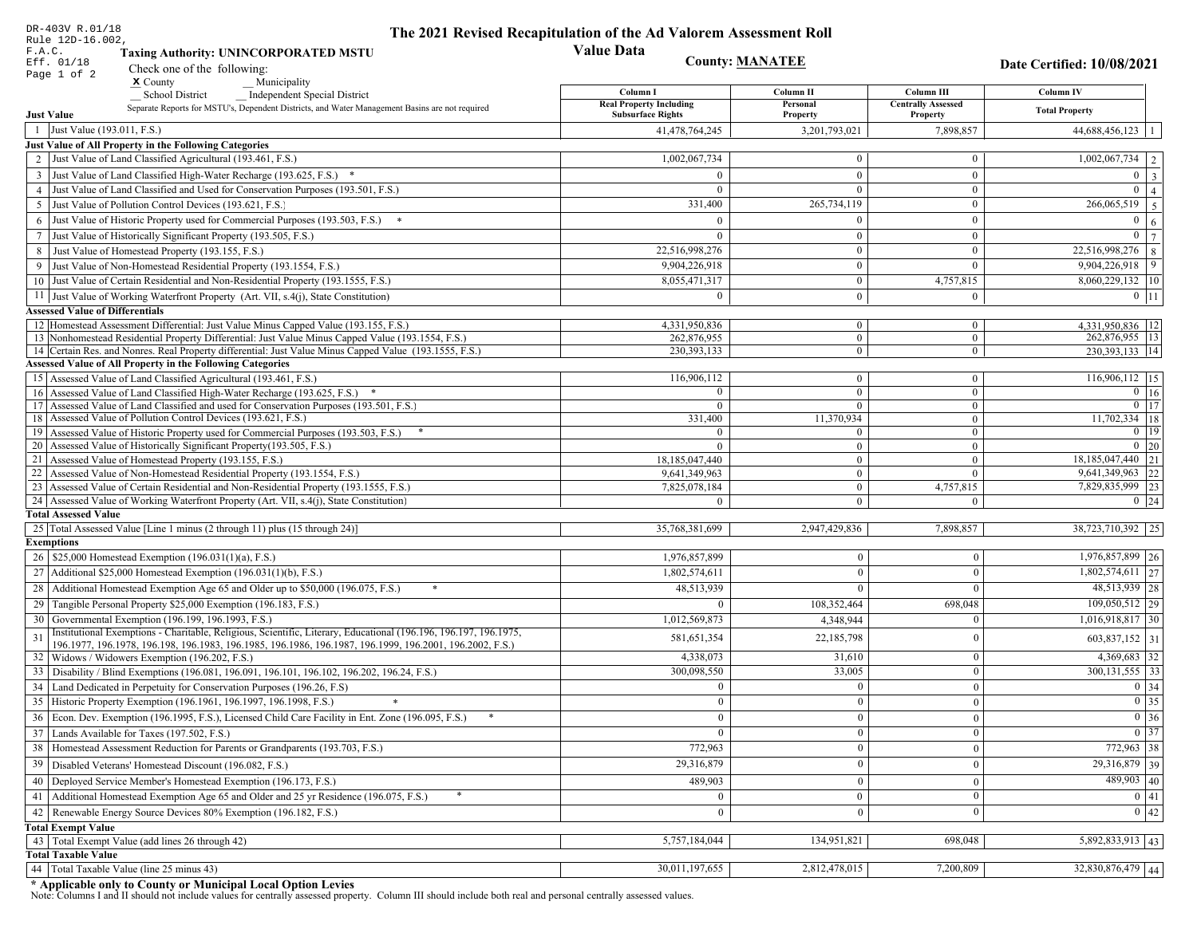DR-403V R.01/18
Rule 12D-16.002, F.A.C.
Eff. 01/18

# The 2021 Revised Recapitulation of the Ad Valorem Assessment Roll

## Value Data

**Taxing Authority: UNINCORPORATED MSTU**

**County: MANATEE**

**Date Certified: 10/08/2021**

Check one of the following:
X County
__ Municipality
__ School District
__ Independent Special District

Separate Reports for MSTU's, Dependent Districts, and Water Management Basins are not required

| | | Column I Real Property Including Subsurface Rights | Column II Personal Property | Column III Centrally Assessed Property | Column IV Total Property | |
|---|---|---|---|---|---|---|
| **Just Value** | | | | | | |
| 1 | Just Value (193.011, F.S.) | 41,478,764,245 | 3,201,793,021 | 7,898,857 | 44,688,456,123 | 1 |
| **Just Value of All Property in the Following Categories** | | | | | | |
| 2 | Just Value of Land Classified Agricultural (193.461, F.S.) | 1,002,067,734 | 0 | 0 | 1,002,067,734 | 2 |
| 3 | Just Value of Land Classified High-Water Recharge (193.625, F.S.) * | 0 | 0 | 0 | 0 | 3 |
| 4 | Just Value of Land Classified and Used for Conservation Purposes (193.501, F.S.) | 0 | 0 | 0 | 0 | 4 |
| 5 | Just Value of Pollution Control Devices (193.621, F.S.) | 331,400 | 265,734,119 | 0 | 266,065,519 | 5 |
| 6 | Just Value of Historic Property used for Commercial Purposes (193.503, F.S.) * | 0 | 0 | 0 | 0 | 6 |
| 7 | Just Value of Historically Significant Property (193.505, F.S.) | 0 | 0 | 0 | 0 | 7 |
| 8 | Just Value of Homestead Property (193.155, F.S.) | 22,516,998,276 | 0 | 0 | 22,516,998,276 | 8 |
| 9 | Just Value of Non-Homestead Residential Property (193.1554, F.S.) | 9,904,226,918 | 0 | 0 | 9,904,226,918 | 9 |
| 10 | Just Value of Certain Residential and Non-Residential Property (193.1555, F.S.) | 8,055,471,317 | 0 | 4,757,815 | 8,060,229,132 | 10 |
| 11 | Just Value of Working Waterfront Property (Art. VII, s.4(j), State Constitution) | 0 | 0 | 0 | 0 | 11 |
| **Assessed Value of Differentials** | | | | | | |
| 12 | Homestead Assessment Differential: Just Value Minus Capped Value (193.155, F.S.) | 4,331,950,836 | 0 | 0 | 4,331,950,836 | 12 |
| 13 | Nonhomestead Residential Property Differential: Just Value Minus Capped Value (193.1554, F.S.) | 262,876,955 | 0 | 0 | 262,876,955 | 13 |
| 14 | Certain Res. and Nonres. Real Property differential: Just Value Minus Capped Value (193.1555, F.S.) | 230,393,133 | 0 | 0 | 230,393,133 | 14 |
| **Assessed Value of All Property in the Following Categories** | | | | | | |
| 15 | Assessed Value of Land Classified Agricultural (193.461, F.S.) | 116,906,112 | 0 | 0 | 116,906,112 | 15 |
| 16 | Assessed Value of Land Classified High-Water Recharge (193.625, F.S.) * | 0 | 0 | 0 | 0 | 16 |
| 17 | Assessed Value of Land Classified and used for Conservation Purposes (193.501, F.S.) | 0 | 0 | 0 | 0 | 17 |
| 18 | Assessed Value of Pollution Control Devices (193.621, F.S.) | 331,400 | 11,370,934 | 0 | 11,702,334 | 18 |
| 19 | Assessed Value of Historic Property used for Commercial Purposes (193.503, F.S.) * | 0 | 0 | 0 | 0 | 19 |
| 20 | Assessed Value of Historically Significant Property(193.505, F.S.) | 0 | 0 | 0 | 0 | 20 |
| 21 | Assessed Value of Homestead Property (193.155, F.S.) | 18,185,047,440 | 0 | 0 | 18,185,047,440 | 21 |
| 22 | Assessed Value of Non-Homestead Residential Property (193.1554, F.S.) | 9,641,349,963 | 0 | 0 | 9,641,349,963 | 22 |
| 23 | Assessed Value of Certain Residential and Non-Residential Property (193.1555, F.S.) | 7,825,078,184 | 0 | 4,757,815 | 7,829,835,999 | 23 |
| 24 | Assessed Value of Working Waterfront Property (Art. VII, s.4(j), State Constitution) | 0 | 0 | 0 | 0 | 24 |
| **Total Assessed Value** | | | | | | |
| 25 | Total Assessed Value [Line 1 minus (2 through 11) plus (15 through 24)] | 35,768,381,699 | 2,947,429,836 | 7,898,857 | 38,723,710,392 | 25 |
| **Exemptions** | | | | | | |
| 26 | $25,000 Homestead Exemption (196.031(1)(a), F.S.) | 1,976,857,899 | 0 | 0 | 1,976,857,899 | 26 |
| 27 | Additional $25,000 Homestead Exemption (196.031(1)(b), F.S.) | 1,802,574,611 | 0 | 0 | 1,802,574,611 | 27 |
| 28 | Additional Homestead Exemption Age 65 and Older up to $50,000 (196.075, F.S.) * | 48,513,939 | 0 | 0 | 48,513,939 | 28 |
| 29 | Tangible Personal Property $25,000 Exemption (196.183, F.S.) | 0 | 108,352,464 | 698,048 | 109,050,512 | 29 |
| 30 | Governmental Exemption (196.199, 196.1993, F.S.) | 1,012,569,873 | 4,348,944 | 0 | 1,016,918,817 | 30 |
| 31 | Institutional Exemptions - Charitable, Religious, Scientific, Literary, Educational (196.196, 196.197, 196.1975, 196.1977, 196.1978, 196.198, 196.1983, 196.1985, 196.1986, 196.1987, 196.1999, 196.2001, 196.2002, F.S.) | 581,651,354 | 22,185,798 | 0 | 603,837,152 | 31 |
| 32 | Widows / Widowers Exemption (196.202, F.S.) | 4,338,073 | 31,610 | 0 | 4,369,683 | 32 |
| 33 | Disability / Blind Exemptions (196.081, 196.091, 196.101, 196.102, 196.202, 196.24, F.S.) | 300,098,550 | 33,005 | 0 | 300,131,555 | 33 |
| 34 | Land Dedicated in Perpetuity for Conservation Purposes (196.26, F.S) | 0 | 0 | 0 | 0 | 34 |
| 35 | Historic Property Exemption (196.1961, 196.1997, 196.1998, F.S.) * | 0 | 0 | 0 | 0 | 35 |
| 36 | Econ. Dev. Exemption (196.1995, F.S.), Licensed Child Care Facility in Ent. Zone (196.095, F.S.) * | 0 | 0 | 0 | 0 | 36 |
| 37 | Lands Available for Taxes (197.502, F.S.) | 0 | 0 | 0 | 0 | 37 |
| 38 | Homestead Assessment Reduction for Parents or Grandparents (193.703, F.S.) | 772,963 | 0 | 0 | 772,963 | 38 |
| 39 | Disabled Veterans' Homestead Discount (196.082, F.S.) | 29,316,879 | 0 | 0 | 29,316,879 | 39 |
| 40 | Deployed Service Member's Homestead Exemption (196.173, F.S.) | 489,903 | 0 | 0 | 489,903 | 40 |
| 41 | Additional Homestead Exemption Age 65 and Older and 25 yr Residence (196.075, F.S.) * | 0 | 0 | 0 | 0 | 41 |
| 42 | Renewable Energy Source Devices 80% Exemption (196.182, F.S.) | 0 | 0 | 0 | 0 | 42 |
| **Total Exempt Value** | | | | | | |
| 43 | Total Exempt Value (add lines 26 through 42) | 5,757,184,044 | 134,951,821 | 698,048 | 5,892,833,913 | 43 |
| **Total Taxable Value** | | | | | | |
| 44 | Total Taxable Value (line 25 minus 43) | 30,011,197,655 | 2,812,478,015 | 7,200,809 | 32,830,876,479 | 44 |

**\* Applicable only to County or Municipal Local Option Levies**

Note: Columns I and II should not include values for centrally assessed property. Column III should include both real and personal centrally assessed values.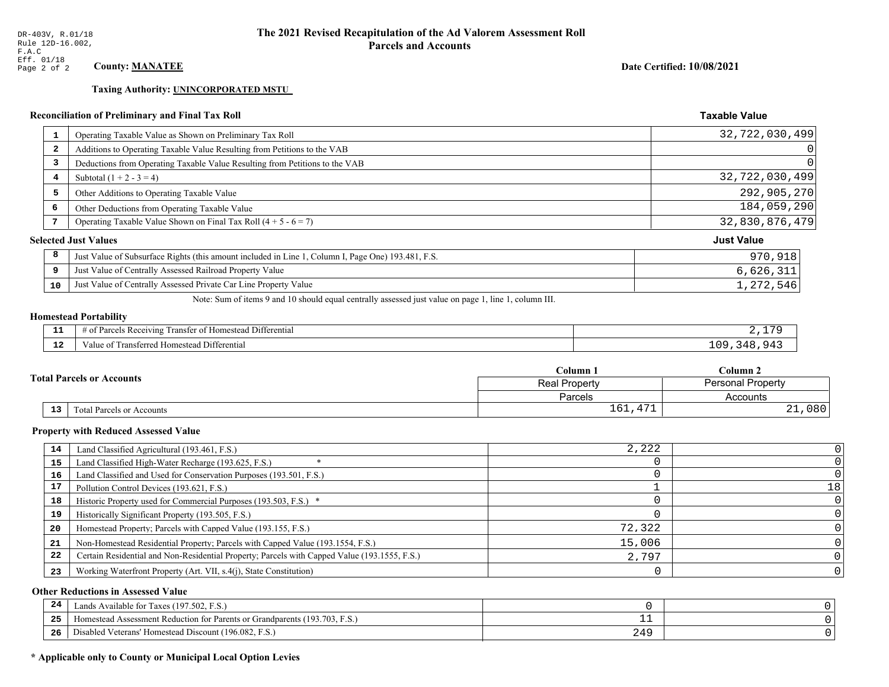DR-403V, R.01/18
Rule 12D-16.002,
F.A.C
Eff. 01/18

# The 2021 Revised Recapitulation of the Ad Valorem Assessment Roll
## Parcels and Accounts

**County: MANATEE**

**Date Certified: 10/08/2021**

**Taxing Authority: UNINCORPORATED MSTU**

### Reconciliation of Preliminary and Final Tax Roll

| | | Taxable Value |
|---|---|---|
| 1 | Operating Taxable Value as Shown on Preliminary Tax Roll | 32,722,030,499 |
| 2 | Additions to Operating Taxable Value Resulting from Petitions to the VAB | 0 |
| 3 | Deductions from Operating Taxable Value Resulting from Petitions to the VAB | 0 |
| 4 | Subtotal (1 + 2 - 3 = 4) | 32,722,030,499 |
| 5 | Other Additions to Operating Taxable Value | 292,905,270 |
| 6 | Other Deductions from Operating Taxable Value | 184,059,290 |
| 7 | Operating Taxable Value Shown on Final Tax Roll (4 + 5 - 6 = 7) | 32,830,876,479 |

### Selected Just Values

| | | Just Value |
|---|---|---|
| 8 | Just Value of Subsurface Rights (this amount included in Line 1, Column I, Page One) 193.481, F.S. | 970,918 |
| 9 | Just Value of Centrally Assessed Railroad Property Value | 6,626,311 |
| 10 | Just Value of Centrally Assessed Private Car Line Property Value | 1,272,546 |

Note: Sum of items 9 and 10 should equal centrally assessed just value on page 1, line 1, column III.

### Homestead Portability

| | | |
|---|---|---|
| 11 | # of Parcels Receiving Transfer of Homestead Differential | 2,179 |
| 12 | Value of Transferred Homestead Differential | 109,348,943 |

### Total Parcels or Accounts

| | | Column 1<br>Real Property<br>Parcels | Column 2<br>Personal Property<br>Accounts |
|---|---|---|---|
| 13 | Total Parcels or Accounts | 161,471 | 21,080 |

### Property with Reduced Assessed Value

| | | Column 1 | Column 2 |
|---|---|---|---|
| 14 | Land Classified Agricultural (193.461, F.S.) | 2,222 | 0 |
| 15 | Land Classified High-Water Recharge (193.625, F.S.) * | 0 | 0 |
| 16 | Land Classified and Used for Conservation Purposes (193.501, F.S.) | 0 | 0 |
| 17 | Pollution Control Devices (193.621, F.S.) | 1 | 18 |
| 18 | Historic Property used for Commercial Purposes (193.503, F.S.) * | 0 | 0 |
| 19 | Historically Significant Property (193.505, F.S.) | 0 | 0 |
| 20 | Homestead Property; Parcels with Capped Value (193.155, F.S.) | 72,322 | 0 |
| 21 | Non-Homestead Residential Property; Parcels with Capped Value (193.1554, F.S.) | 15,006 | 0 |
| 22 | Certain Residential and Non-Residential Property; Parcels with Capped Value (193.1555, F.S.) | 2,797 | 0 |
| 23 | Working Waterfront Property (Art. VII, s.4(j), State Constitution) | 0 | 0 |

### Other Reductions in Assessed Value

| | | Column 1 | Column 2 |
|---|---|---|---|
| 24 | Lands Available for Taxes (197.502, F.S.) | 0 | 0 |
| 25 | Homestead Assessment Reduction for Parents or Grandparents (193.703, F.S.) | 11 | 0 |
| 26 | Disabled Veterans' Homestead Discount (196.082, F.S.) | 249 | 0 |

**\* Applicable only to County or Municipal Local Option Levies**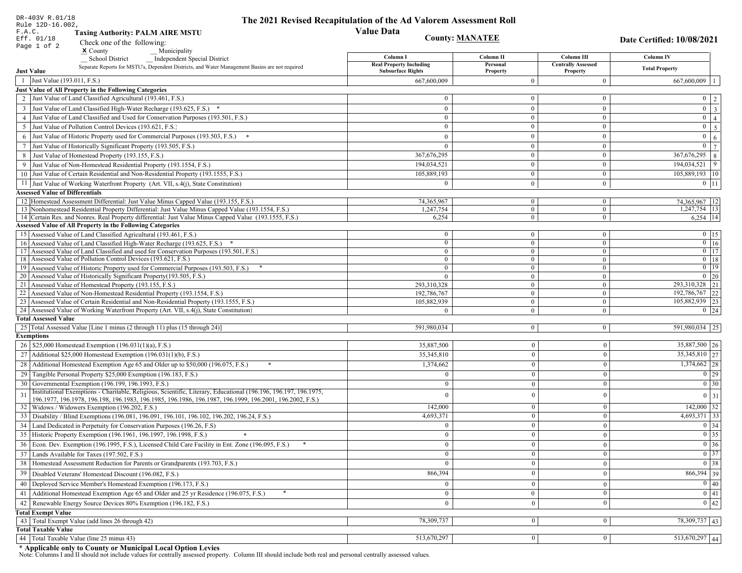DR-403V R.01/18
Rule 12D-16.002, F.A.C.
Eff. 01/18

# The 2021 Revised Recapitulation of the Ad Valorem Assessment Roll
## Value Data

**Taxing Authority: PALM AIRE MSTU**

**County: MANATEE**

**Date Certified: 10/08/2021**

Check one of the following:
- **X** County
- __ Municipality
- __ School District
- __ Independent Special District

Separate Reports for MSTU's, Dependent Districts, and Water Management Basins are not required

| | | Column I Real Property Including Subsurface Rights | Column II Personal Property | Column III Centrally Assessed Property | Column IV Total Property | |
|---|---|---|---|---|---|---|
| **Just Value** | | | | | | |
| 1 | Just Value (193.011, F.S.) | 667,600,009 | 0 | 0 | 667,600,009 | 1 |
| **Just Value of All Property in the Following Categories** | | | | | | |
| 2 | Just Value of Land Classified Agricultural (193.461, F.S.) | 0 | 0 | 0 | 0 | 2 |
| 3 | Just Value of Land Classified High-Water Recharge (193.625, F.S.) * | 0 | 0 | 0 | 0 | 3 |
| 4 | Just Value of Land Classified and Used for Conservation Purposes (193.501, F.S.) | 0 | 0 | 0 | 0 | 4 |
| 5 | Just Value of Pollution Control Devices (193.621, F.S.) | 0 | 0 | 0 | 0 | 5 |
| 6 | Just Value of Historic Property used for Commercial Purposes (193.503, F.S.) * | 0 | 0 | 0 | 0 | 6 |
| 7 | Just Value of Historically Significant Property (193.505, F.S.) | 0 | 0 | 0 | 0 | 7 |
| 8 | Just Value of Homestead Property (193.155, F.S.) | 367,676,295 | 0 | 0 | 367,676,295 | 8 |
| 9 | Just Value of Non-Homestead Residential Property (193.1554, F.S.) | 194,034,521 | 0 | 0 | 194,034,521 | 9 |
| 10 | Just Value of Certain Residential and Non-Residential Property (193.1555, F.S.) | 105,889,193 | 0 | 0 | 105,889,193 | 10 |
| 11 | Just Value of Working Waterfront Property (Art. VII, s.4(j), State Constitution) | 0 | 0 | 0 | 0 | 11 |
| **Assessed Value of Differentials** | | | | | | |
| 12 | Homestead Assessment Differential: Just Value Minus Capped Value (193.155, F.S.) | 74,365,967 | 0 | 0 | 74,365,967 | 12 |
| 13 | Nonhomestead Residential Property Differential: Just Value Minus Capped Value (193.1554, F.S.) | 1,247,754 | 0 | 0 | 1,247,754 | 13 |
| 14 | Certain Res. and Nonres. Real Property differential: Just Value Minus Capped Value (193.1555, F.S.) | 6,254 | 0 | 0 | 6,254 | 14 |
| **Assessed Value of All Property in the Following Categories** | | | | | | |
| 15 | Assessed Value of Land Classified Agricultural (193.461, F.S.) | 0 | 0 | 0 | 0 | 15 |
| 16 | Assessed Value of Land Classified High-Water Recharge (193.625, F.S.) * | 0 | 0 | 0 | 0 | 16 |
| 17 | Assessed Value of Land Classified and used for Conservation Purposes (193.501, F.S.) | 0 | 0 | 0 | 0 | 17 |
| 18 | Assessed Value of Pollution Control Devices (193.621, F.S.) | 0 | 0 | 0 | 0 | 18 |
| 19 | Assessed Value of Historic Property used for Commercial Purposes (193.503, F.S.) * | 0 | 0 | 0 | 0 | 19 |
| 20 | Assessed Value of Historically Significant Property(193.505, F.S.) | 0 | 0 | 0 | 0 | 20 |
| 21 | Assessed Value of Homestead Property (193.155, F.S.) | 293,310,328 | 0 | 0 | 293,310,328 | 21 |
| 22 | Assessed Value of Non-Homestead Residential Property (193.1554, F.S.) | 192,786,767 | 0 | 0 | 192,786,767 | 22 |
| 23 | Assessed Value of Certain Residential and Non-Residential Property (193.1555, F.S.) | 105,882,939 | 0 | 0 | 105,882,939 | 23 |
| 24 | Assessed Value of Working Waterfront Property (Art. VII, s.4(j), State Constitution) | 0 | 0 | 0 | 0 | 24 |
| **Total Assessed Value** | | | | | | |
| 25 | Total Assessed Value [Line 1 minus (2 through 11) plus (15 through 24)] | 591,980,034 | 0 | 0 | 591,980,034 | 25 |
| **Exemptions** | | | | | | |
| 26 | $25,000 Homestead Exemption (196.031(1)(a), F.S.) | 35,887,500 | 0 | 0 | 35,887,500 | 26 |
| 27 | Additional $25,000 Homestead Exemption (196.031(1)(b), F.S.) | 35,345,810 | 0 | 0 | 35,345,810 | 27 |
| 28 | Additional Homestead Exemption Age 65 and Older up to $50,000 (196.075, F.S.) * | 1,374,662 | 0 | 0 | 1,374,662 | 28 |
| 29 | Tangible Personal Property $25,000 Exemption (196.183, F.S.) | 0 | 0 | 0 | 0 | 29 |
| 30 | Governmental Exemption (196.199, 196.1993, F.S.) | 0 | 0 | 0 | 0 | 30 |
| 31 | Institutional Exemptions - Charitable, Religious, Scientific, Literary, Educational (196.196, 196.197, 196.1975, 196.1977, 196.1978, 196.198, 196.1983, 196.1985, 196.1986, 196.1987, 196.1999, 196.2001, 196.2002, F.S.) | 0 | 0 | 0 | 0 | 31 |
| 32 | Widows / Widowers Exemption (196.202, F.S.) | 142,000 | 0 | 0 | 142,000 | 32 |
| 33 | Disability / Blind Exemptions (196.081, 196.091, 196.101, 196.102, 196.202, 196.24, F.S.) | 4,693,371 | 0 | 0 | 4,693,371 | 33 |
| 34 | Land Dedicated in Perpetuity for Conservation Purposes (196.26, F.S) | 0 | 0 | 0 | 0 | 34 |
| 35 | Historic Property Exemption (196.1961, 196.1997, 196.1998, F.S.) * | 0 | 0 | 0 | 0 | 35 |
| 36 | Econ. Dev. Exemption (196.1995, F.S.), Licensed Child Care Facility in Ent. Zone (196.095, F.S.) * | 0 | 0 | 0 | 0 | 36 |
| 37 | Lands Available for Taxes (197.502, F.S.) | 0 | 0 | 0 | 0 | 37 |
| 38 | Homestead Assessment Reduction for Parents or Grandparents (193.703, F.S.) | 0 | 0 | 0 | 0 | 38 |
| 39 | Disabled Veterans' Homestead Discount (196.082, F.S.) | 866,394 | 0 | 0 | 866,394 | 39 |
| 40 | Deployed Service Member's Homestead Exemption (196.173, F.S.) | 0 | 0 | 0 | 0 | 40 |
| 41 | Additional Homestead Exemption Age 65 and Older and 25 yr Residence (196.075, F.S.) * | 0 | 0 | 0 | 0 | 41 |
| 42 | Renewable Energy Source Devices 80% Exemption (196.182, F.S.) | 0 | 0 | 0 | 0 | 42 |
| **Total Exempt Value** | | | | | | |
| 43 | Total Exempt Value (add lines 26 through 42) | 78,309,737 | 0 | 0 | 78,309,737 | 43 |
| **Total Taxable Value** | | | | | | |
| 44 | Total Taxable Value (line 25 minus 43) | 513,670,297 | 0 | 0 | 513,670,297 | 44 |

**\* Applicable only to County or Municipal Local Option Levies**

Note: Columns I and II should not include values for centrally assessed property. Column III should include both real and personal centrally assessed values.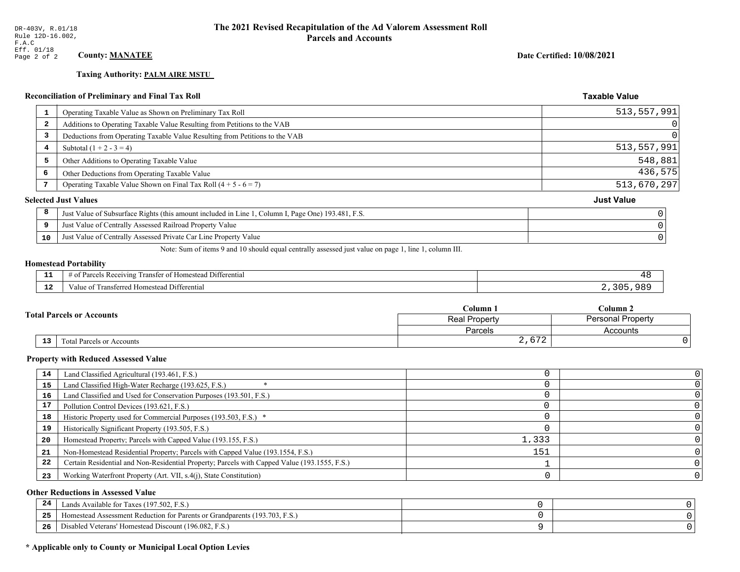DR-403V, R.01/18
Rule 12D-16.002, F.A.C
Eff. 01/18

# The 2021 Revised Recapitulation of the Ad Valorem Assessment Roll
## Parcels and Accounts

**County: MANATEE**

**Date Certified: 10/08/2021**

**Taxing Authority: PALM AIRE MSTU**

### Reconciliation of Preliminary and Final Tax Roll

| # | Description | Taxable Value |
|---|---|---|
| 1 | Operating Taxable Value as Shown on Preliminary Tax Roll | 513,557,991 |
| 2 | Additions to Operating Taxable Value Resulting from Petitions to the VAB | 0 |
| 3 | Deductions from Operating Taxable Value Resulting from Petitions to the VAB | 0 |
| 4 | Subtotal (1 + 2 - 3 = 4) | 513,557,991 |
| 5 | Other Additions to Operating Taxable Value | 548,881 |
| 6 | Other Deductions from Operating Taxable Value | 436,575 |
| 7 | Operating Taxable Value Shown on Final Tax Roll (4 + 5 - 6 = 7) | 513,670,297 |

### Selected Just Values

| # | Description | Just Value |
|---|---|---|
| 8 | Just Value of Subsurface Rights (this amount included in Line 1, Column I, Page One) 193.481, F.S. | 0 |
| 9 | Just Value of Centrally Assessed Railroad Property Value | 0 |
| 10 | Just Value of Centrally Assessed Private Car Line Property Value | 0 |

Note: Sum of items 9 and 10 should equal centrally assessed just value on page 1, line 1, column III.

### Homestead Portability

| # | Description | Value |
|---|---|---|
| 11 | # of Parcels Receiving Transfer of Homestead Differential | 48 |
| 12 | Value of Transferred Homestead Differential | 2,305,989 |

### Total Parcels or Accounts

| # | Description | Column 1 Real Property Parcels | Column 2 Personal Property Accounts |
|---|---|---|---|
| 13 | Total Parcels or Accounts | 2,672 | 0 |

### Property with Reduced Assessed Value

| # | Description | Column 1 | Column 2 |
|---|---|---|---|
| 14 | Land Classified Agricultural (193.461, F.S.) | 0 | 0 |
| 15 | Land Classified High-Water Recharge (193.625, F.S.) * | 0 | 0 |
| 16 | Land Classified and Used for Conservation Purposes (193.501, F.S.) | 0 | 0 |
| 17 | Pollution Control Devices (193.621, F.S.) | 0 | 0 |
| 18 | Historic Property used for Commercial Purposes (193.503, F.S.) * | 0 | 0 |
| 19 | Historically Significant Property (193.505, F.S.) | 0 | 0 |
| 20 | Homestead Property; Parcels with Capped Value (193.155, F.S.) | 1,333 | 0 |
| 21 | Non-Homestead Residential Property; Parcels with Capped Value (193.1554, F.S.) | 151 | 0 |
| 22 | Certain Residential and Non-Residential Property; Parcels with Capped Value (193.1555, F.S.) | 1 | 0 |
| 23 | Working Waterfront Property (Art. VII, s.4(j), State Constitution) | 0 | 0 |

### Other Reductions in Assessed Value

| # | Description | Column 1 | Column 2 |
|---|---|---|---|
| 24 | Lands Available for Taxes (197.502, F.S.) | 0 | 0 |
| 25 | Homestead Assessment Reduction for Parents or Grandparents (193.703, F.S.) | 0 | 0 |
| 26 | Disabled Veterans' Homestead Discount (196.082, F.S.) | 9 | 0 |

**\* Applicable only to County or Municipal Local Option Levies**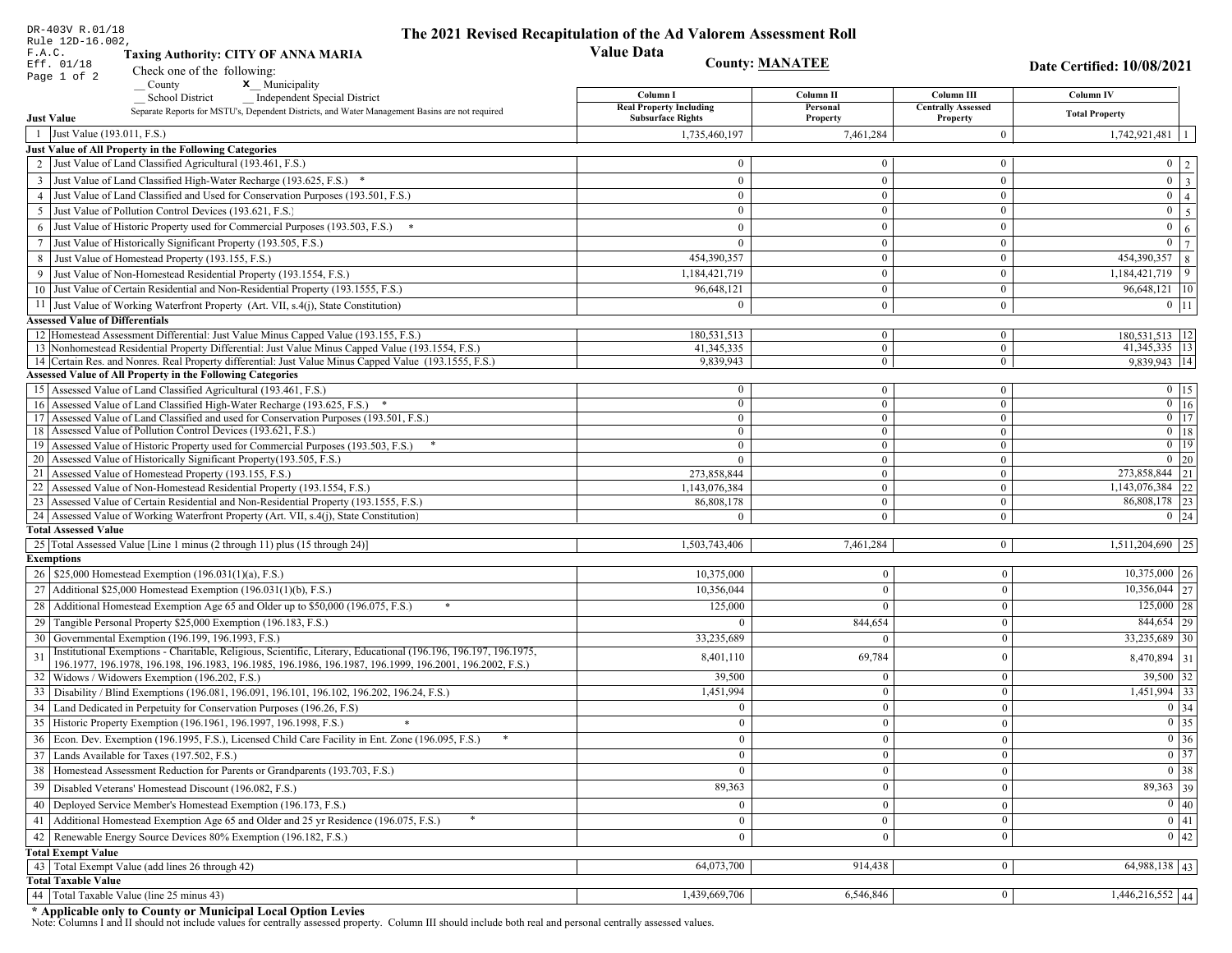DR-403V R.01/18
Rule 12D-16.002, F.A.C.
Eff. 01/18

# The 2021 Revised Recapitulation of the Ad Valorem Assessment Roll

## Value Data

**Taxing Authority: CITY OF ANNA MARIA**

**County: MANATEE**

**Date Certified: 10/08/2021**

Check one of the following:
__ County
X Municipality
__ School District
__ Independent Special District

Separate Reports for MSTU's, Dependent Districts, and Water Management Basins are not required

| | | Column I Real Property Including Subsurface Rights | Column II Personal Property | Column III Centrally Assessed Property | Column IV Total Property | |
|---|---|---|---|---|---|---|
| **Just Value** | | | | | | |
| 1 | Just Value (193.011, F.S.) | 1,735,460,197 | 7,461,284 | 0 | 1,742,921,481 | 1 |
| **Just Value of All Property in the Following Categories** | | | | | | |
| 2 | Just Value of Land Classified Agricultural (193.461, F.S.) | 0 | 0 | 0 | 0 | 2 |
| 3 | Just Value of Land Classified High-Water Recharge (193.625, F.S.) * | 0 | 0 | 0 | 0 | 3 |
| 4 | Just Value of Land Classified and Used for Conservation Purposes (193.501, F.S.) | 0 | 0 | 0 | 0 | 4 |
| 5 | Just Value of Pollution Control Devices (193.621, F.S.) | 0 | 0 | 0 | 0 | 5 |
| 6 | Just Value of Historic Property used for Commercial Purposes (193.503, F.S.) * | 0 | 0 | 0 | 0 | 6 |
| 7 | Just Value of Historically Significant Property (193.505, F.S.) | 0 | 0 | 0 | 0 | 7 |
| 8 | Just Value of Homestead Property (193.155, F.S.) | 454,390,357 | 0 | 0 | 454,390,357 | 8 |
| 9 | Just Value of Non-Homestead Residential Property (193.1554, F.S.) | 1,184,421,719 | 0 | 0 | 1,184,421,719 | 9 |
| 10 | Just Value of Certain Residential and Non-Residential Property (193.1555, F.S.) | 96,648,121 | 0 | 0 | 96,648,121 | 10 |
| 11 | Just Value of Working Waterfront Property (Art. VII, s.4(j), State Constitution) | 0 | 0 | 0 | 0 | 11 |
| **Assessed Value of Differentials** | | | | | | |
| 12 | Homestead Assessment Differential: Just Value Minus Capped Value (193.155, F.S.) | 180,531,513 | 0 | 0 | 180,531,513 | 12 |
| 13 | Nonhomestead Residential Property Differential: Just Value Minus Capped Value (193.1554, F.S.) | 41,345,335 | 0 | 0 | 41,345,335 | 13 |
| 14 | Certain Res. and Nonres. Real Property differential: Just Value Minus Capped Value (193.1555, F.S.) | 9,839,943 | 0 | 0 | 9,839,943 | 14 |
| **Assessed Value of All Property in the Following Categories** | | | | | | |
| 15 | Assessed Value of Land Classified Agricultural (193.461, F.S.) | 0 | 0 | 0 | 0 | 15 |
| 16 | Assessed Value of Land Classified High-Water Recharge (193.625, F.S.) * | 0 | 0 | 0 | 0 | 16 |
| 17 | Assessed Value of Land Classified and used for Conservation Purposes (193.501, F.S.) | 0 | 0 | 0 | 0 | 17 |
| 18 | Assessed Value of Pollution Control Devices (193.621, F.S.) | 0 | 0 | 0 | 0 | 18 |
| 19 | Assessed Value of Historic Property used for Commercial Purposes (193.503, F.S.) * | 0 | 0 | 0 | 0 | 19 |
| 20 | Assessed Value of Historically Significant Property(193.505, F.S.) | 0 | 0 | 0 | 0 | 20 |
| 21 | Assessed Value of Homestead Property (193.155, F.S.) | 273,858,844 | 0 | 0 | 273,858,844 | 21 |
| 22 | Assessed Value of Non-Homestead Residential Property (193.1554, F.S.) | 1,143,076,384 | 0 | 0 | 1,143,076,384 | 22 |
| 23 | Assessed Value of Certain Residential and Non-Residential Property (193.1555, F.S.) | 86,808,178 | 0 | 0 | 86,808,178 | 23 |
| 24 | Assessed Value of Working Waterfront Property (Art. VII, s.4(j), State Constitution) | 0 | 0 | 0 | 0 | 24 |
| **Total Assessed Value** | | | | | | |
| 25 | Total Assessed Value [Line 1 minus (2 through 11) plus (15 through 24)] | 1,503,743,406 | 7,461,284 | 0 | 1,511,204,690 | 25 |
| **Exemptions** | | | | | | |
| 26 | $25,000 Homestead Exemption (196.031(1)(a), F.S.) | 10,375,000 | 0 | 0 | 10,375,000 | 26 |
| 27 | Additional $25,000 Homestead Exemption (196.031(1)(b), F.S.) | 10,356,044 | 0 | 0 | 10,356,044 | 27 |
| 28 | Additional Homestead Exemption Age 65 and Older up to $50,000 (196.075, F.S.) * | 125,000 | 0 | 0 | 125,000 | 28 |
| 29 | Tangible Personal Property $25,000 Exemption (196.183, F.S.) | 0 | 844,654 | 0 | 844,654 | 29 |
| 30 | Governmental Exemption (196.199, 196.1993, F.S.) | 33,235,689 | 0 | 0 | 33,235,689 | 30 |
| 31 | Institutional Exemptions - Charitable, Religious, Scientific, Literary, Educational (196.196, 196.197, 196.1975, 196.1977, 196.1978, 196.198, 196.1983, 196.1985, 196.1986, 196.1987, 196.1999, 196.2001, 196.2002, F.S.) | 8,401,110 | 69,784 | 0 | 8,470,894 | 31 |
| 32 | Widows / Widowers Exemption (196.202, F.S.) | 39,500 | 0 | 0 | 39,500 | 32 |
| 33 | Disability / Blind Exemptions (196.081, 196.091, 196.101, 196.102, 196.202, 196.24, F.S.) | 1,451,994 | 0 | 0 | 1,451,994 | 33 |
| 34 | Land Dedicated in Perpetuity for Conservation Purposes (196.26, F.S) | 0 | 0 | 0 | 0 | 34 |
| 35 | Historic Property Exemption (196.1961, 196.1997, 196.1998, F.S.) * | 0 | 0 | 0 | 0 | 35 |
| 36 | Econ. Dev. Exemption (196.1995, F.S.), Licensed Child Care Facility in Ent. Zone (196.095, F.S.) * | 0 | 0 | 0 | 0 | 36 |
| 37 | Lands Available for Taxes (197.502, F.S.) | 0 | 0 | 0 | 0 | 37 |
| 38 | Homestead Assessment Reduction for Parents or Grandparents (193.703, F.S.) | 0 | 0 | 0 | 0 | 38 |
| 39 | Disabled Veterans' Homestead Discount (196.082, F.S.) | 89,363 | 0 | 0 | 89,363 | 39 |
| 40 | Deployed Service Member's Homestead Exemption (196.173, F.S.) | 0 | 0 | 0 | 0 | 40 |
| 41 | Additional Homestead Exemption Age 65 and Older and 25 yr Residence (196.075, F.S.) * | 0 | 0 | 0 | 0 | 41 |
| 42 | Renewable Energy Source Devices 80% Exemption (196.182, F.S.) | 0 | 0 | 0 | 0 | 42 |
| **Total Exempt Value** | | | | | | |
| 43 | Total Exempt Value (add lines 26 through 42) | 64,073,700 | 914,438 | 0 | 64,988,138 | 43 |
| **Total Taxable Value** | | | | | | |
| 44 | Total Taxable Value (line 25 minus 43) | 1,439,669,706 | 6,546,846 | 0 | 1,446,216,552 | 44 |

**\* Applicable only to County or Municipal Local Option Levies**

Note: Columns I and II should not include values for centrally assessed property. Column III should include both real and personal centrally assessed values.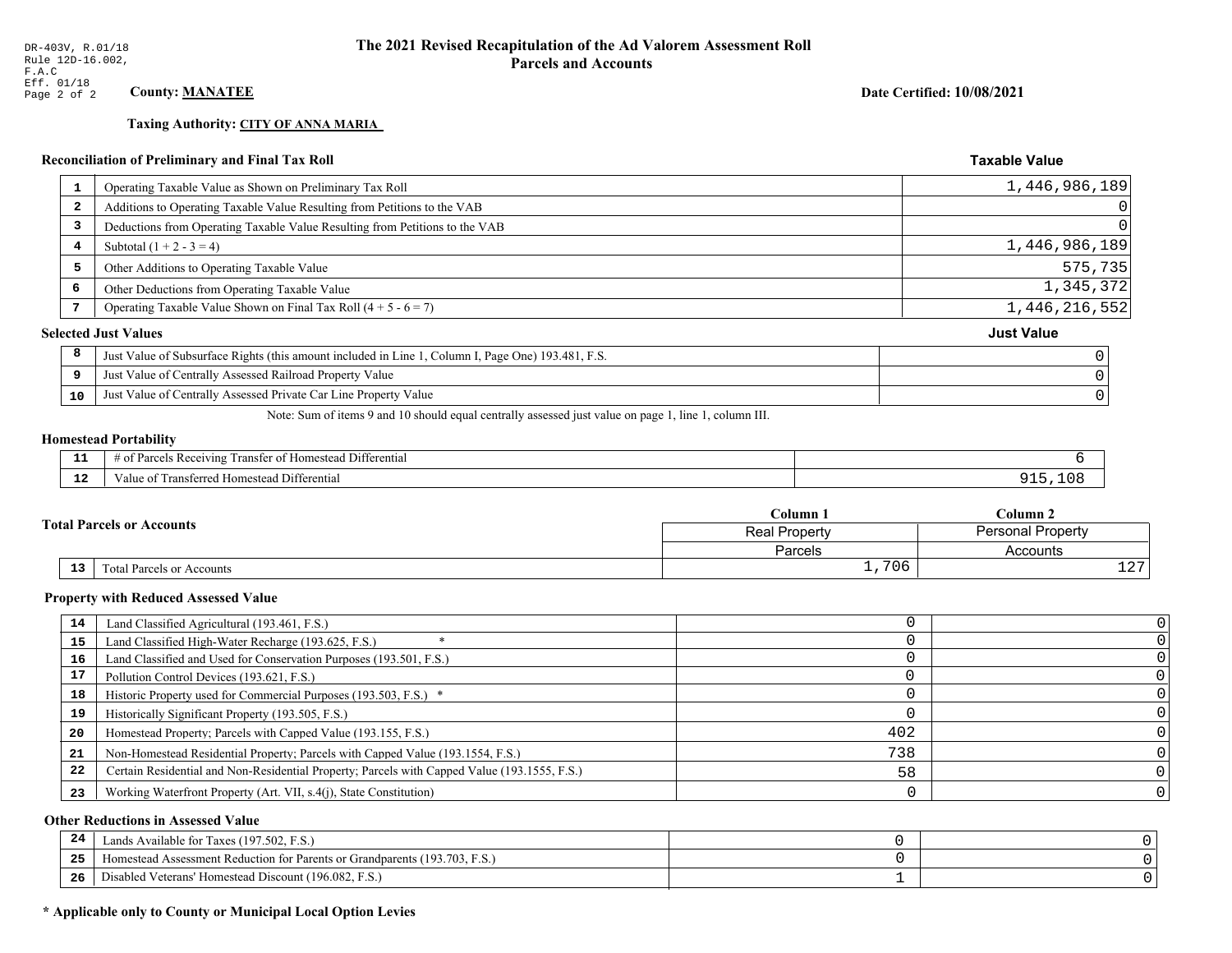DR-403V, R.01/18
Rule 12D-16.002, F.A.C
Eff. 01/18

# The 2021 Revised Recapitulation of the Ad Valorem Assessment Roll
## Parcels and Accounts

**County: MANATEE**

**Date Certified: 10/08/2021**

**Taxing Authority: CITY OF ANNA MARIA**

### Reconciliation of Preliminary and Final Tax Roll

| | | Taxable Value |
|---|---|---|
| 1 | Operating Taxable Value as Shown on Preliminary Tax Roll | 1,446,986,189 |
| 2 | Additions to Operating Taxable Value Resulting from Petitions to the VAB | 0 |
| 3 | Deductions from Operating Taxable Value Resulting from Petitions to the VAB | 0 |
| 4 | Subtotal (1 + 2 - 3 = 4) | 1,446,986,189 |
| 5 | Other Additions to Operating Taxable Value | 575,735 |
| 6 | Other Deductions from Operating Taxable Value | 1,345,372 |
| 7 | Operating Taxable Value Shown on Final Tax Roll (4 + 5 - 6 = 7) | 1,446,216,552 |

### Selected Just Values

| | | Just Value |
|---|---|---|
| 8 | Just Value of Subsurface Rights (this amount included in Line 1, Column I, Page One) 193.481, F.S. | 0 |
| 9 | Just Value of Centrally Assessed Railroad Property Value | 0 |
| 10 | Just Value of Centrally Assessed Private Car Line Property Value | 0 |

Note: Sum of items 9 and 10 should equal centrally assessed just value on page 1, line 1, column III.

### Homestead Portability

| | | |
|---|---|---|
| 11 | # of Parcels Receiving Transfer of Homestead Differential | 6 |
| 12 | Value of Transferred Homestead Differential | 915,108 |

### Total Parcels or Accounts

| | | Column 1 | Column 2 |
|---|---|---|---|
| | | Real Property | Personal Property |
| | | Parcels | Accounts |
| 13 | Total Parcels or Accounts | 1,706 | 127 |

### Property with Reduced Assessed Value

| | | Column 1 | Column 2 |
|---|---|---|---|
| 14 | Land Classified Agricultural (193.461, F.S.) | 0 | 0 |
| 15 | Land Classified High-Water Recharge (193.625, F.S.) * | 0 | 0 |
| 16 | Land Classified and Used for Conservation Purposes (193.501, F.S.) | 0 | 0 |
| 17 | Pollution Control Devices (193.621, F.S.) | 0 | 0 |
| 18 | Historic Property used for Commercial Purposes (193.503, F.S.) * | 0 | 0 |
| 19 | Historically Significant Property (193.505, F.S.) | 0 | 0 |
| 20 | Homestead Property; Parcels with Capped Value (193.155, F.S.) | 402 | 0 |
| 21 | Non-Homestead Residential Property; Parcels with Capped Value (193.1554, F.S.) | 738 | 0 |
| 22 | Certain Residential and Non-Residential Property; Parcels with Capped Value (193.1555, F.S.) | 58 | 0 |
| 23 | Working Waterfront Property (Art. VII, s.4(j), State Constitution) | 0 | 0 |

### Other Reductions in Assessed Value

| | | Column 1 | Column 2 |
|---|---|---|---|
| 24 | Lands Available for Taxes (197.502, F.S.) | 0 | 0 |
| 25 | Homestead Assessment Reduction for Parents or Grandparents (193.703, F.S.) | 0 | 0 |
| 26 | Disabled Veterans' Homestead Discount (196.082, F.S.) | 1 | 0 |

**\* Applicable only to County or Municipal Local Option Levies**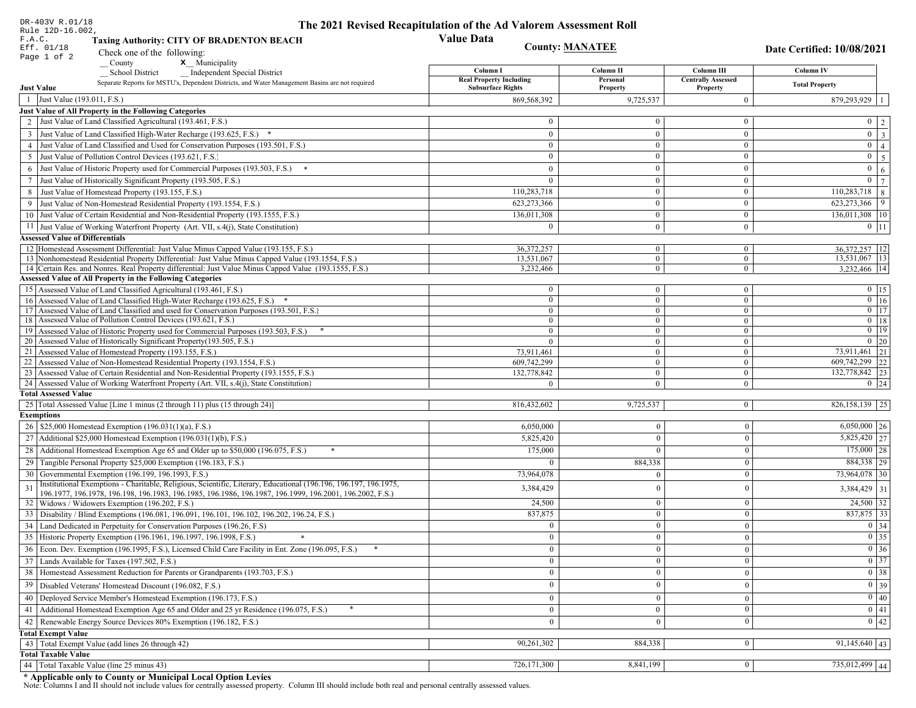DR-403V R.01/18
Rule 12D-16.002, F.A.C.
Eff. 01/18

# The 2021 Revised Recapitulation of the Ad Valorem Assessment Roll

## Value Data

**Taxing Authority: CITY OF BRADENTON BEACH**

**County: MANATEE**

**Date Certified: 10/08/2021**

Check one of the following:
__ County  X Municipality
__ School District  __ Independent Special District

Separate Reports for MSTU's, Dependent Districts, and Water Management Basins are not required

| | | Column I Real Property Including Subsurface Rights | Column II Personal Property | Column III Centrally Assessed Property | Column IV Total Property | |
|---|---|---|---|---|---|---|
| **Just Value** | | | | | | |
| 1 | Just Value (193.011, F.S.) | 869,568,392 | 9,725,537 | 0 | 879,293,929 | 1 |
| **Just Value of All Property in the Following Categories** | | | | | | |
| 2 | Just Value of Land Classified Agricultural (193.461, F.S.) | 0 | 0 | 0 | 0 | 2 |
| 3 | Just Value of Land Classified High-Water Recharge (193.625, F.S.) * | 0 | 0 | 0 | 0 | 3 |
| 4 | Just Value of Land Classified and Used for Conservation Purposes (193.501, F.S.) | 0 | 0 | 0 | 0 | 4 |
| 5 | Just Value of Pollution Control Devices (193.621, F.S.) | 0 | 0 | 0 | 0 | 5 |
| 6 | Just Value of Historic Property used for Commercial Purposes (193.503, F.S.) * | 0 | 0 | 0 | 0 | 6 |
| 7 | Just Value of Historically Significant Property (193.505, F.S.) | 0 | 0 | 0 | 0 | 7 |
| 8 | Just Value of Homestead Property (193.155, F.S.) | 110,283,718 | 0 | 0 | 110,283,718 | 8 |
| 9 | Just Value of Non-Homestead Residential Property (193.1554, F.S.) | 623,273,366 | 0 | 0 | 623,273,366 | 9 |
| 10 | Just Value of Certain Residential and Non-Residential Property (193.1555, F.S.) | 136,011,308 | 0 | 0 | 136,011,308 | 10 |
| 11 | Just Value of Working Waterfront Property (Art. VII, s.4(j), State Constitution) | 0 | 0 | 0 | 0 | 11 |
| **Assessed Value of Differentials** | | | | | | |
| 12 | Homestead Assessment Differential: Just Value Minus Capped Value (193.155, F.S.) | 36,372,257 | 0 | 0 | 36,372,257 | 12 |
| 13 | Nonhomestead Residential Property Differential: Just Value Minus Capped Value (193.1554, F.S.) | 13,531,067 | 0 | 0 | 13,531,067 | 13 |
| 14 | Certain Res. and Nonres. Real Property differential: Just Value Minus Capped Value (193.1555, F.S.) | 3,232,466 | 0 | 0 | 3,232,466 | 14 |
| **Assessed Value of All Property in the Following Categories** | | | | | | |
| 15 | Assessed Value of Land Classified Agricultural (193.461, F.S.) | 0 | 0 | 0 | 0 | 15 |
| 16 | Assessed Value of Land Classified High-Water Recharge (193.625, F.S.) * | 0 | 0 | 0 | 0 | 16 |
| 17 | Assessed Value of Land Classified and used for Conservation Purposes (193.501, F.S.) | 0 | 0 | 0 | 0 | 17 |
| 18 | Assessed Value of Pollution Control Devices (193.621, F.S.) | 0 | 0 | 0 | 0 | 18 |
| 19 | Assessed Value of Historic Property used for Commercial Purposes (193.503, F.S.) * | 0 | 0 | 0 | 0 | 19 |
| 20 | Assessed Value of Historically Significant Property(193.505, F.S.) | 0 | 0 | 0 | 0 | 20 |
| 21 | Assessed Value of Homestead Property (193.155, F.S.) | 73,911,461 | 0 | 0 | 73,911,461 | 21 |
| 22 | Assessed Value of Non-Homestead Residential Property (193.1554, F.S.) | 609,742,299 | 0 | 0 | 609,742,299 | 22 |
| 23 | Assessed Value of Certain Residential and Non-Residential Property (193.1555, F.S.) | 132,778,842 | 0 | 0 | 132,778,842 | 23 |
| 24 | Assessed Value of Working Waterfront Property (Art. VII, s.4(j), State Constitution) | 0 | 0 | 0 | 0 | 24 |
| **Total Assessed Value** | | | | | | |
| 25 | Total Assessed Value [Line 1 minus (2 through 11) plus (15 through 24)] | 816,432,602 | 9,725,537 | 0 | 826,158,139 | 25 |
| **Exemptions** | | | | | | |
| 26 | $25,000 Homestead Exemption (196.031(1)(a), F.S.) | 6,050,000 | 0 | 0 | 6,050,000 | 26 |
| 27 | Additional $25,000 Homestead Exemption (196.031(1)(b), F.S.) | 5,825,420 | 0 | 0 | 5,825,420 | 27 |
| 28 | Additional Homestead Exemption Age 65 and Older up to $50,000 (196.075, F.S.) * | 175,000 | 0 | 0 | 175,000 | 28 |
| 29 | Tangible Personal Property $25,000 Exemption (196.183, F.S.) | 0 | 884,338 | 0 | 884,338 | 29 |
| 30 | Governmental Exemption (196.199, 196.1993, F.S.) | 73,964,078 | 0 | 0 | 73,964,078 | 30 |
| 31 | Institutional Exemptions - Charitable, Religious, Scientific, Literary, Educational (196.196, 196.197, 196.1975, 196.1977, 196.1978, 196.198, 196.1983, 196.1985, 196.1986, 196.1987, 196.1999, 196.2001, 196.2002, F.S.) | 3,384,429 | 0 | 0 | 3,384,429 | 31 |
| 32 | Widows / Widowers Exemption (196.202, F.S.) | 24,500 | 0 | 0 | 24,500 | 32 |
| 33 | Disability / Blind Exemptions (196.081, 196.091, 196.101, 196.102, 196.202, 196.24, F.S.) | 837,875 | 0 | 0 | 837,875 | 33 |
| 34 | Land Dedicated in Perpetuity for Conservation Purposes (196.26, F.S) | 0 | 0 | 0 | 0 | 34 |
| 35 | Historic Property Exemption (196.1961, 196.1997, 196.1998, F.S.) * | 0 | 0 | 0 | 0 | 35 |
| 36 | Econ. Dev. Exemption (196.1995, F.S.), Licensed Child Care Facility in Ent. Zone (196.095, F.S.) * | 0 | 0 | 0 | 0 | 36 |
| 37 | Lands Available for Taxes (197.502, F.S.) | 0 | 0 | 0 | 0 | 37 |
| 38 | Homestead Assessment Reduction for Parents or Grandparents (193.703, F.S.) | 0 | 0 | 0 | 0 | 38 |
| 39 | Disabled Veterans' Homestead Discount (196.082, F.S.) | 0 | 0 | 0 | 0 | 39 |
| 40 | Deployed Service Member's Homestead Exemption (196.173, F.S.) | 0 | 0 | 0 | 0 | 40 |
| 41 | Additional Homestead Exemption Age 65 and Older and 25 yr Residence (196.075, F.S.) * | 0 | 0 | 0 | 0 | 41 |
| 42 | Renewable Energy Source Devices 80% Exemption (196.182, F.S.) | 0 | 0 | 0 | 0 | 42 |
| **Total Exempt Value** | | | | | | |
| 43 | Total Exempt Value (add lines 26 through 42) | 90,261,302 | 884,338 | 0 | 91,145,640 | 43 |
| **Total Taxable Value** | | | | | | |
| 44 | Total Taxable Value (line 25 minus 43) | 726,171,300 | 8,841,199 | 0 | 735,012,499 | 44 |

**\* Applicable only to County or Municipal Local Option Levies**

Note: Columns I and II should not include values for centrally assessed property. Column III should include both real and personal centrally assessed values.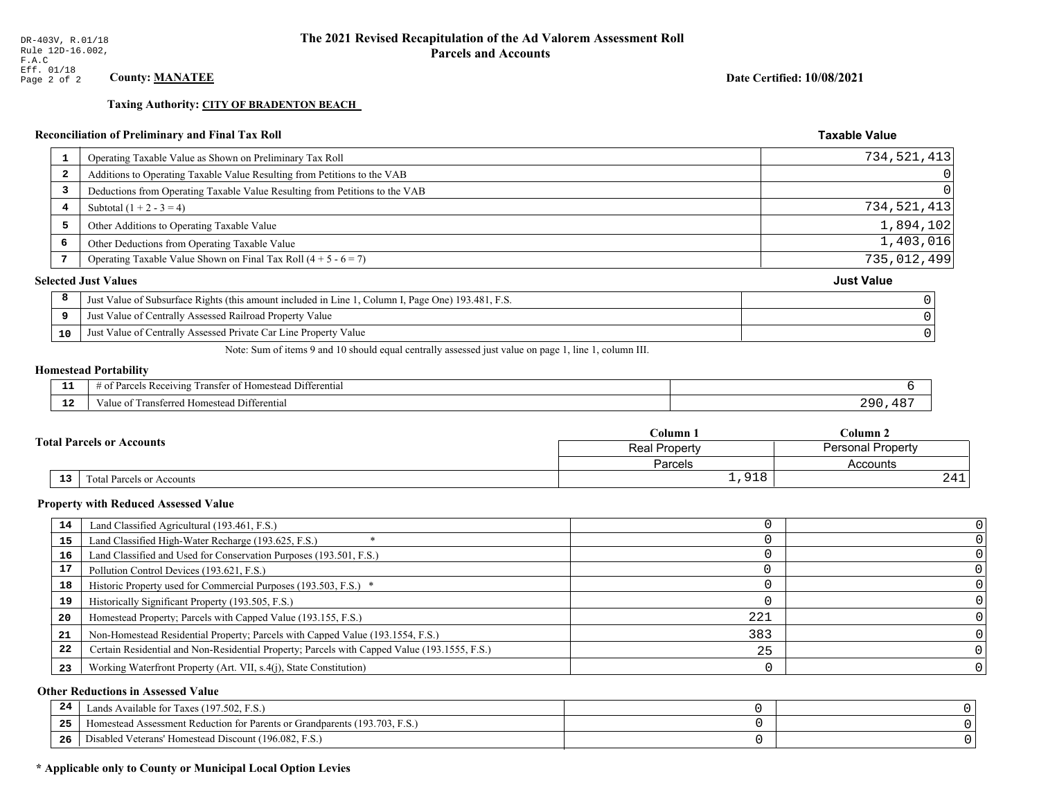DR-403V, R.01/18
Rule 12D-16.002, F.A.C
Eff. 01/18

# The 2021 Revised Recapitulation of the Ad Valorem Assessment Roll
## Parcels and Accounts

**County: MANATEE**

**Date Certified: 10/08/2021**

**Taxing Authority: CITY OF BRADENTON BEACH**

### Reconciliation of Preliminary and Final Tax Roll

| | | Taxable Value |
|---|---|---|
| 1 | Operating Taxable Value as Shown on Preliminary Tax Roll | 734,521,413 |
| 2 | Additions to Operating Taxable Value Resulting from Petitions to the VAB | 0 |
| 3 | Deductions from Operating Taxable Value Resulting from Petitions to the VAB | 0 |
| 4 | Subtotal (1 + 2 - 3 = 4) | 734,521,413 |
| 5 | Other Additions to Operating Taxable Value | 1,894,102 |
| 6 | Other Deductions from Operating Taxable Value | 1,403,016 |
| 7 | Operating Taxable Value Shown on Final Tax Roll (4 + 5 - 6 = 7) | 735,012,499 |

### Selected Just Values

| | | Just Value |
|---|---|---|
| 8 | Just Value of Subsurface Rights (this amount included in Line 1, Column I, Page One) 193.481, F.S. | 0 |
| 9 | Just Value of Centrally Assessed Railroad Property Value | 0 |
| 10 | Just Value of Centrally Assessed Private Car Line Property Value | 0 |

Note: Sum of items 9 and 10 should equal centrally assessed just value on page 1, line 1, column III.

### Homestead Portability

| | | |
|---|---|---|
| 11 | # of Parcels Receiving Transfer of Homestead Differential | 6 |
| 12 | Value of Transferred Homestead Differential | 290,487 |

### Total Parcels or Accounts

| | | Column 1 Real Property Parcels | Column 2 Personal Property Accounts |
|---|---|---|---|
| 13 | Total Parcels or Accounts | 1,918 | 241 |

### Property with Reduced Assessed Value

| | | Column 1 | Column 2 |
|---|---|---|---|
| 14 | Land Classified Agricultural (193.461, F.S.) | 0 | 0 |
| 15 | Land Classified High-Water Recharge (193.625, F.S.) * | 0 | 0 |
| 16 | Land Classified and Used for Conservation Purposes (193.501, F.S.) | 0 | 0 |
| 17 | Pollution Control Devices (193.621, F.S.) | 0 | 0 |
| 18 | Historic Property used for Commercial Purposes (193.503, F.S.) * | 0 | 0 |
| 19 | Historically Significant Property (193.505, F.S.) | 0 | 0 |
| 20 | Homestead Property; Parcels with Capped Value (193.155, F.S.) | 221 | 0 |
| 21 | Non-Homestead Residential Property; Parcels with Capped Value (193.1554, F.S.) | 383 | 0 |
| 22 | Certain Residential and Non-Residential Property; Parcels with Capped Value (193.1555, F.S.) | 25 | 0 |
| 23 | Working Waterfront Property (Art. VII, s.4(j), State Constitution) | 0 | 0 |

### Other Reductions in Assessed Value

| | | Column 1 | Column 2 |
|---|---|---|---|
| 24 | Lands Available for Taxes (197.502, F.S.) | 0 | 0 |
| 25 | Homestead Assessment Reduction for Parents or Grandparents (193.703, F.S.) | 0 | 0 |
| 26 | Disabled Veterans' Homestead Discount (196.082, F.S.) | 0 | 0 |

**\* Applicable only to County or Municipal Local Option Levies**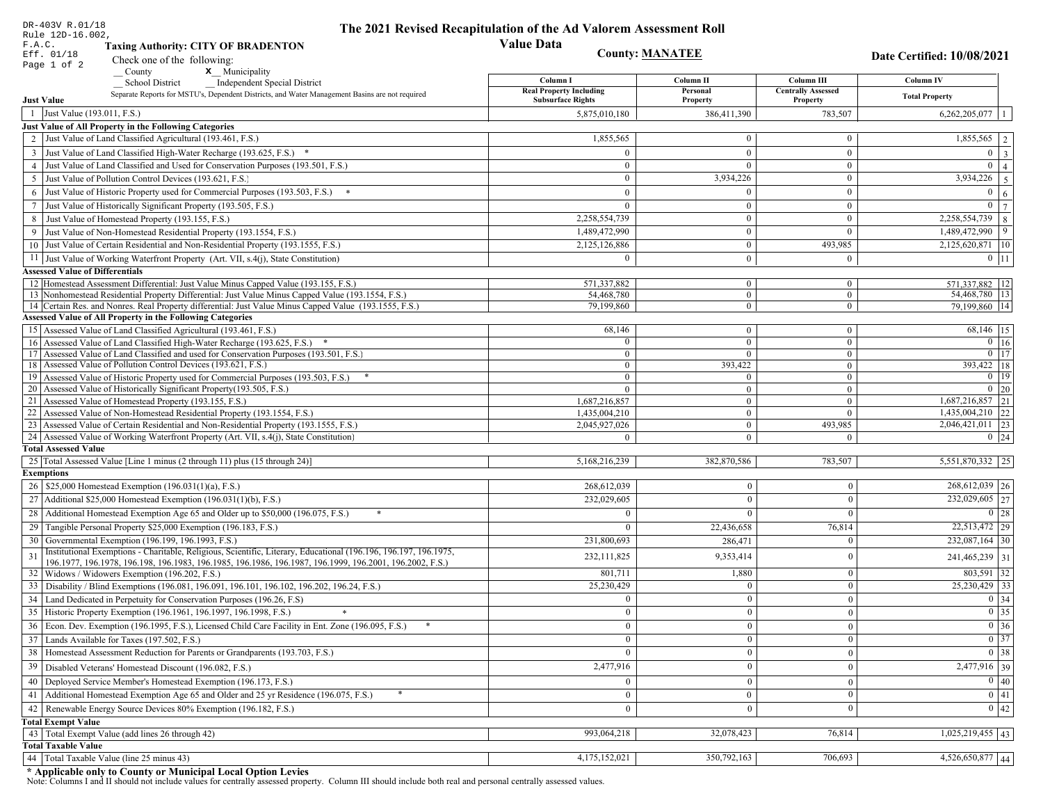DR-403V R.01/18
Rule 12D-16.002, F.A.C.
Eff. 01/18

# The 2021 Revised Recapitulation of the Ad Valorem Assessment Roll Value Data

**Taxing Authority: CITY OF BRADENTON**

**County: MANATEE**

**Date Certified: 10/08/2021**

Check one of the following:
__ County   **x** Municipality
__ School District   __ Independent Special District

Separate Reports for MSTU's, Dependent Districts, and Water Management Basins are not required

| | | Column I Real Property Including Subsurface Rights | Column II Personal Property | Column III Centrally Assessed Property | Column IV Total Property | |
|---|---|---|---|---|---|---|
| **Just Value** | | | | | | |
| 1 | Just Value (193.011, F.S.) | 5,875,010,180 | 386,411,390 | 783,507 | 6,262,205,077 | 1 |
| **Just Value of All Property in the Following Categories** | | | | | | |
| 2 | Just Value of Land Classified Agricultural (193.461, F.S.) | 1,855,565 | 0 | 0 | 1,855,565 | 2 |
| 3 | Just Value of Land Classified High-Water Recharge (193.625, F.S.) * | 0 | 0 | 0 | 0 | 3 |
| 4 | Just Value of Land Classified and Used for Conservation Purposes (193.501, F.S.) | 0 | 0 | 0 | 0 | 4 |
| 5 | Just Value of Pollution Control Devices (193.621, F.S.) | 0 | 3,934,226 | 0 | 3,934,226 | 5 |
| 6 | Just Value of Historic Property used for Commercial Purposes (193.503, F.S.) * | 0 | 0 | 0 | 0 | 6 |
| 7 | Just Value of Historically Significant Property (193.505, F.S.) | 0 | 0 | 0 | 0 | 7 |
| 8 | Just Value of Homestead Property (193.155, F.S.) | 2,258,554,739 | 0 | 0 | 2,258,554,739 | 8 |
| 9 | Just Value of Non-Homestead Residential Property (193.1554, F.S.) | 1,489,472,990 | 0 | 0 | 1,489,472,990 | 9 |
| 10 | Just Value of Certain Residential and Non-Residential Property (193.1555, F.S.) | 2,125,126,886 | 0 | 493,985 | 2,125,620,871 | 10 |
| 11 | Just Value of Working Waterfront Property (Art. VII, s.4(j), State Constitution) | 0 | 0 | 0 | 0 | 11 |
| **Assessed Value of Differentials** | | | | | | |
| 12 | Homestead Assessment Differential: Just Value Minus Capped Value (193.155, F.S.) | 571,337,882 | 0 | 0 | 571,337,882 | 12 |
| 13 | Nonhomestead Residential Property Differential: Just Value Minus Capped Value (193.1554, F.S.) | 54,468,780 | 0 | 0 | 54,468,780 | 13 |
| 14 | Certain Res. and Nonres. Real Property differential: Just Value Minus Capped Value (193.1555, F.S.) | 79,199,860 | 0 | 0 | 79,199,860 | 14 |
| **Assessed Value of All Property in the Following Categories** | | | | | | |
| 15 | Assessed Value of Land Classified Agricultural (193.461, F.S.) | 68,146 | 0 | 0 | 68,146 | 15 |
| 16 | Assessed Value of Land Classified High-Water Recharge (193.625, F.S.) * | 0 | 0 | 0 | 0 | 16 |
| 17 | Assessed Value of Land Classified and used for Conservation Purposes (193.501, F.S.) | 0 | 0 | 0 | 0 | 17 |
| 18 | Assessed Value of Pollution Control Devices (193.621, F.S.) | 0 | 393,422 | 0 | 393,422 | 18 |
| 19 | Assessed Value of Historic Property used for Commercial Purposes (193.503, F.S.) * | 0 | 0 | 0 | 0 | 19 |
| 20 | Assessed Value of Historically Significant Property(193.505, F.S.) | 0 | 0 | 0 | 0 | 20 |
| 21 | Assessed Value of Homestead Property (193.155, F.S.) | 1,687,216,857 | 0 | 0 | 1,687,216,857 | 21 |
| 22 | Assessed Value of Non-Homestead Residential Property (193.1554, F.S.) | 1,435,004,210 | 0 | 0 | 1,435,004,210 | 22 |
| 23 | Assessed Value of Certain Residential and Non-Residential Property (193.1555, F.S.) | 2,045,927,026 | 0 | 493,985 | 2,046,421,011 | 23 |
| 24 | Assessed Value of Working Waterfront Property (Art. VII, s.4(j), State Constitution) | 0 | 0 | 0 | 0 | 24 |
| **Total Assessed Value** | | | | | | |
| 25 | Total Assessed Value [Line 1 minus (2 through 11) plus (15 through 24)] | 5,168,216,239 | 382,870,586 | 783,507 | 5,551,870,332 | 25 |
| **Exemptions** | | | | | | |
| 26 | $25,000 Homestead Exemption (196.031(1)(a), F.S.) | 268,612,039 | 0 | 0 | 268,612,039 | 26 |
| 27 | Additional $25,000 Homestead Exemption (196.031(1)(b), F.S.) | 232,029,605 | 0 | 0 | 232,029,605 | 27 |
| 28 | Additional Homestead Exemption Age 65 and Older up to $50,000 (196.075, F.S.) * | 0 | 0 | 0 | 0 | 28 |
| 29 | Tangible Personal Property $25,000 Exemption (196.183, F.S.) | 0 | 22,436,658 | 76,814 | 22,513,472 | 29 |
| 30 | Governmental Exemption (196.199, 196.1993, F.S.) | 231,800,693 | 286,471 | 0 | 232,087,164 | 30 |
| 31 | Institutional Exemptions - Charitable, Religious, Scientific, Literary, Educational (196.196, 196.197, 196.1975, 196.1977, 196.1978, 196.198, 196.1983, 196.1985, 196.1986, 196.1987, 196.1999, 196.2001, 196.2002, F.S.) | 232,111,825 | 9,353,414 | 0 | 241,465,239 | 31 |
| 32 | Widows / Widowers Exemption (196.202, F.S.) | 801,711 | 1,880 | 0 | 803,591 | 32 |
| 33 | Disability / Blind Exemptions (196.081, 196.091, 196.101, 196.102, 196.202, 196.24, F.S.) | 25,230,429 | 0 | 0 | 25,230,429 | 33 |
| 34 | Land Dedicated in Perpetuity for Conservation Purposes (196.26, F.S) | 0 | 0 | 0 | 0 | 34 |
| 35 | Historic Property Exemption (196.1961, 196.1997, 196.1998, F.S.) * | 0 | 0 | 0 | 0 | 35 |
| 36 | Econ. Dev. Exemption (196.1995, F.S.), Licensed Child Care Facility in Ent. Zone (196.095, F.S.) * | 0 | 0 | 0 | 0 | 36 |
| 37 | Lands Available for Taxes (197.502, F.S.) | 0 | 0 | 0 | 0 | 37 |
| 38 | Homestead Assessment Reduction for Parents or Grandparents (193.703, F.S.) | 0 | 0 | 0 | 0 | 38 |
| 39 | Disabled Veterans' Homestead Discount (196.082, F.S.) | 2,477,916 | 0 | 0 | 2,477,916 | 39 |
| 40 | Deployed Service Member's Homestead Exemption (196.173, F.S.) | 0 | 0 | 0 | 0 | 40 |
| 41 | Additional Homestead Exemption Age 65 and Older and 25 yr Residence (196.075, F.S.) * | 0 | 0 | 0 | 0 | 41 |
| 42 | Renewable Energy Source Devices 80% Exemption (196.182, F.S.) | 0 | 0 | 0 | 0 | 42 |
| **Total Exempt Value** | | | | | | |
| 43 | Total Exempt Value (add lines 26 through 42) | 993,064,218 | 32,078,423 | 76,814 | 1,025,219,455 | 43 |
| **Total Taxable Value** | | | | | | |
| 44 | Total Taxable Value (line 25 minus 43) | 4,175,152,021 | 350,792,163 | 706,693 | 4,526,650,877 | 44 |

**\* Applicable only to County or Municipal Local Option Levies**

Note: Columns I and II should not include values for centrally assessed property. Column III should include both real and personal centrally assessed values.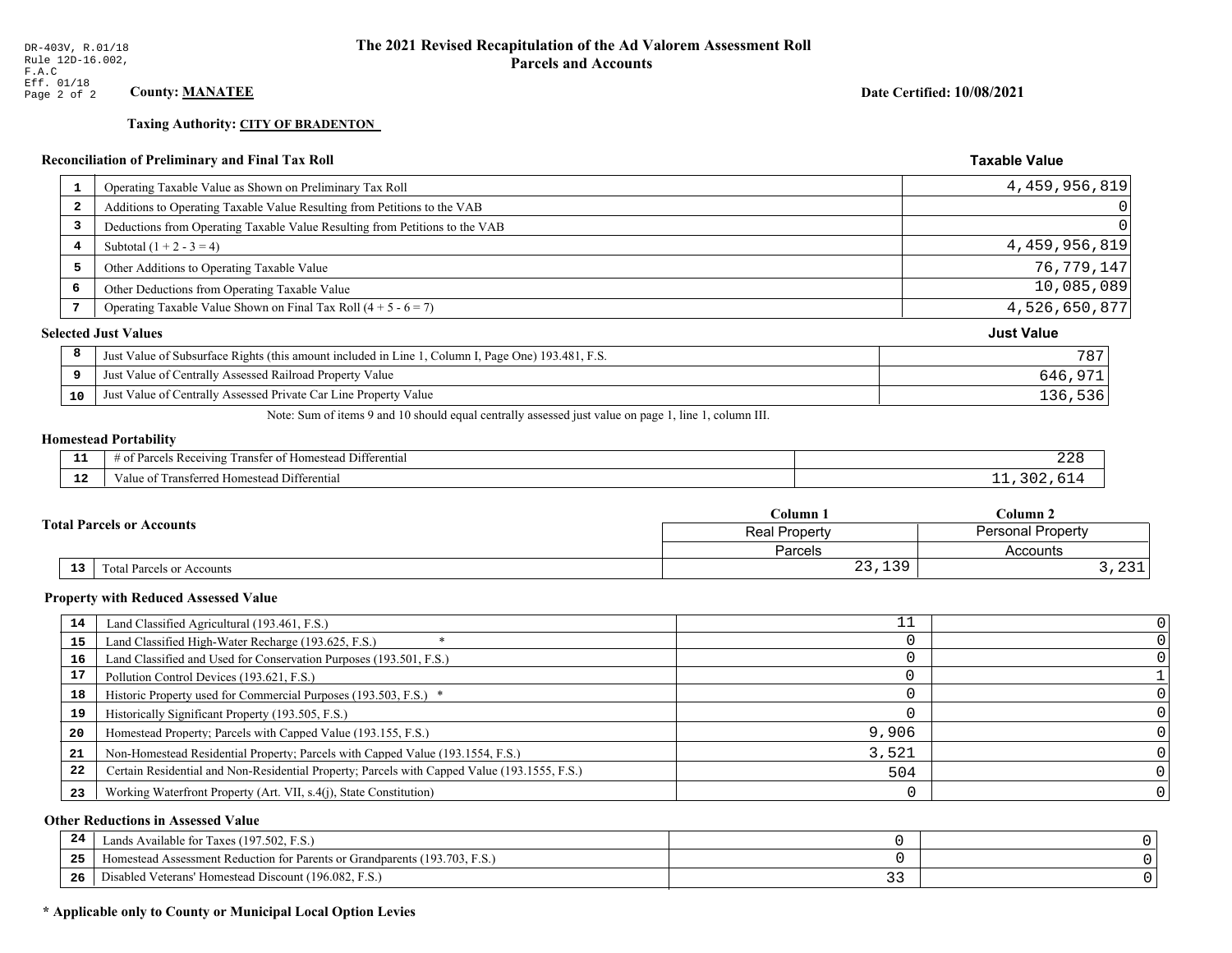DR-403V, R.01/18
Rule 12D-16.002, F.A.C
Eff. 01/18

# The 2021 Revised Recapitulation of the Ad Valorem Assessment Roll
## Parcels and Accounts

**County: MANATEE**

**Date Certified: 10/08/2021**

**Taxing Authority: CITY OF BRADENTON**

### Reconciliation of Preliminary and Final Tax Roll

| | | Taxable Value |
|---|---|---|
| 1 | Operating Taxable Value as Shown on Preliminary Tax Roll | 4,459,956,819 |
| 2 | Additions to Operating Taxable Value Resulting from Petitions to the VAB | 0 |
| 3 | Deductions from Operating Taxable Value Resulting from Petitions to the VAB | 0 |
| 4 | Subtotal (1 + 2 - 3 = 4) | 4,459,956,819 |
| 5 | Other Additions to Operating Taxable Value | 76,779,147 |
| 6 | Other Deductions from Operating Taxable Value | 10,085,089 |
| 7 | Operating Taxable Value Shown on Final Tax Roll (4 + 5 - 6 = 7) | 4,526,650,877 |

### Selected Just Values

| | | Just Value |
|---|---|---|
| 8 | Just Value of Subsurface Rights (this amount included in Line 1, Column I, Page One) 193.481, F.S. | 787 |
| 9 | Just Value of Centrally Assessed Railroad Property Value | 646,971 |
| 10 | Just Value of Centrally Assessed Private Car Line Property Value | 136,536 |

Note: Sum of items 9 and 10 should equal centrally assessed just value on page 1, line 1, column III.

### Homestead Portability

| | | |
|---|---|---|
| 11 | # of Parcels Receiving Transfer of Homestead Differential | 228 |
| 12 | Value of Transferred Homestead Differential | 11,302,614 |

### Total Parcels or Accounts

| | | Column 1 | Column 2 |
|---|---|---|---|
| | | Real Property | Personal Property |
| | | Parcels | Accounts |
| 13 | Total Parcels or Accounts | 23,139 | 3,231 |

### Property with Reduced Assessed Value

| | | Column 1 | Column 2 |
|---|---|---|---|
| 14 | Land Classified Agricultural (193.461, F.S.) | 11 | 0 |
| 15 | Land Classified High-Water Recharge (193.625, F.S.) * | 0 | 0 |
| 16 | Land Classified and Used for Conservation Purposes (193.501, F.S.) | 0 | 0 |
| 17 | Pollution Control Devices (193.621, F.S.) | 0 | 1 |
| 18 | Historic Property used for Commercial Purposes (193.503, F.S.) * | 0 | 0 |
| 19 | Historically Significant Property (193.505, F.S.) | 0 | 0 |
| 20 | Homestead Property; Parcels with Capped Value (193.155, F.S.) | 9,906 | 0 |
| 21 | Non-Homestead Residential Property; Parcels with Capped Value (193.1554, F.S.) | 3,521 | 0 |
| 22 | Certain Residential and Non-Residential Property; Parcels with Capped Value (193.1555, F.S.) | 504 | 0 |
| 23 | Working Waterfront Property (Art. VII, s.4(j), State Constitution) | 0 | 0 |

### Other Reductions in Assessed Value

| | | Column 1 | Column 2 |
|---|---|---|---|
| 24 | Lands Available for Taxes (197.502, F.S.) | 0 | 0 |
| 25 | Homestead Assessment Reduction for Parents or Grandparents (193.703, F.S.) | 0 | 0 |
| 26 | Disabled Veterans' Homestead Discount (196.082, F.S.) | 33 | 0 |

**\* Applicable only to County or Municipal Local Option Levies**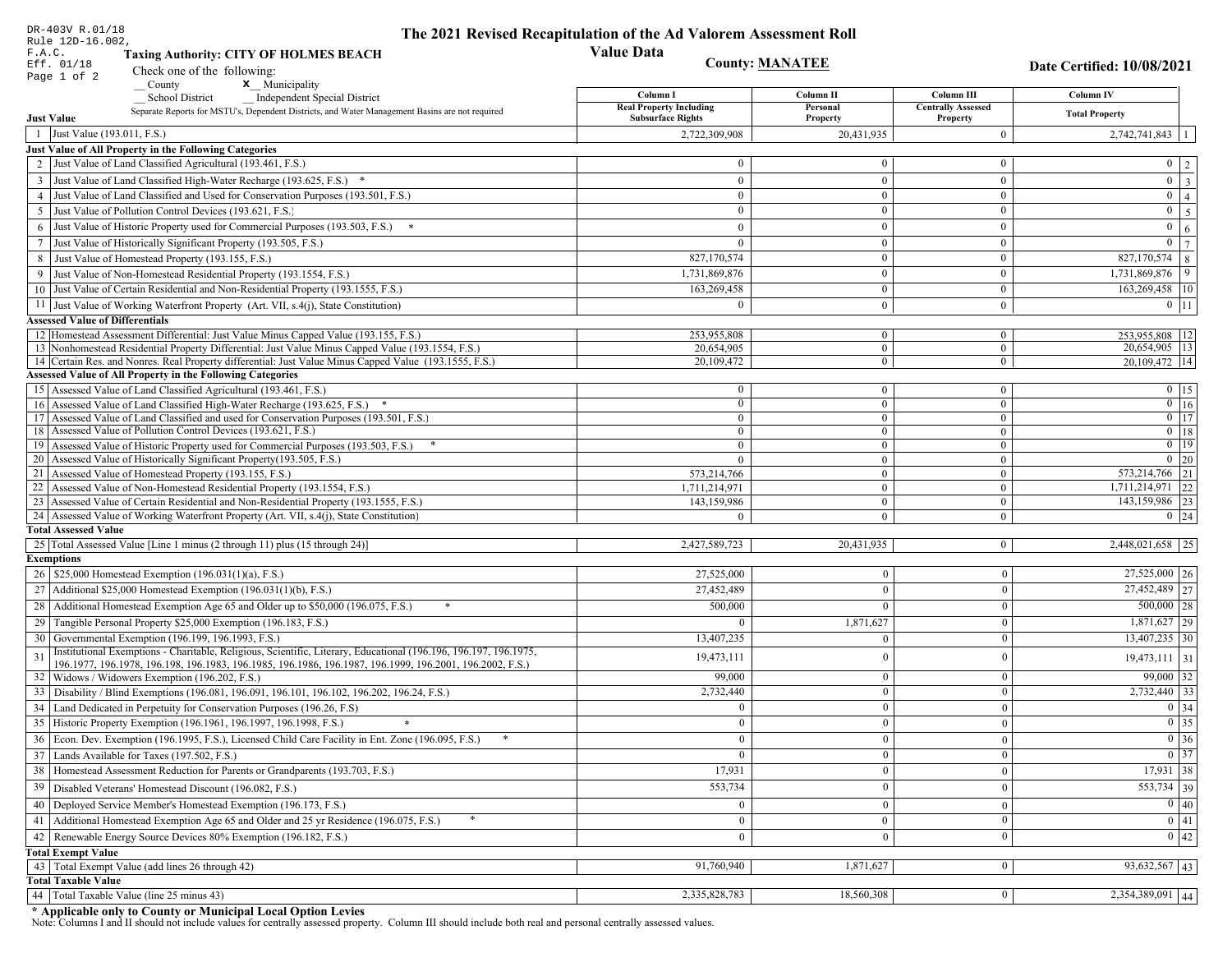DR-403V R.01/18
Rule 12D-16.002, F.A.C.
Eff. 01/18

# The 2021 Revised Recapitulation of the Ad Valorem Assessment Roll
## Value Data

**Taxing Authority: CITY OF HOLMES BEACH**

**County: MANATEE**

**Date Certified: 10/08/2021**

Check one of the following:
__ County    X__ Municipality
__ School District    __ Independent Special District

Separate Reports for MSTU's, Dependent Districts, and Water Management Basins are not required

| | Description | Column I Real Property Including Subsurface Rights | Column II Personal Property | Column III Centrally Assessed Property | Column IV Total Property | |
|---|---|---|---|---|---|---|
| **Just Value** | | | | | | |
| 1 | Just Value (193.011, F.S.) | 2,722,309,908 | 20,431,935 | 0 | 2,742,741,843 | 1 |
| **Just Value of All Property in the Following Categories** | | | | | | |
| 2 | Just Value of Land Classified Agricultural (193.461, F.S.) | 0 | 0 | 0 | 0 | 2 |
| 3 | Just Value of Land Classified High-Water Recharge (193.625, F.S.) * | 0 | 0 | 0 | 0 | 3 |
| 4 | Just Value of Land Classified and Used for Conservation Purposes (193.501, F.S.) | 0 | 0 | 0 | 0 | 4 |
| 5 | Just Value of Pollution Control Devices (193.621, F.S.) | 0 | 0 | 0 | 0 | 5 |
| 6 | Just Value of Historic Property used for Commercial Purposes (193.503, F.S.) * | 0 | 0 | 0 | 0 | 6 |
| 7 | Just Value of Historically Significant Property (193.505, F.S.) | 0 | 0 | 0 | 0 | 7 |
| 8 | Just Value of Homestead Property (193.155, F.S.) | 827,170,574 | 0 | 0 | 827,170,574 | 8 |
| 9 | Just Value of Non-Homestead Residential Property (193.1554, F.S.) | 1,731,869,876 | 0 | 0 | 1,731,869,876 | 9 |
| 10 | Just Value of Certain Residential and Non-Residential Property (193.1555, F.S.) | 163,269,458 | 0 | 0 | 163,269,458 | 10 |
| 11 | Just Value of Working Waterfront Property (Art. VII, s.4(j), State Constitution) | 0 | 0 | 0 | 0 | 11 |
| **Assessed Value of Differentials** | | | | | | |
| 12 | Homestead Assessment Differential: Just Value Minus Capped Value (193.155, F.S.) | 253,955,808 | 0 | 0 | 253,955,808 | 12 |
| 13 | Nonhomestead Residential Property Differential: Just Value Minus Capped Value (193.1554, F.S.) | 20,654,905 | 0 | 0 | 20,654,905 | 13 |
| 14 | Certain Res. and Nonres. Real Property differential: Just Value Minus Capped Value (193.1555, F.S.) | 20,109,472 | 0 | 0 | 20,109,472 | 14 |
| **Assessed Value of All Property in the Following Categories** | | | | | | |
| 15 | Assessed Value of Land Classified Agricultural (193.461, F.S.) | 0 | 0 | 0 | 0 | 15 |
| 16 | Assessed Value of Land Classified High-Water Recharge (193.625, F.S.) * | 0 | 0 | 0 | 0 | 16 |
| 17 | Assessed Value of Land Classified and used for Conservation Purposes (193.501, F.S.) | 0 | 0 | 0 | 0 | 17 |
| 18 | Assessed Value of Pollution Control Devices (193.621, F.S.) | 0 | 0 | 0 | 0 | 18 |
| 19 | Assessed Value of Historic Property used for Commercial Purposes (193.503, F.S.) * | 0 | 0 | 0 | 0 | 19 |
| 20 | Assessed Value of Historically Significant Property(193.505, F.S.) | 0 | 0 | 0 | 0 | 20 |
| 21 | Assessed Value of Homestead Property (193.155, F.S.) | 573,214,766 | 0 | 0 | 573,214,766 | 21 |
| 22 | Assessed Value of Non-Homestead Residential Property (193.1554, F.S.) | 1,711,214,971 | 0 | 0 | 1,711,214,971 | 22 |
| 23 | Assessed Value of Certain Residential and Non-Residential Property (193.1555, F.S.) | 143,159,986 | 0 | 0 | 143,159,986 | 23 |
| 24 | Assessed Value of Working Waterfront Property (Art. VII, s.4(j), State Constitution) | 0 | 0 | 0 | 0 | 24 |
| **Total Assessed Value** | | | | | | |
| 25 | Total Assessed Value [Line 1 minus (2 through 11) plus (15 through 24)] | 2,427,589,723 | 20,431,935 | 0 | 2,448,021,658 | 25 |
| **Exemptions** | | | | | | |
| 26 | $25,000 Homestead Exemption (196.031(1)(a), F.S.) | 27,525,000 | 0 | 0 | 27,525,000 | 26 |
| 27 | Additional $25,000 Homestead Exemption (196.031(1)(b), F.S.) | 27,452,489 | 0 | 0 | 27,452,489 | 27 |
| 28 | Additional Homestead Exemption Age 65 and Older up to $50,000 (196.075, F.S.) * | 500,000 | 0 | 0 | 500,000 | 28 |
| 29 | Tangible Personal Property $25,000 Exemption (196.183, F.S.) | 0 | 1,871,627 | 0 | 1,871,627 | 29 |
| 30 | Governmental Exemption (196.199, 196.1993, F.S.) | 13,407,235 | 0 | 0 | 13,407,235 | 30 |
| 31 | Institutional Exemptions - Charitable, Religious, Scientific, Literary, Educational (196.196, 196.197, 196.1975, 196.1977, 196.1978, 196.198, 196.1983, 196.1985, 196.1986, 196.1987, 196.1999, 196.2001, 196.2002, F.S.) | 19,473,111 | 0 | 0 | 19,473,111 | 31 |
| 32 | Widows / Widowers Exemption (196.202, F.S.) | 99,000 | 0 | 0 | 99,000 | 32 |
| 33 | Disability / Blind Exemptions (196.081, 196.091, 196.101, 196.102, 196.202, 196.24, F.S.) | 2,732,440 | 0 | 0 | 2,732,440 | 33 |
| 34 | Land Dedicated in Perpetuity for Conservation Purposes (196.26, F.S) | 0 | 0 | 0 | 0 | 34 |
| 35 | Historic Property Exemption (196.1961, 196.1997, 196.1998, F.S.) * | 0 | 0 | 0 | 0 | 35 |
| 36 | Econ. Dev. Exemption (196.1995, F.S.), Licensed Child Care Facility in Ent. Zone (196.095, F.S.) * | 0 | 0 | 0 | 0 | 36 |
| 37 | Lands Available for Taxes (197.502, F.S.) | 0 | 0 | 0 | 0 | 37 |
| 38 | Homestead Assessment Reduction for Parents or Grandparents (193.703, F.S.) | 17,931 | 0 | 0 | 17,931 | 38 |
| 39 | Disabled Veterans' Homestead Discount (196.082, F.S.) | 553,734 | 0 | 0 | 553,734 | 39 |
| 40 | Deployed Service Member's Homestead Exemption (196.173, F.S.) | 0 | 0 | 0 | 0 | 40 |
| 41 | Additional Homestead Exemption Age 65 and Older and 25 yr Residence (196.075, F.S.) * | 0 | 0 | 0 | 0 | 41 |
| 42 | Renewable Energy Source Devices 80% Exemption (196.182, F.S.) | 0 | 0 | 0 | 0 | 42 |
| **Total Exempt Value** | | | | | | |
| 43 | Total Exempt Value (add lines 26 through 42) | 91,760,940 | 1,871,627 | 0 | 93,632,567 | 43 |
| **Total Taxable Value** | | | | | | |
| 44 | Total Taxable Value (line 25 minus 43) | 2,335,828,783 | 18,560,308 | 0 | 2,354,389,091 | 44 |

**\* Applicable only to County or Municipal Local Option Levies**

Note: Columns I and II should not include values for centrally assessed property. Column III should include both real and personal centrally assessed values.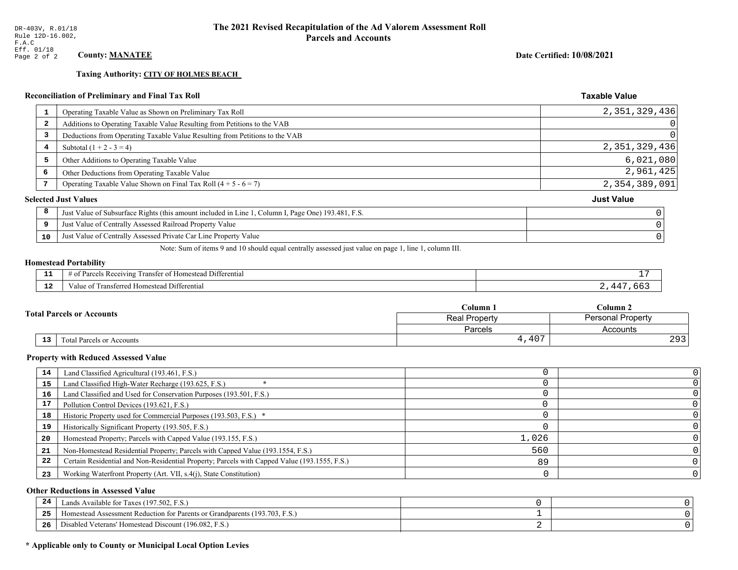DR-403V, R.01/18
Rule 12D-16.002, F.A.C
Eff. 01/18
Page 2 of 2

# The 2021 Revised Recapitulation of the Ad Valorem Assessment Roll
## Parcels and Accounts

**County: MANATEE**

**Date Certified: 10/08/2021**

**Taxing Authority: CITY OF HOLMES BEACH**

### Reconciliation of Preliminary and Final Tax Roll

| # | Description | Taxable Value |
|---|---|---|
| 1 | Operating Taxable Value as Shown on Preliminary Tax Roll | 2,351,329,436 |
| 2 | Additions to Operating Taxable Value Resulting from Petitions to the VAB | 0 |
| 3 | Deductions from Operating Taxable Value Resulting from Petitions to the VAB | 0 |
| 4 | Subtotal (1 + 2 - 3 = 4) | 2,351,329,436 |
| 5 | Other Additions to Operating Taxable Value | 6,021,080 |
| 6 | Other Deductions from Operating Taxable Value | 2,961,425 |
| 7 | Operating Taxable Value Shown on Final Tax Roll (4 + 5 - 6 = 7) | 2,354,389,091 |

### Selected Just Values

| # | Description | Just Value |
|---|---|---|
| 8 | Just Value of Subsurface Rights (this amount included in Line 1, Column I, Page One) 193.481, F.S. | 0 |
| 9 | Just Value of Centrally Assessed Railroad Property Value | 0 |
| 10 | Just Value of Centrally Assessed Private Car Line Property Value | 0 |

Note: Sum of items 9 and 10 should equal centrally assessed just value on page 1, line 1, column III.

### Homestead Portability

| # | Description | Value |
|---|---|---|
| 11 | # of Parcels Receiving Transfer of Homestead Differential | 17 |
| 12 | Value of Transferred Homestead Differential | 2,447,663 |

### Total Parcels or Accounts

| # | Description | Column 1 Real Property Parcels | Column 2 Personal Property Accounts |
|---|---|---|---|
| 13 | Total Parcels or Accounts | 4,407 | 293 |

### Property with Reduced Assessed Value

| # | Description | Column 1 | Column 2 |
|---|---|---|---|
| 14 | Land Classified Agricultural (193.461, F.S.) | 0 | 0 |
| 15 | Land Classified High-Water Recharge (193.625, F.S.) * | 0 | 0 |
| 16 | Land Classified and Used for Conservation Purposes (193.501, F.S.) | 0 | 0 |
| 17 | Pollution Control Devices (193.621, F.S.) | 0 | 0 |
| 18 | Historic Property used for Commercial Purposes (193.503, F.S.) * | 0 | 0 |
| 19 | Historically Significant Property (193.505, F.S.) | 0 | 0 |
| 20 | Homestead Property; Parcels with Capped Value (193.155, F.S.) | 1,026 | 0 |
| 21 | Non-Homestead Residential Property; Parcels with Capped Value (193.1554, F.S.) | 560 | 0 |
| 22 | Certain Residential and Non-Residential Property; Parcels with Capped Value (193.1555, F.S.) | 89 | 0 |
| 23 | Working Waterfront Property (Art. VII, s.4(j), State Constitution) | 0 | 0 |

### Other Reductions in Assessed Value

| # | Description | Column 1 | Column 2 |
|---|---|---|---|
| 24 | Lands Available for Taxes (197.502, F.S.) | 0 | 0 |
| 25 | Homestead Assessment Reduction for Parents or Grandparents (193.703, F.S.) | 1 | 0 |
| 26 | Disabled Veterans' Homestead Discount (196.082, F.S.) | 2 | 0 |

**\* Applicable only to County or Municipal Local Option Levies**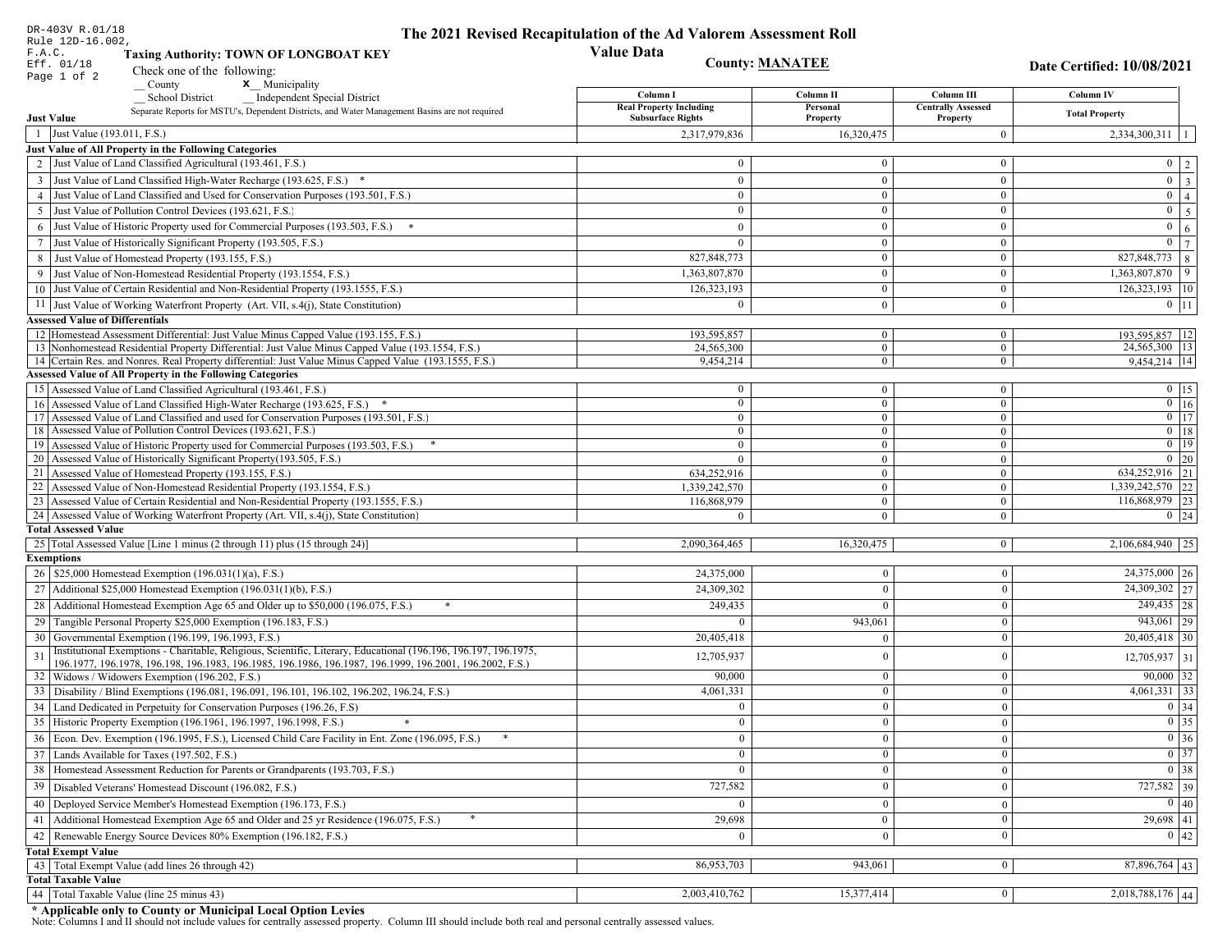DR-403V R.01/18
Rule 12D-16.002, F.A.C.
Eff. 01/18

# The 2021 Revised Recapitulation of the Ad Valorem Assessment Roll

## Value Data

**Taxing Authority: TOWN OF LONGBOAT KEY**

**County: MANATEE**

**Date Certified: 10/08/2021**

Check one of the following:
__ County
X Municipality
__ School District
__ Independent Special District

Separate Reports for MSTU's, Dependent Districts, and Water Management Basins are not required

| Line | Description | Column I Real Property Including Subsurface Rights | Column II Personal Property | Column III Centrally Assessed Property | Column IV Total Property | Line |
|---|---|---|---|---|---|---|
| **Just Value** | | | | | | |
| 1 | Just Value (193.011, F.S.) | 2,317,979,836 | 16,320,475 | 0 | 2,334,300,311 | 1 |
| **Just Value of All Property in the Following Categories** | | | | | | |
| 2 | Just Value of Land Classified Agricultural (193.461, F.S.) | 0 | 0 | 0 | 0 | 2 |
| 3 | Just Value of Land Classified High-Water Recharge (193.625, F.S.) * | 0 | 0 | 0 | 0 | 3 |
| 4 | Just Value of Land Classified and Used for Conservation Purposes (193.501, F.S.) | 0 | 0 | 0 | 0 | 4 |
| 5 | Just Value of Pollution Control Devices (193.621, F.S.) | 0 | 0 | 0 | 0 | 5 |
| 6 | Just Value of Historic Property used for Commercial Purposes (193.503, F.S.) * | 0 | 0 | 0 | 0 | 6 |
| 7 | Just Value of Historically Significant Property (193.505, F.S.) | 0 | 0 | 0 | 0 | 7 |
| 8 | Just Value of Homestead Property (193.155, F.S.) | 827,848,773 | 0 | 0 | 827,848,773 | 8 |
| 9 | Just Value of Non-Homestead Residential Property (193.1554, F.S.) | 1,363,807,870 | 0 | 0 | 1,363,807,870 | 9 |
| 10 | Just Value of Certain Residential and Non-Residential Property (193.1555, F.S.) | 126,323,193 | 0 | 0 | 126,323,193 | 10 |
| 11 | Just Value of Working Waterfront Property (Art. VII, s.4(j), State Constitution) | 0 | 0 | 0 | 0 | 11 |
| **Assessed Value of Differentials** | | | | | | |
| 12 | Homestead Assessment Differential: Just Value Minus Capped Value (193.155, F.S.) | 193,595,857 | 0 | 0 | 193,595,857 | 12 |
| 13 | Nonhomestead Residential Property Differential: Just Value Minus Capped Value (193.1554, F.S.) | 24,565,300 | 0 | 0 | 24,565,300 | 13 |
| 14 | Certain Res. and Nonres. Real Property differential: Just Value Minus Capped Value (193.1555, F.S.) | 9,454,214 | 0 | 0 | 9,454,214 | 14 |
| **Assessed Value of All Property in the Following Categories** | | | | | | |
| 15 | Assessed Value of Land Classified Agricultural (193.461, F.S.) | 0 | 0 | 0 | 0 | 15 |
| 16 | Assessed Value of Land Classified High-Water Recharge (193.625, F.S.) * | 0 | 0 | 0 | 0 | 16 |
| 17 | Assessed Value of Land Classified and used for Conservation Purposes (193.501, F.S.) | 0 | 0 | 0 | 0 | 17 |
| 18 | Assessed Value of Pollution Control Devices (193.621, F.S.) | 0 | 0 | 0 | 0 | 18 |
| 19 | Assessed Value of Historic Property used for Commercial Purposes (193.503, F.S.) * | 0 | 0 | 0 | 0 | 19 |
| 20 | Assessed Value of Historically Significant Property(193.505, F.S.) | 0 | 0 | 0 | 0 | 20 |
| 21 | Assessed Value of Homestead Property (193.155, F.S.) | 634,252,916 | 0 | 0 | 634,252,916 | 21 |
| 22 | Assessed Value of Non-Homestead Residential Property (193.1554, F.S.) | 1,339,242,570 | 0 | 0 | 1,339,242,570 | 22 |
| 23 | Assessed Value of Certain Residential and Non-Residential Property (193.1555, F.S.) | 116,868,979 | 0 | 0 | 116,868,979 | 23 |
| 24 | Assessed Value of Working Waterfront Property (Art. VII, s.4(j), State Constitution) | 0 | 0 | 0 | 0 | 24 |
| **Total Assessed Value** | | | | | | |
| 25 | Total Assessed Value [Line 1 minus (2 through 11) plus (15 through 24)] | 2,090,364,465 | 16,320,475 | 0 | 2,106,684,940 | 25 |
| **Exemptions** | | | | | | |
| 26 | $25,000 Homestead Exemption (196.031(1)(a), F.S.) | 24,375,000 | 0 | 0 | 24,375,000 | 26 |
| 27 | Additional $25,000 Homestead Exemption (196.031(1)(b), F.S.) | 24,309,302 | 0 | 0 | 24,309,302 | 27 |
| 28 | Additional Homestead Exemption Age 65 and Older up to $50,000 (196.075, F.S.) * | 249,435 | 0 | 0 | 249,435 | 28 |
| 29 | Tangible Personal Property $25,000 Exemption (196.183, F.S.) | 0 | 943,061 | 0 | 943,061 | 29 |
| 30 | Governmental Exemption (196.199, 196.1993, F.S.) | 20,405,418 | 0 | 0 | 20,405,418 | 30 |
| 31 | Institutional Exemptions - Charitable, Religious, Scientific, Literary, Educational (196.196, 196.197, 196.1975, 196.1977, 196.1978, 196.198, 196.1983, 196.1985, 196.1986, 196.1987, 196.1999, 196.2001, 196.2002, F.S.) | 12,705,937 | 0 | 0 | 12,705,937 | 31 |
| 32 | Widows / Widowers Exemption (196.202, F.S.) | 90,000 | 0 | 0 | 90,000 | 32 |
| 33 | Disability / Blind Exemptions (196.081, 196.091, 196.101, 196.102, 196.202, 196.24, F.S.) | 4,061,331 | 0 | 0 | 4,061,331 | 33 |
| 34 | Land Dedicated in Perpetuity for Conservation Purposes (196.26, F.S) | 0 | 0 | 0 | 0 | 34 |
| 35 | Historic Property Exemption (196.1961, 196.1997, 196.1998, F.S.) * | 0 | 0 | 0 | 0 | 35 |
| 36 | Econ. Dev. Exemption (196.1995, F.S.), Licensed Child Care Facility in Ent. Zone (196.095, F.S.) * | 0 | 0 | 0 | 0 | 36 |
| 37 | Lands Available for Taxes (197.502, F.S.) | 0 | 0 | 0 | 0 | 37 |
| 38 | Homestead Assessment Reduction for Parents or Grandparents (193.703, F.S.) | 0 | 0 | 0 | 0 | 38 |
| 39 | Disabled Veterans' Homestead Discount (196.082, F.S.) | 727,582 | 0 | 0 | 727,582 | 39 |
| 40 | Deployed Service Member's Homestead Exemption (196.173, F.S.) | 0 | 0 | 0 | 0 | 40 |
| 41 | Additional Homestead Exemption Age 65 and Older and 25 yr Residence (196.075, F.S.) * | 29,698 | 0 | 0 | 29,698 | 41 |
| 42 | Renewable Energy Source Devices 80% Exemption (196.182, F.S.) | 0 | 0 | 0 | 0 | 42 |
| **Total Exempt Value** | | | | | | |
| 43 | Total Exempt Value (add lines 26 through 42) | 86,953,703 | 943,061 | 0 | 87,896,764 | 43 |
| **Total Taxable Value** | | | | | | |
| 44 | Total Taxable Value (line 25 minus 43) | 2,003,410,762 | 15,377,414 | 0 | 2,018,788,176 | 44 |

**\* Applicable only to County or Municipal Local Option Levies**

Note: Columns I and II should not include values for centrally assessed property. Column III should include both real and personal centrally assessed values.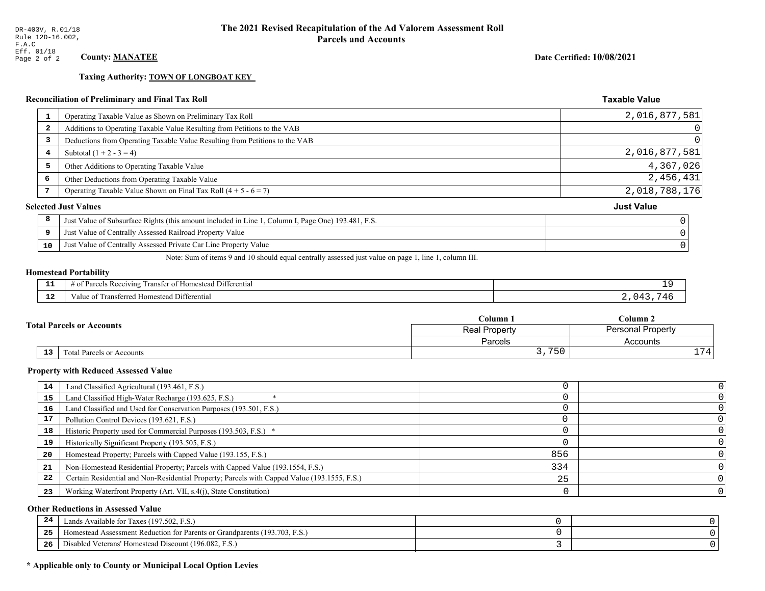DR-403V, R.01/18
Rule 12D-16.002, F.A.C
Eff. 01/18

# The 2021 Revised Recapitulation of the Ad Valorem Assessment Roll
## Parcels and Accounts

**County: MANATEE**

**Date Certified: 10/08/2021**

**Taxing Authority: TOWN OF LONGBOAT KEY**

### Reconciliation of Preliminary and Final Tax Roll

| | | Taxable Value |
|---|---|---|
| 1 | Operating Taxable Value as Shown on Preliminary Tax Roll | 2,016,877,581 |
| 2 | Additions to Operating Taxable Value Resulting from Petitions to the VAB | 0 |
| 3 | Deductions from Operating Taxable Value Resulting from Petitions to the VAB | 0 |
| 4 | Subtotal (1 + 2 - 3 = 4) | 2,016,877,581 |
| 5 | Other Additions to Operating Taxable Value | 4,367,026 |
| 6 | Other Deductions from Operating Taxable Value | 2,456,431 |
| 7 | Operating Taxable Value Shown on Final Tax Roll (4 + 5 - 6 = 7) | 2,018,788,176 |

### Selected Just Values

| | | Just Value |
|---|---|---|
| 8 | Just Value of Subsurface Rights (this amount included in Line 1, Column I, Page One) 193.481, F.S. | 0 |
| 9 | Just Value of Centrally Assessed Railroad Property Value | 0 |
| 10 | Just Value of Centrally Assessed Private Car Line Property Value | 0 |

Note: Sum of items 9 and 10 should equal centrally assessed just value on page 1, line 1, column III.

### Homestead Portability

| | | |
|---|---|---|
| 11 | # of Parcels Receiving Transfer of Homestead Differential | 19 |
| 12 | Value of Transferred Homestead Differential | 2,043,746 |

### Total Parcels or Accounts

| | | Column 1 | Column 2 |
|---|---|---|---|
| | | Real Property | Personal Property |
| | | Parcels | Accounts |
| 13 | Total Parcels or Accounts | 3,750 | 174 |

### Property with Reduced Assessed Value

| | | Column 1 | Column 2 |
|---|---|---|---|
| 14 | Land Classified Agricultural (193.461, F.S.) | 0 | 0 |
| 15 | Land Classified High-Water Recharge (193.625, F.S.) * | 0 | 0 |
| 16 | Land Classified and Used for Conservation Purposes (193.501, F.S.) | 0 | 0 |
| 17 | Pollution Control Devices (193.621, F.S.) | 0 | 0 |
| 18 | Historic Property used for Commercial Purposes (193.503, F.S.) * | 0 | 0 |
| 19 | Historically Significant Property (193.505, F.S.) | 0 | 0 |
| 20 | Homestead Property; Parcels with Capped Value (193.155, F.S.) | 856 | 0 |
| 21 | Non-Homestead Residential Property; Parcels with Capped Value (193.1554, F.S.) | 334 | 0 |
| 22 | Certain Residential and Non-Residential Property; Parcels with Capped Value (193.1555, F.S.) | 25 | 0 |
| 23 | Working Waterfront Property (Art. VII, s.4(j), State Constitution) | 0 | 0 |

### Other Reductions in Assessed Value

| | | Column 1 | Column 2 |
|---|---|---|---|
| 24 | Lands Available for Taxes (197.502, F.S.) | 0 | 0 |
| 25 | Homestead Assessment Reduction for Parents or Grandparents (193.703, F.S.) | 0 | 0 |
| 26 | Disabled Veterans' Homestead Discount (196.082, F.S.) | 3 | 0 |

**\* Applicable only to County or Municipal Local Option Levies**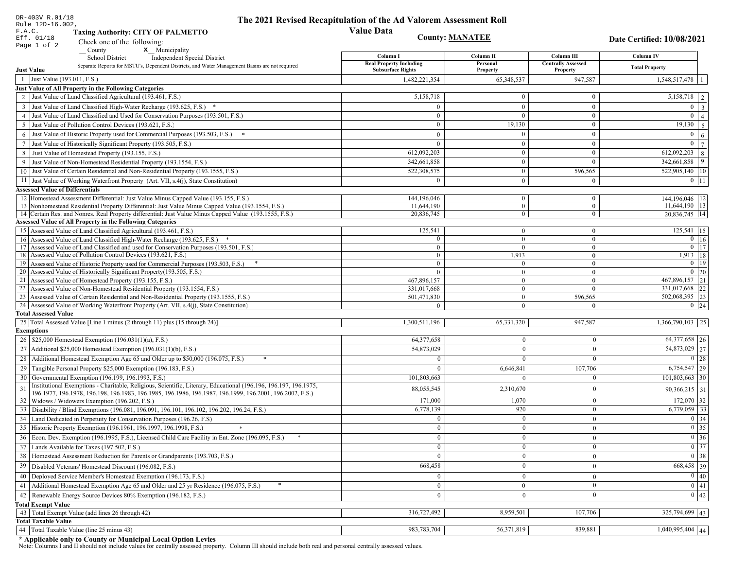DR-403V R.01/18
Rule 12D-16.002, F.A.C.
Eff. 01/18

# The 2021 Revised Recapitulation of the Ad Valorem Assessment Roll

## Value Data

**Taxing Authority: CITY OF PALMETTO**

**County: MANATEE**

**Date Certified: 10/08/2021**

Check one of the following:
__ County
X__ Municipality
__ School District
__ Independent Special District

Separate Reports for MSTU's, Dependent Districts, and Water Management Basins are not required

| | | Column I<br>Real Property Including Subsurface Rights | Column II<br>Personal Property | Column III<br>Centrally Assessed Property | Column IV<br>Total Property | |
|---|---|---|---|---|---|---|
| **Just Value** | | | | | | |
| 1 | Just Value (193.011, F.S.) | 1,482,221,354 | 65,348,537 | 947,587 | 1,548,517,478 | 1 |
| **Just Value of All Property in the Following Categories** | | | | | | |
| 2 | Just Value of Land Classified Agricultural (193.461, F.S.) | 5,158,718 | 0 | 0 | 5,158,718 | 2 |
| 3 | Just Value of Land Classified High-Water Recharge (193.625, F.S.) * | 0 | 0 | 0 | 0 | 3 |
| 4 | Just Value of Land Classified and Used for Conservation Purposes (193.501, F.S.) | 0 | 0 | 0 | 0 | 4 |
| 5 | Just Value of Pollution Control Devices (193.621, F.S.) | 0 | 19,130 | 0 | 19,130 | 5 |
| 6 | Just Value of Historic Property used for Commercial Purposes (193.503, F.S.) * | 0 | 0 | 0 | 0 | 6 |
| 7 | Just Value of Historically Significant Property (193.505, F.S.) | 0 | 0 | 0 | 0 | 7 |
| 8 | Just Value of Homestead Property (193.155, F.S.) | 612,092,203 | 0 | 0 | 612,092,203 | 8 |
| 9 | Just Value of Non-Homestead Residential Property (193.1554, F.S.) | 342,661,858 | 0 | 0 | 342,661,858 | 9 |
| 10 | Just Value of Certain Residential and Non-Residential Property (193.1555, F.S.) | 522,308,575 | 0 | 596,565 | 522,905,140 | 10 |
| 11 | Just Value of Working Waterfront Property (Art. VII, s.4(j), State Constitution) | 0 | 0 | 0 | 0 | 11 |
| **Assessed Value of Differentials** | | | | | | |
| 12 | Homestead Assessment Differential: Just Value Minus Capped Value (193.155, F.S.) | 144,196,046 | 0 | 0 | 144,196,046 | 12 |
| 13 | Nonhomestead Residential Property Differential: Just Value Minus Capped Value (193.1554, F.S.) | 11,644,190 | 0 | 0 | 11,644,190 | 13 |
| 14 | Certain Res. and Nonres. Real Property differential: Just Value Minus Capped Value (193.1555, F.S.) | 20,836,745 | 0 | 0 | 20,836,745 | 14 |
| **Assessed Value of All Property in the Following Categories** | | | | | | |
| 15 | Assessed Value of Land Classified Agricultural (193.461, F.S.) | 125,541 | 0 | 0 | 125,541 | 15 |
| 16 | Assessed Value of Land Classified High-Water Recharge (193.625, F.S.) * | 0 | 0 | 0 | 0 | 16 |
| 17 | Assessed Value of Land Classified and used for Conservation Purposes (193.501, F.S.) | 0 | 0 | 0 | 0 | 17 |
| 18 | Assessed Value of Pollution Control Devices (193.621, F.S.) | 0 | 1,913 | 0 | 1,913 | 18 |
| 19 | Assessed Value of Historic Property used for Commercial Purposes (193.503, F.S.) * | 0 | 0 | 0 | 0 | 19 |
| 20 | Assessed Value of Historically Significant Property(193.505, F.S.) | 0 | 0 | 0 | 0 | 20 |
| 21 | Assessed Value of Homestead Property (193.155, F.S.) | 467,896,157 | 0 | 0 | 467,896,157 | 21 |
| 22 | Assessed Value of Non-Homestead Residential Property (193.1554, F.S.) | 331,017,668 | 0 | 0 | 331,017,668 | 22 |
| 23 | Assessed Value of Certain Residential and Non-Residential Property (193.1555, F.S.) | 501,471,830 | 0 | 596,565 | 502,068,395 | 23 |
| 24 | Assessed Value of Working Waterfront Property (Art. VII, s.4(j), State Constitution) | 0 | 0 | 0 | 0 | 24 |
| **Total Assessed Value** | | | | | | |
| 25 | Total Assessed Value [Line 1 minus (2 through 11) plus (15 through 24)] | 1,300,511,196 | 65,331,320 | 947,587 | 1,366,790,103 | 25 |
| **Exemptions** | | | | | | |
| 26 | $25,000 Homestead Exemption (196.031(1)(a), F.S.) | 64,377,658 | 0 | 0 | 64,377,658 | 26 |
| 27 | Additional $25,000 Homestead Exemption (196.031(1)(b), F.S.) | 54,873,029 | 0 | 0 | 54,873,029 | 27 |
| 28 | Additional Homestead Exemption Age 65 and Older up to $50,000 (196.075, F.S.) * | 0 | 0 | 0 | 0 | 28 |
| 29 | Tangible Personal Property $25,000 Exemption (196.183, F.S.) | 0 | 6,646,841 | 107,706 | 6,754,547 | 29 |
| 30 | Governmental Exemption (196.199, 196.1993, F.S.) | 101,803,663 | 0 | 0 | 101,803,663 | 30 |
| 31 | Institutional Exemptions - Charitable, Religious, Scientific, Literary, Educational (196.196, 196.197, 196.1975, 196.1977, 196.1978, 196.198, 196.1983, 196.1985, 196.1986, 196.1987, 196.1999, 196.2001, 196.2002, F.S.) | 88,055,545 | 2,310,670 | 0 | 90,366,215 | 31 |
| 32 | Widows / Widowers Exemption (196.202, F.S.) | 171,000 | 1,070 | 0 | 172,070 | 32 |
| 33 | Disability / Blind Exemptions (196.081, 196.091, 196.101, 196.102, 196.202, 196.24, F.S.) | 6,778,139 | 920 | 0 | 6,779,059 | 33 |
| 34 | Land Dedicated in Perpetuity for Conservation Purposes (196.26, F.S) | 0 | 0 | 0 | 0 | 34 |
| 35 | Historic Property Exemption (196.1961, 196.1997, 196.1998, F.S.) * | 0 | 0 | 0 | 0 | 35 |
| 36 | Econ. Dev. Exemption (196.1995, F.S.), Licensed Child Care Facility in Ent. Zone (196.095, F.S.) * | 0 | 0 | 0 | 0 | 36 |
| 37 | Lands Available for Taxes (197.502, F.S.) | 0 | 0 | 0 | 0 | 37 |
| 38 | Homestead Assessment Reduction for Parents or Grandparents (193.703, F.S.) | 0 | 0 | 0 | 0 | 38 |
| 39 | Disabled Veterans' Homestead Discount (196.082, F.S.) | 668,458 | 0 | 0 | 668,458 | 39 |
| 40 | Deployed Service Member's Homestead Exemption (196.173, F.S.) | 0 | 0 | 0 | 0 | 40 |
| 41 | Additional Homestead Exemption Age 65 and Older and 25 yr Residence (196.075, F.S.) * | 0 | 0 | 0 | 0 | 41 |
| 42 | Renewable Energy Source Devices 80% Exemption (196.182, F.S.) | 0 | 0 | 0 | 0 | 42 |
| **Total Exempt Value** | | | | | | |
| 43 | Total Exempt Value (add lines 26 through 42) | 316,727,492 | 8,959,501 | 107,706 | 325,794,699 | 43 |
| **Total Taxable Value** | | | | | | |
| 44 | Total Taxable Value (line 25 minus 43) | 983,783,704 | 56,371,819 | 839,881 | 1,040,995,404 | 44 |

**\* Applicable only to County or Municipal Local Option Levies**

Note: Columns I and II should not include values for centrally assessed property. Column III should include both real and personal centrally assessed values.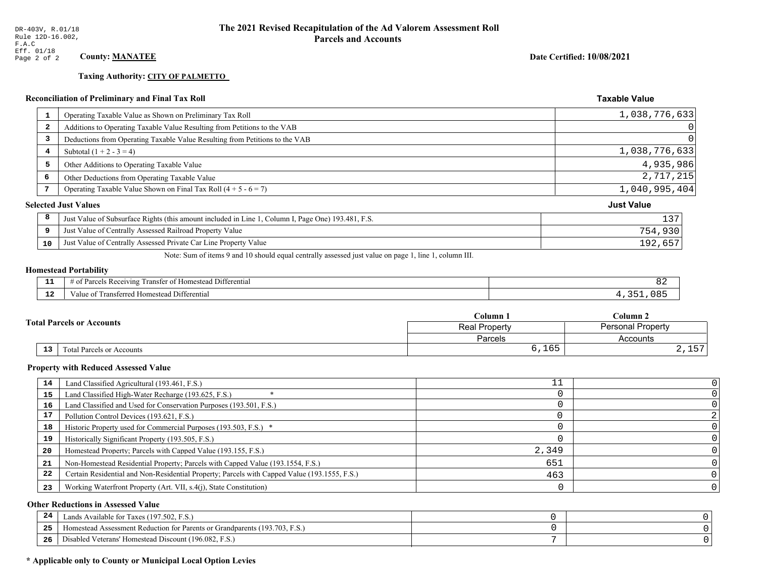DR-403V, R.01/18
Rule 12D-16.002, F.A.C
Eff. 01/18

# The 2021 Revised Recapitulation of the Ad Valorem Assessment Roll
## Parcels and Accounts

**County:** **MANATEE**

**Date Certified: 10/08/2021**

**Taxing Authority:** **CITY OF PALMETTO**

### Reconciliation of Preliminary and Final Tax Roll

| # | Item | Taxable Value |
|---|---|---|
| 1 | Operating Taxable Value as Shown on Preliminary Tax Roll | 1,038,776,633 |
| 2 | Additions to Operating Taxable Value Resulting from Petitions to the VAB | 0 |
| 3 | Deductions from Operating Taxable Value Resulting from Petitions to the VAB | 0 |
| 4 | Subtotal (1 + 2 - 3 = 4) | 1,038,776,633 |
| 5 | Other Additions to Operating Taxable Value | 4,935,986 |
| 6 | Other Deductions from Operating Taxable Value | 2,717,215 |
| 7 | Operating Taxable Value Shown on Final Tax Roll (4 + 5 - 6 = 7) | 1,040,995,404 |

### Selected Just Values

| # | Item | Just Value |
|---|---|---|
| 8 | Just Value of Subsurface Rights (this amount included in Line 1, Column I, Page One) 193.481, F.S. | 137 |
| 9 | Just Value of Centrally Assessed Railroad Property Value | 754,930 |
| 10 | Just Value of Centrally Assessed Private Car Line Property Value | 192,657 |

Note: Sum of items 9 and 10 should equal centrally assessed just value on page 1, line 1, column III.

### Homestead Portability

| # | Item | Value |
|---|---|---|
| 11 | # of Parcels Receiving Transfer of Homestead Differential | 82 |
| 12 | Value of Transferred Homestead Differential | 4,351,085 |

### Total Parcels or Accounts

| # | Item | Column 1 Real Property Parcels | Column 2 Personal Property Accounts |
|---|---|---|---|
| 13 | Total Parcels or Accounts | 6,165 | 2,157 |

### Property with Reduced Assessed Value

| # | Item | Column 1 | Column 2 |
|---|---|---|---|
| 14 | Land Classified Agricultural (193.461, F.S.) | 11 | 0 |
| 15 | Land Classified High-Water Recharge (193.625, F.S.) * | 0 | 0 |
| 16 | Land Classified and Used for Conservation Purposes (193.501, F.S.) | 0 | 0 |
| 17 | Pollution Control Devices (193.621, F.S.) | 0 | 2 |
| 18 | Historic Property used for Commercial Purposes (193.503, F.S.) * | 0 | 0 |
| 19 | Historically Significant Property (193.505, F.S.) | 0 | 0 |
| 20 | Homestead Property; Parcels with Capped Value (193.155, F.S.) | 2,349 | 0 |
| 21 | Non-Homestead Residential Property; Parcels with Capped Value (193.1554, F.S.) | 651 | 0 |
| 22 | Certain Residential and Non-Residential Property; Parcels with Capped Value (193.1555, F.S.) | 463 | 0 |
| 23 | Working Waterfront Property (Art. VII, s.4(j), State Constitution) | 0 | 0 |

### Other Reductions in Assessed Value

| # | Item | Column 1 | Column 2 |
|---|---|---|---|
| 24 | Lands Available for Taxes (197.502, F.S.) | 0 | 0 |
| 25 | Homestead Assessment Reduction for Parents or Grandparents (193.703, F.S.) | 0 | 0 |
| 26 | Disabled Veterans' Homestead Discount (196.082, F.S.) | 7 | 0 |

**\* Applicable only to County or Municipal Local Option Levies**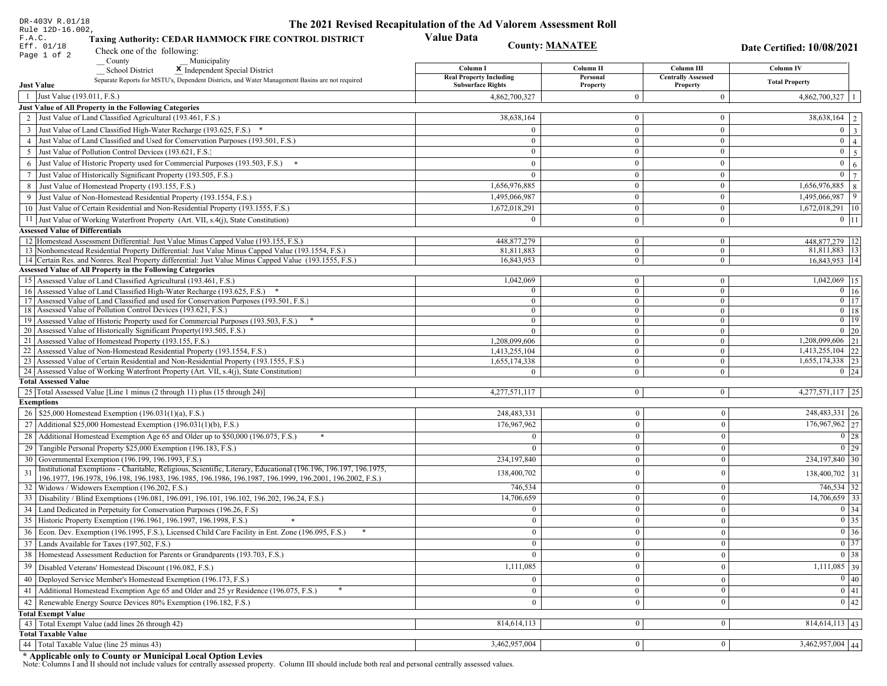DR-403V R.01/18
Rule 12D-16.002, F.A.C.
Eff. 01/18

# The 2021 Revised Recapitulation of the Ad Valorem Assessment Roll Value Data

**Taxing Authority: CEDAR HAMMOCK FIRE CONTROL DISTRICT**

**County: MANATEE**

**Date Certified: 10/08/2021**

Check one of the following:
__ County __ Municipality
__ School District **X** Independent Special District

Separate Reports for MSTU's, Dependent Districts, and Water Management Basins are not required

| | | Column I Real Property Including Subsurface Rights | Column II Personal Property | Column III Centrally Assessed Property | Column IV Total Property | |
|---|---|---|---|---|---|---|
| **Just Value** | | | | | | |
| 1 | Just Value (193.011, F.S.) | 4,862,700,327 | 0 | 0 | 4,862,700,327 | 1 |
| **Just Value of All Property in the Following Categories** | | | | | | |
| 2 | Just Value of Land Classified Agricultural (193.461, F.S.) | 38,638,164 | 0 | 0 | 38,638,164 | 2 |
| 3 | Just Value of Land Classified High-Water Recharge (193.625, F.S.) * | 0 | 0 | 0 | 0 | 3 |
| 4 | Just Value of Land Classified and Used for Conservation Purposes (193.501, F.S.) | 0 | 0 | 0 | 0 | 4 |
| 5 | Just Value of Pollution Control Devices (193.621, F.S.) | 0 | 0 | 0 | 0 | 5 |
| 6 | Just Value of Historic Property used for Commercial Purposes (193.503, F.S.) * | 0 | 0 | 0 | 0 | 6 |
| 7 | Just Value of Historically Significant Property (193.505, F.S.) | 0 | 0 | 0 | 0 | 7 |
| 8 | Just Value of Homestead Property (193.155, F.S.) | 1,656,976,885 | 0 | 0 | 1,656,976,885 | 8 |
| 9 | Just Value of Non-Homestead Residential Property (193.1554, F.S.) | 1,495,066,987 | 0 | 0 | 1,495,066,987 | 9 |
| 10 | Just Value of Certain Residential and Non-Residential Property (193.1555, F.S.) | 1,672,018,291 | 0 | 0 | 1,672,018,291 | 10 |
| 11 | Just Value of Working Waterfront Property (Art. VII, s.4(j), State Constitution) | 0 | 0 | 0 | 0 | 11 |
| **Assessed Value of Differentials** | | | | | | |
| 12 | Homestead Assessment Differential: Just Value Minus Capped Value (193.155, F.S.) | 448,877,279 | 0 | 0 | 448,877,279 | 12 |
| 13 | Nonhomestead Residential Property Differential: Just Value Minus Capped Value (193.1554, F.S.) | 81,811,883 | 0 | 0 | 81,811,883 | 13 |
| 14 | Certain Res. and Nonres. Real Property differential: Just Value Minus Capped Value (193.1555, F.S.) | 16,843,953 | 0 | 0 | 16,843,953 | 14 |
| **Assessed Value of All Property in the Following Categories** | | | | | | |
| 15 | Assessed Value of Land Classified Agricultural (193.461, F.S.) | 1,042,069 | 0 | 0 | 1,042,069 | 15 |
| 16 | Assessed Value of Land Classified High-Water Recharge (193.625, F.S.) * | 0 | 0 | 0 | 0 | 16 |
| 17 | Assessed Value of Land Classified and used for Conservation Purposes (193.501, F.S.) | 0 | 0 | 0 | 0 | 17 |
| 18 | Assessed Value of Pollution Control Devices (193.621, F.S.) | 0 | 0 | 0 | 0 | 18 |
| 19 | Assessed Value of Historic Property used for Commercial Purposes (193.503, F.S.) * | 0 | 0 | 0 | 0 | 19 |
| 20 | Assessed Value of Historically Significant Property(193.505, F.S.) | 0 | 0 | 0 | 0 | 20 |
| 21 | Assessed Value of Homestead Property (193.155, F.S.) | 1,208,099,606 | 0 | 0 | 1,208,099,606 | 21 |
| 22 | Assessed Value of Non-Homestead Residential Property (193.1554, F.S.) | 1,413,255,104 | 0 | 0 | 1,413,255,104 | 22 |
| 23 | Assessed Value of Certain Residential and Non-Residential Property (193.1555, F.S.) | 1,655,174,338 | 0 | 0 | 1,655,174,338 | 23 |
| 24 | Assessed Value of Working Waterfront Property (Art. VII, s.4(j), State Constitution) | 0 | 0 | 0 | 0 | 24 |
| **Total Assessed Value** | | | | | | |
| 25 | Total Assessed Value [Line 1 minus (2 through 11) plus (15 through 24)] | 4,277,571,117 | 0 | 0 | 4,277,571,117 | 25 |
| **Exemptions** | | | | | | |
| 26 | $25,000 Homestead Exemption (196.031(1)(a), F.S.) | 248,483,331 | 0 | 0 | 248,483,331 | 26 |
| 27 | Additional $25,000 Homestead Exemption (196.031(1)(b), F.S.) | 176,967,962 | 0 | 0 | 176,967,962 | 27 |
| 28 | Additional Homestead Exemption Age 65 and Older up to $50,000 (196.075, F.S.) * | 0 | 0 | 0 | 0 | 28 |
| 29 | Tangible Personal Property $25,000 Exemption (196.183, F.S.) | 0 | 0 | 0 | 0 | 29 |
| 30 | Governmental Exemption (196.199, 196.1993, F.S.) | 234,197,840 | 0 | 0 | 234,197,840 | 30 |
| 31 | Institutional Exemptions - Charitable, Religious, Scientific, Literary, Educational (196.196, 196.197, 196.1975, 196.1977, 196.1978, 196.198, 196.1983, 196.1985, 196.1986, 196.1987, 196.1999, 196.2001, 196.2002, F.S.) | 138,400,702 | 0 | 0 | 138,400,702 | 31 |
| 32 | Widows / Widowers Exemption (196.202, F.S.) | 746,534 | 0 | 0 | 746,534 | 32 |
| 33 | Disability / Blind Exemptions (196.081, 196.091, 196.101, 196.102, 196.202, 196.24, F.S.) | 14,706,659 | 0 | 0 | 14,706,659 | 33 |
| 34 | Land Dedicated in Perpetuity for Conservation Purposes (196.26, F.S) | 0 | 0 | 0 | 0 | 34 |
| 35 | Historic Property Exemption (196.1961, 196.1997, 196.1998, F.S.) * | 0 | 0 | 0 | 0 | 35 |
| 36 | Econ. Dev. Exemption (196.1995, F.S.), Licensed Child Care Facility in Ent. Zone (196.095, F.S.) * | 0 | 0 | 0 | 0 | 36 |
| 37 | Lands Available for Taxes (197.502, F.S.) | 0 | 0 | 0 | 0 | 37 |
| 38 | Homestead Assessment Reduction for Parents or Grandparents (193.703, F.S.) | 0 | 0 | 0 | 0 | 38 |
| 39 | Disabled Veterans' Homestead Discount (196.082, F.S.) | 1,111,085 | 0 | 0 | 1,111,085 | 39 |
| 40 | Deployed Service Member's Homestead Exemption (196.173, F.S.) | 0 | 0 | 0 | 0 | 40 |
| 41 | Additional Homestead Exemption Age 65 and Older and 25 yr Residence (196.075, F.S.) * | 0 | 0 | 0 | 0 | 41 |
| 42 | Renewable Energy Source Devices 80% Exemption (196.182, F.S.) | 0 | 0 | 0 | 0 | 42 |
| **Total Exempt Value** | | | | | | |
| 43 | Total Exempt Value (add lines 26 through 42) | 814,614,113 | 0 | 0 | 814,614,113 | 43 |
| **Total Taxable Value** | | | | | | |
| 44 | Total Taxable Value (line 25 minus 43) | 3,462,957,004 | 0 | 0 | 3,462,957,004 | 44 |

**\* Applicable only to County or Municipal Local Option Levies**

Note: Columns I and II should not include values for centrally assessed property. Column III should include both real and personal centrally assessed values.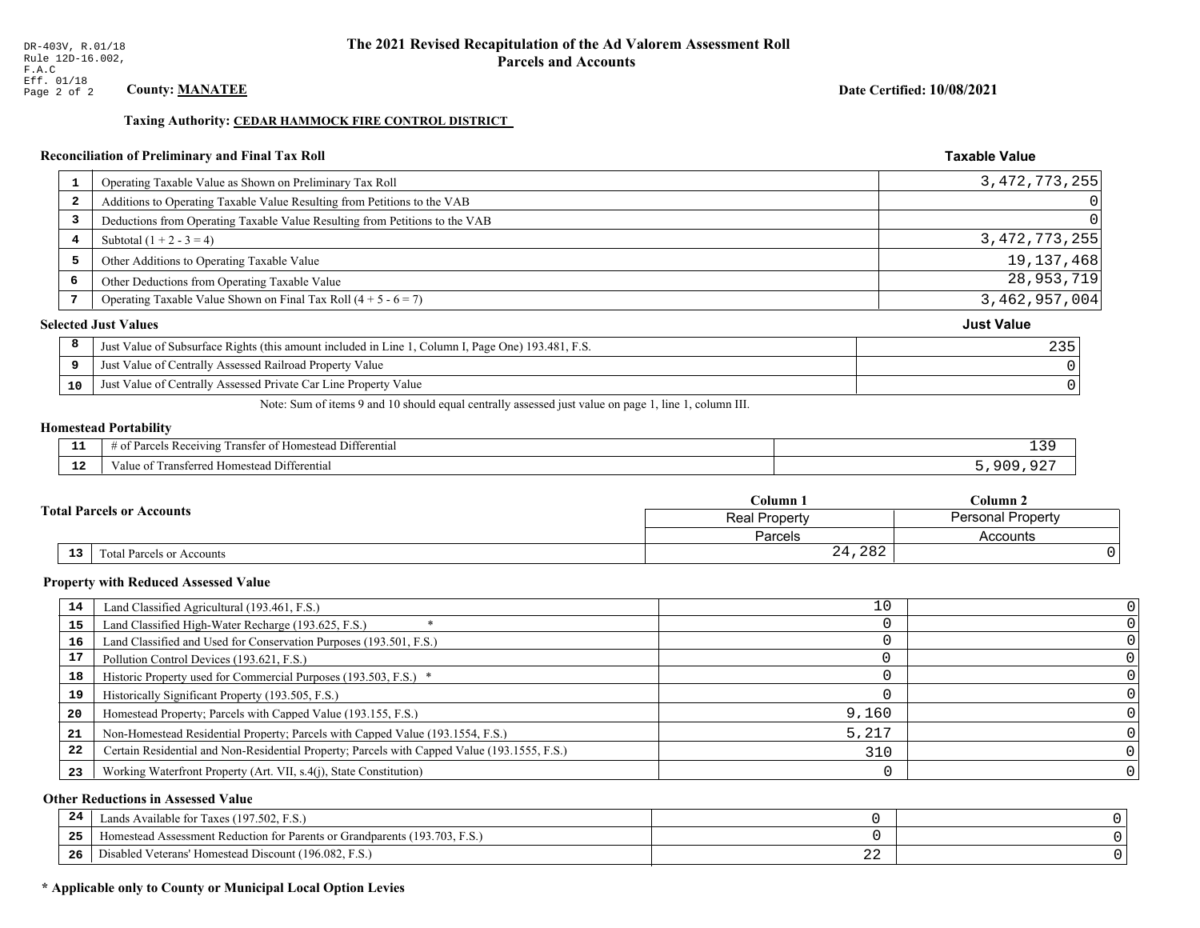DR-403V, R.01/18
Rule 12D-16.002,
F.A.C
Eff. 01/18

# The 2021 Revised Recapitulation of the Ad Valorem Assessment Roll
## Parcels and Accounts

**County: MANATEE**

**Date Certified: 10/08/2021**

**Taxing Authority: CEDAR HAMMOCK FIRE CONTROL DISTRICT**

### Reconciliation of Preliminary and Final Tax Roll

| | | Taxable Value |
|---|---|---|
| 1 | Operating Taxable Value as Shown on Preliminary Tax Roll | 3,472,773,255 |
| 2 | Additions to Operating Taxable Value Resulting from Petitions to the VAB | 0 |
| 3 | Deductions from Operating Taxable Value Resulting from Petitions to the VAB | 0 |
| 4 | Subtotal (1 + 2 - 3 = 4) | 3,472,773,255 |
| 5 | Other Additions to Operating Taxable Value | 19,137,468 |
| 6 | Other Deductions from Operating Taxable Value | 28,953,719 |
| 7 | Operating Taxable Value Shown on Final Tax Roll (4 + 5 - 6 = 7) | 3,462,957,004 |

### Selected Just Values

| | | Just Value |
|---|---|---|
| 8 | Just Value of Subsurface Rights (this amount included in Line 1, Column I, Page One) 193.481, F.S. | 235 |
| 9 | Just Value of Centrally Assessed Railroad Property Value | 0 |
| 10 | Just Value of Centrally Assessed Private Car Line Property Value | 0 |

Note: Sum of items 9 and 10 should equal centrally assessed just value on page 1, line 1, column III.

### Homestead Portability

| | | |
|---|---|---|
| 11 | # of Parcels Receiving Transfer of Homestead Differential | 139 |
| 12 | Value of Transferred Homestead Differential | 5,909,927 |

### Total Parcels or Accounts

| | | Column 1 | Column 2 |
|---|---|---|---|
| | | Real Property | Personal Property |
| | | Parcels | Accounts |
| 13 | Total Parcels or Accounts | 24,282 | 0 |

### Property with Reduced Assessed Value

| | | | |
|---|---|---|---|
| 14 | Land Classified Agricultural (193.461, F.S.) | 10 | 0 |
| 15 | Land Classified High-Water Recharge (193.625, F.S.) * | 0 | 0 |
| 16 | Land Classified and Used for Conservation Purposes (193.501, F.S.) | 0 | 0 |
| 17 | Pollution Control Devices (193.621, F.S.) | 0 | 0 |
| 18 | Historic Property used for Commercial Purposes (193.503, F.S.) * | 0 | 0 |
| 19 | Historically Significant Property (193.505, F.S.) | 0 | 0 |
| 20 | Homestead Property; Parcels with Capped Value (193.155, F.S.) | 9,160 | 0 |
| 21 | Non-Homestead Residential Property; Parcels with Capped Value (193.1554, F.S.) | 5,217 | 0 |
| 22 | Certain Residential and Non-Residential Property; Parcels with Capped Value (193.1555, F.S.) | 310 | 0 |
| 23 | Working Waterfront Property (Art. VII, s.4(j), State Constitution) | 0 | 0 |

### Other Reductions in Assessed Value

| | | | |
|---|---|---|---|
| 24 | Lands Available for Taxes (197.502, F.S.) | 0 | 0 |
| 25 | Homestead Assessment Reduction for Parents or Grandparents (193.703, F.S.) | 0 | 0 |
| 26 | Disabled Veterans' Homestead Discount (196.082, F.S.) | 22 | 0 |

**\* Applicable only to County or Municipal Local Option Levies**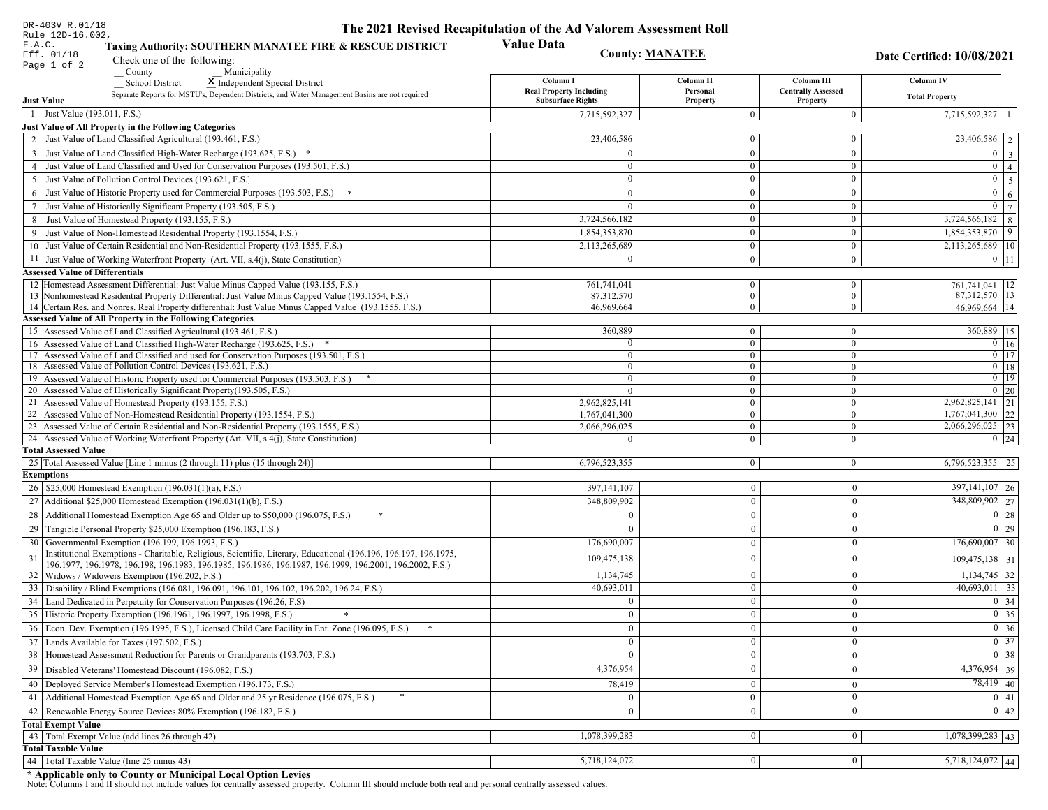DR-403V R.01/18
Rule 12D-16.002, F.A.C.
Eff. 01/18

# The 2021 Revised Recapitulation of the Ad Valorem Assessment Roll Value Data

**Taxing Authority: SOUTHERN MANATEE FIRE & RESCUE DISTRICT**

**County: MANATEE**

**Date Certified: 10/08/2021**

Check one of the following:

__ County __ Municipality
__ School District **X** Independent Special District

Separate Reports for MSTU's, Dependent Districts, and Water Management Basins are not required

| | | Column I Real Property Including Subsurface Rights | Column II Personal Property | Column III Centrally Assessed Property | Column IV Total Property | |
|---|---|---|---|---|---|---|
| **Just Value** | | | | | | |
| 1 | Just Value (193.011, F.S.) | 7,715,592,327 | 0 | 0 | 7,715,592,327 | 1 |
| **Just Value of All Property in the Following Categories** | | | | | | |
| 2 | Just Value of Land Classified Agricultural (193.461, F.S.) | 23,406,586 | 0 | 0 | 23,406,586 | 2 |
| 3 | Just Value of Land Classified High-Water Recharge (193.625, F.S.) * | 0 | 0 | 0 | 0 | 3 |
| 4 | Just Value of Land Classified and Used for Conservation Purposes (193.501, F.S.) | 0 | 0 | 0 | 0 | 4 |
| 5 | Just Value of Pollution Control Devices (193.621, F.S.) | 0 | 0 | 0 | 0 | 5 |
| 6 | Just Value of Historic Property used for Commercial Purposes (193.503, F.S.) * | 0 | 0 | 0 | 0 | 6 |
| 7 | Just Value of Historically Significant Property (193.505, F.S.) | 0 | 0 | 0 | 0 | 7 |
| 8 | Just Value of Homestead Property (193.155, F.S.) | 3,724,566,182 | 0 | 0 | 3,724,566,182 | 8 |
| 9 | Just Value of Non-Homestead Residential Property (193.1554, F.S.) | 1,854,353,870 | 0 | 0 | 1,854,353,870 | 9 |
| 10 | Just Value of Certain Residential and Non-Residential Property (193.1555, F.S.) | 2,113,265,689 | 0 | 0 | 2,113,265,689 | 10 |
| 11 | Just Value of Working Waterfront Property (Art. VII, s.4(j), State Constitution) | 0 | 0 | 0 | 0 | 11 |
| **Assessed Value of Differentials** | | | | | | |
| 12 | Homestead Assessment Differential: Just Value Minus Capped Value (193.155, F.S.) | 761,741,041 | 0 | 0 | 761,741,041 | 12 |
| 13 | Nonhomestead Residential Property Differential: Just Value Minus Capped Value (193.1554, F.S.) | 87,312,570 | 0 | 0 | 87,312,570 | 13 |
| 14 | Certain Res. and Nonres. Real Property differential: Just Value Minus Capped Value (193.1555, F.S.) | 46,969,664 | 0 | 0 | 46,969,664 | 14 |
| **Assessed Value of All Property in the Following Categories** | | | | | | |
| 15 | Assessed Value of Land Classified Agricultural (193.461, F.S.) | 360,889 | 0 | 0 | 360,889 | 15 |
| 16 | Assessed Value of Land Classified High-Water Recharge (193.625, F.S.) * | 0 | 0 | 0 | 0 | 16 |
| 17 | Assessed Value of Land Classified and used for Conservation Purposes (193.501, F.S.) | 0 | 0 | 0 | 0 | 17 |
| 18 | Assessed Value of Pollution Control Devices (193.621, F.S.) | 0 | 0 | 0 | 0 | 18 |
| 19 | Assessed Value of Historic Property used for Commercial Purposes (193.503, F.S.) * | 0 | 0 | 0 | 0 | 19 |
| 20 | Assessed Value of Historically Significant Property(193.505, F.S.) | 0 | 0 | 0 | 0 | 20 |
| 21 | Assessed Value of Homestead Property (193.155, F.S.) | 2,962,825,141 | 0 | 0 | 2,962,825,141 | 21 |
| 22 | Assessed Value of Non-Homestead Residential Property (193.1554, F.S.) | 1,767,041,300 | 0 | 0 | 1,767,041,300 | 22 |
| 23 | Assessed Value of Certain Residential and Non-Residential Property (193.1555, F.S.) | 2,066,296,025 | 0 | 0 | 2,066,296,025 | 23 |
| 24 | Assessed Value of Working Waterfront Property (Art. VII, s.4(j), State Constitution) | 0 | 0 | 0 | 0 | 24 |
| **Total Assessed Value** | | | | | | |
| 25 | Total Assessed Value [Line 1 minus (2 through 11) plus (15 through 24)] | 6,796,523,355 | 0 | 0 | 6,796,523,355 | 25 |
| **Exemptions** | | | | | | |
| 26 | $25,000 Homestead Exemption (196.031(1)(a), F.S.) | 397,141,107 | 0 | 0 | 397,141,107 | 26 |
| 27 | Additional $25,000 Homestead Exemption (196.031(1)(b), F.S.) | 348,809,902 | 0 | 0 | 348,809,902 | 27 |
| 28 | Additional Homestead Exemption Age 65 and Older up to $50,000 (196.075, F.S.) * | 0 | 0 | 0 | 0 | 28 |
| 29 | Tangible Personal Property $25,000 Exemption (196.183, F.S.) | 0 | 0 | 0 | 0 | 29 |
| 30 | Governmental Exemption (196.199, 196.1993, F.S.) | 176,690,007 | 0 | 0 | 176,690,007 | 30 |
| 31 | Institutional Exemptions - Charitable, Religious, Scientific, Literary, Educational (196.196, 196.197, 196.1975, 196.1977, 196.1978, 196.198, 196.1983, 196.1985, 196.1986, 196.1987, 196.1999, 196.2001, 196.2002, F.S.) | 109,475,138 | 0 | 0 | 109,475,138 | 31 |
| 32 | Widows / Widowers Exemption (196.202, F.S.) | 1,134,745 | 0 | 0 | 1,134,745 | 32 |
| 33 | Disability / Blind Exemptions (196.081, 196.091, 196.101, 196.102, 196.202, 196.24, F.S.) | 40,693,011 | 0 | 0 | 40,693,011 | 33 |
| 34 | Land Dedicated in Perpetuity for Conservation Purposes (196.26, F.S) | 0 | 0 | 0 | 0 | 34 |
| 35 | Historic Property Exemption (196.1961, 196.1997, 196.1998, F.S.) * | 0 | 0 | 0 | 0 | 35 |
| 36 | Econ. Dev. Exemption (196.1995, F.S.), Licensed Child Care Facility in Ent. Zone (196.095, F.S.) * | 0 | 0 | 0 | 0 | 36 |
| 37 | Lands Available for Taxes (197.502, F.S.) | 0 | 0 | 0 | 0 | 37 |
| 38 | Homestead Assessment Reduction for Parents or Grandparents (193.703, F.S.) | 0 | 0 | 0 | 0 | 38 |
| 39 | Disabled Veterans' Homestead Discount (196.082, F.S.) | 4,376,954 | 0 | 0 | 4,376,954 | 39 |
| 40 | Deployed Service Member's Homestead Exemption (196.173, F.S.) | 78,419 | 0 | 0 | 78,419 | 40 |
| 41 | Additional Homestead Exemption Age 65 and Older and 25 yr Residence (196.075, F.S.) * | 0 | 0 | 0 | 0 | 41 |
| 42 | Renewable Energy Source Devices 80% Exemption (196.182, F.S.) | 0 | 0 | 0 | 0 | 42 |
| **Total Exempt Value** | | | | | | |
| 43 | Total Exempt Value (add lines 26 through 42) | 1,078,399,283 | 0 | 0 | 1,078,399,283 | 43 |
| **Total Taxable Value** | | | | | | |
| 44 | Total Taxable Value (line 25 minus 43) | 5,718,124,072 | 0 | 0 | 5,718,124,072 | 44 |

**\* Applicable only to County or Municipal Local Option Levies**

Note: Columns I and II should not include values for centrally assessed property. Column III should include both real and personal centrally assessed values.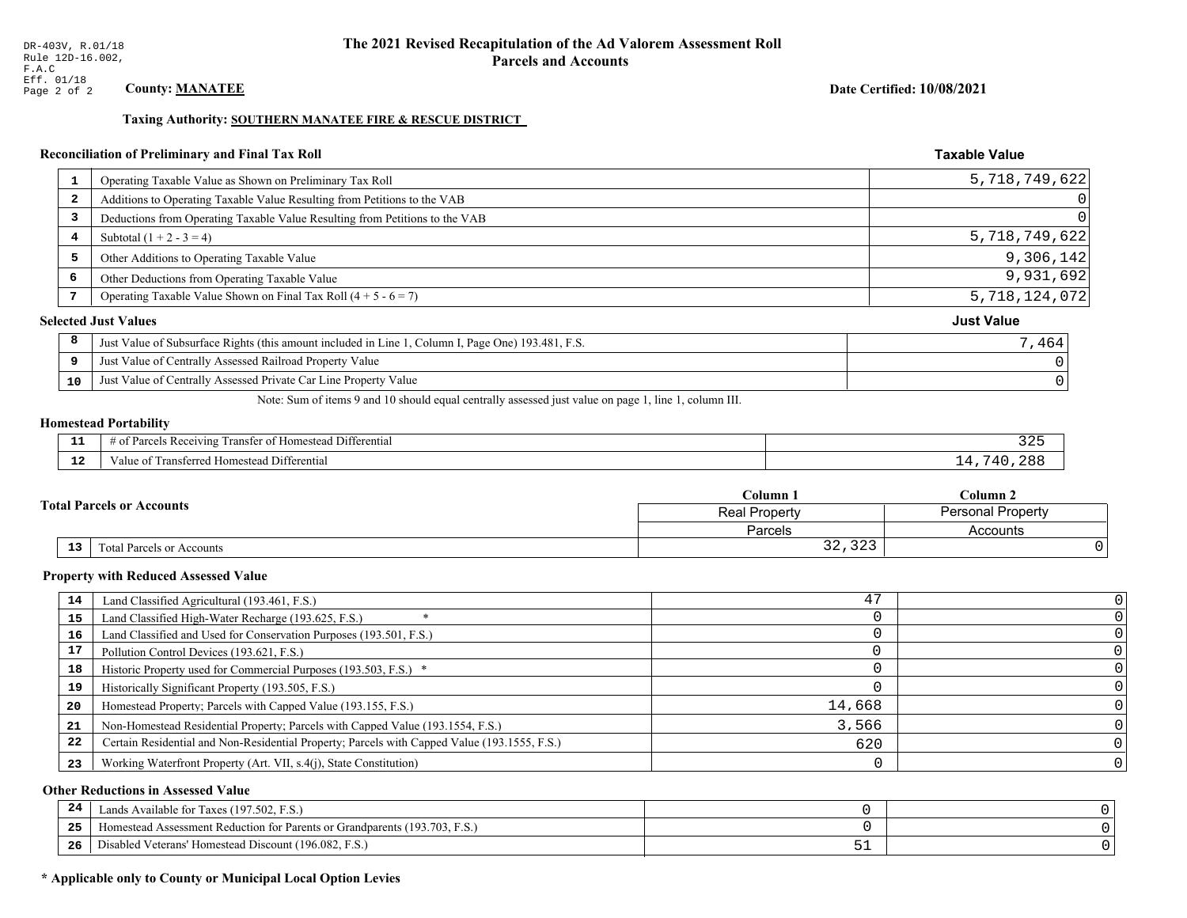DR-403V, R.01/18
Rule 12D-16.002, F.A.C
Eff. 01/18

# The 2021 Revised Recapitulation of the Ad Valorem Assessment Roll
## Parcels and Accounts

**County: MANATEE**

**Date Certified: 10/08/2021**

**Taxing Authority: SOUTHERN MANATEE FIRE & RESCUE DISTRICT**

### Reconciliation of Preliminary and Final Tax Roll

| | | Taxable Value |
|---|---|---|
| 1 | Operating Taxable Value as Shown on Preliminary Tax Roll | 5,718,749,622 |
| 2 | Additions to Operating Taxable Value Resulting from Petitions to the VAB | 0 |
| 3 | Deductions from Operating Taxable Value Resulting from Petitions to the VAB | 0 |
| 4 | Subtotal (1 + 2 - 3 = 4) | 5,718,749,622 |
| 5 | Other Additions to Operating Taxable Value | 9,306,142 |
| 6 | Other Deductions from Operating Taxable Value | 9,931,692 |
| 7 | Operating Taxable Value Shown on Final Tax Roll (4 + 5 - 6 = 7) | 5,718,124,072 |

### Selected Just Values

| | | Just Value |
|---|---|---|
| 8 | Just Value of Subsurface Rights (this amount included in Line 1, Column I, Page One) 193.481, F.S. | 7,464 |
| 9 | Just Value of Centrally Assessed Railroad Property Value | 0 |
| 10 | Just Value of Centrally Assessed Private Car Line Property Value | 0 |

Note: Sum of items 9 and 10 should equal centrally assessed just value on page 1, line 1, column III.

### Homestead Portability

| | | |
|---|---|---|
| 11 | # of Parcels Receiving Transfer of Homestead Differential | 325 |
| 12 | Value of Transferred Homestead Differential | 14,740,288 |

### Total Parcels or Accounts

| | | Column 1 | Column 2 |
|---|---|---|---|
| | | Real Property | Personal Property |
| | | Parcels | Accounts |
| 13 | Total Parcels or Accounts | 32,323 | 0 |

### Property with Reduced Assessed Value

| | | Column 1 | Column 2 |
|---|---|---|---|
| 14 | Land Classified Agricultural (193.461, F.S.) | 47 | 0 |
| 15 | Land Classified High-Water Recharge (193.625, F.S.) * | 0 | 0 |
| 16 | Land Classified and Used for Conservation Purposes (193.501, F.S.) | 0 | 0 |
| 17 | Pollution Control Devices (193.621, F.S.) | 0 | 0 |
| 18 | Historic Property used for Commercial Purposes (193.503, F.S.) * | 0 | 0 |
| 19 | Historically Significant Property (193.505, F.S.) | 0 | 0 |
| 20 | Homestead Property; Parcels with Capped Value (193.155, F.S.) | 14,668 | 0 |
| 21 | Non-Homestead Residential Property; Parcels with Capped Value (193.1554, F.S.) | 3,566 | 0 |
| 22 | Certain Residential and Non-Residential Property; Parcels with Capped Value (193.1555, F.S.) | 620 | 0 |
| 23 | Working Waterfront Property (Art. VII, s.4(j), State Constitution) | 0 | 0 |

### Other Reductions in Assessed Value

| | | Column 1 | Column 2 |
|---|---|---|---|
| 24 | Lands Available for Taxes (197.502, F.S.) | 0 | 0 |
| 25 | Homestead Assessment Reduction for Parents or Grandparents (193.703, F.S.) | 0 | 0 |
| 26 | Disabled Veterans' Homestead Discount (196.082, F.S.) | 51 | 0 |

**\* Applicable only to County or Municipal Local Option Levies**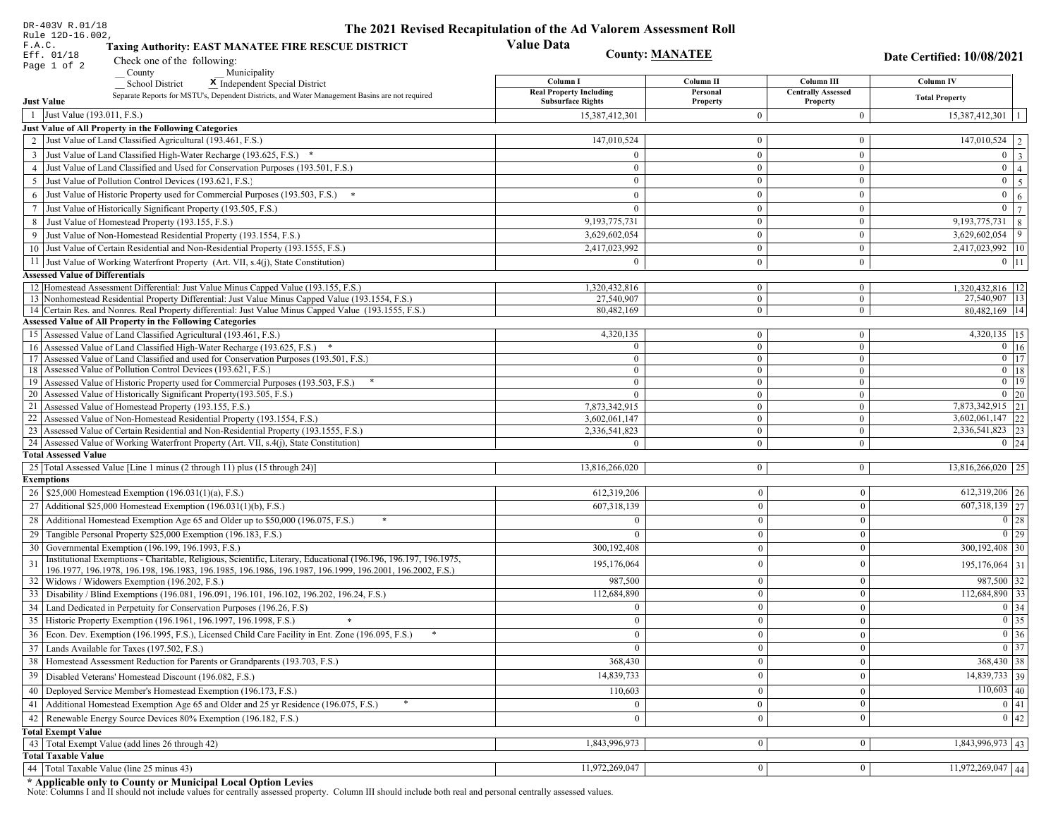DR-403V R.01/18
Rule 12D-16.002, F.A.C.
Eff. 01/18

# The 2021 Revised Recapitulation of the Ad Valorem Assessment Roll
## Value Data

**Taxing Authority: EAST MANATEE FIRE RESCUE DISTRICT**

**County: MANATEE**

**Date Certified: 10/08/2021**

Check one of the following:
__ County __ Municipality
__ School District X Independent Special District

Separate Reports for MSTU's, Dependent Districts, and Water Management Basins are not required

| | | Column I Real Property Including Subsurface Rights | Column II Personal Property | Column III Centrally Assessed Property | Column IV Total Property | |
|---|---|---|---|---|---|---|
| **Just Value** | | | | | | |
| 1 | Just Value (193.011, F.S.) | 15,387,412,301 | 0 | 0 | 15,387,412,301 | 1 |
| **Just Value of All Property in the Following Categories** | | | | | | |
| 2 | Just Value of Land Classified Agricultural (193.461, F.S.) | 147,010,524 | 0 | 0 | 147,010,524 | 2 |
| 3 | Just Value of Land Classified High-Water Recharge (193.625, F.S.) * | 0 | 0 | 0 | 0 | 3 |
| 4 | Just Value of Land Classified and Used for Conservation Purposes (193.501, F.S.) | 0 | 0 | 0 | 0 | 4 |
| 5 | Just Value of Pollution Control Devices (193.621, F.S.) | 0 | 0 | 0 | 0 | 5 |
| 6 | Just Value of Historic Property used for Commercial Purposes (193.503, F.S.) * | 0 | 0 | 0 | 0 | 6 |
| 7 | Just Value of Historically Significant Property (193.505, F.S.) | 0 | 0 | 0 | 0 | 7 |
| 8 | Just Value of Homestead Property (193.155, F.S.) | 9,193,775,731 | 0 | 0 | 9,193,775,731 | 8 |
| 9 | Just Value of Non-Homestead Residential Property (193.1554, F.S.) | 3,629,602,054 | 0 | 0 | 3,629,602,054 | 9 |
| 10 | Just Value of Certain Residential and Non-Residential Property (193.1555, F.S.) | 2,417,023,992 | 0 | 0 | 2,417,023,992 | 10 |
| 11 | Just Value of Working Waterfront Property (Art. VII, s.4(j), State Constitution) | 0 | 0 | 0 | 0 | 11 |
| **Assessed Value of Differentials** | | | | | | |
| 12 | Homestead Assessment Differential: Just Value Minus Capped Value (193.155, F.S.) | 1,320,432,816 | 0 | 0 | 1,320,432,816 | 12 |
| 13 | Nonhomestead Residential Property Differential: Just Value Minus Capped Value (193.1554, F.S.) | 27,540,907 | 0 | 0 | 27,540,907 | 13 |
| 14 | Certain Res. and Nonres. Real Property differential: Just Value Minus Capped Value (193.1555, F.S.) | 80,482,169 | 0 | 0 | 80,482,169 | 14 |
| **Assessed Value of All Property in the Following Categories** | | | | | | |
| 15 | Assessed Value of Land Classified Agricultural (193.461, F.S.) | 4,320,135 | 0 | 0 | 4,320,135 | 15 |
| 16 | Assessed Value of Land Classified High-Water Recharge (193.625, F.S.) * | 0 | 0 | 0 | 0 | 16 |
| 17 | Assessed Value of Land Classified and used for Conservation Purposes (193.501, F.S.) | 0 | 0 | 0 | 0 | 17 |
| 18 | Assessed Value of Pollution Control Devices (193.621, F.S.) | 0 | 0 | 0 | 0 | 18 |
| 19 | Assessed Value of Historic Property used for Commercial Purposes (193.503, F.S.) * | 0 | 0 | 0 | 0 | 19 |
| 20 | Assessed Value of Historically Significant Property(193.505, F.S.) | 0 | 0 | 0 | 0 | 20 |
| 21 | Assessed Value of Homestead Property (193.155, F.S.) | 7,873,342,915 | 0 | 0 | 7,873,342,915 | 21 |
| 22 | Assessed Value of Non-Homestead Residential Property (193.1554, F.S.) | 3,602,061,147 | 0 | 0 | 3,602,061,147 | 22 |
| 23 | Assessed Value of Certain Residential and Non-Residential Property (193.1555, F.S.) | 2,336,541,823 | 0 | 0 | 2,336,541,823 | 23 |
| 24 | Assessed Value of Working Waterfront Property (Art. VII, s.4(j), State Constitution) | 0 | 0 | 0 | 0 | 24 |
| **Total Assessed Value** | | | | | | |
| 25 | Total Assessed Value [Line 1 minus (2 through 11) plus (15 through 24)] | 13,816,266,020 | 0 | 0 | 13,816,266,020 | 25 |
| **Exemptions** | | | | | | |
| 26 | $25,000 Homestead Exemption (196.031(1)(a), F.S.) | 612,319,206 | 0 | 0 | 612,319,206 | 26 |
| 27 | Additional $25,000 Homestead Exemption (196.031(1)(b), F.S.) | 607,318,139 | 0 | 0 | 607,318,139 | 27 |
| 28 | Additional Homestead Exemption Age 65 and Older up to $50,000 (196.075, F.S.) * | 0 | 0 | 0 | 0 | 28 |
| 29 | Tangible Personal Property $25,000 Exemption (196.183, F.S.) | 0 | 0 | 0 | 0 | 29 |
| 30 | Governmental Exemption (196.199, 196.1993, F.S.) | 300,192,408 | 0 | 0 | 300,192,408 | 30 |
| 31 | Institutional Exemptions - Charitable, Religious, Scientific, Literary, Educational (196.196, 196.197, 196.1975, 196.1977, 196.1978, 196.198, 196.1983, 196.1985, 196.1986, 196.1987, 196.1999, 196.2001, 196.2002, F.S.) | 195,176,064 | 0 | 0 | 195,176,064 | 31 |
| 32 | Widows / Widowers Exemption (196.202, F.S.) | 987,500 | 0 | 0 | 987,500 | 32 |
| 33 | Disability / Blind Exemptions (196.081, 196.091, 196.101, 196.102, 196.202, 196.24, F.S.) | 112,684,890 | 0 | 0 | 112,684,890 | 33 |
| 34 | Land Dedicated in Perpetuity for Conservation Purposes (196.26, F.S) | 0 | 0 | 0 | 0 | 34 |
| 35 | Historic Property Exemption (196.1961, 196.1997, 196.1998, F.S.) * | 0 | 0 | 0 | 0 | 35 |
| 36 | Econ. Dev. Exemption (196.1995, F.S.), Licensed Child Care Facility in Ent. Zone (196.095, F.S.) * | 0 | 0 | 0 | 0 | 36 |
| 37 | Lands Available for Taxes (197.502, F.S.) | 0 | 0 | 0 | 0 | 37 |
| 38 | Homestead Assessment Reduction for Parents or Grandparents (193.703, F.S.) | 368,430 | 0 | 0 | 368,430 | 38 |
| 39 | Disabled Veterans' Homestead Discount (196.082, F.S.) | 14,839,733 | 0 | 0 | 14,839,733 | 39 |
| 40 | Deployed Service Member's Homestead Exemption (196.173, F.S.) | 110,603 | 0 | 0 | 110,603 | 40 |
| 41 | Additional Homestead Exemption Age 65 and Older and 25 yr Residence (196.075, F.S.) * | 0 | 0 | 0 | 0 | 41 |
| 42 | Renewable Energy Source Devices 80% Exemption (196.182, F.S.) | 0 | 0 | 0 | 0 | 42 |
| **Total Exempt Value** | | | | | | |
| 43 | Total Exempt Value (add lines 26 through 42) | 1,843,996,973 | 0 | 0 | 1,843,996,973 | 43 |
| **Total Taxable Value** | | | | | | |
| 44 | Total Taxable Value (line 25 minus 43) | 11,972,269,047 | 0 | 0 | 11,972,269,047 | 44 |

**\* Applicable only to County or Municipal Local Option Levies**

Note: Columns I and II should not include values for centrally assessed property. Column III should include both real and personal centrally assessed values.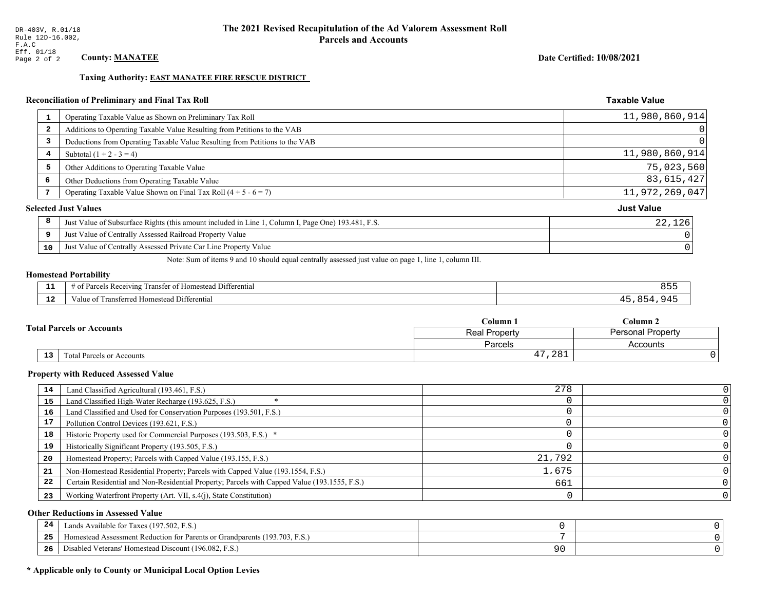DR-403V, R.01/18
Rule 12D-16.002,
F.A.C
Eff. 01/18

# The 2021 Revised Recapitulation of the Ad Valorem Assessment Roll
## Parcels and Accounts

**County: MANATEE**

**Date Certified: 10/08/2021**

**Taxing Authority: EAST MANATEE FIRE RESCUE DISTRICT**

### Reconciliation of Preliminary and Final Tax Roll

| | | Taxable Value |
|---|---|---|
| 1 | Operating Taxable Value as Shown on Preliminary Tax Roll | 11,980,860,914 |
| 2 | Additions to Operating Taxable Value Resulting from Petitions to the VAB | 0 |
| 3 | Deductions from Operating Taxable Value Resulting from Petitions to the VAB | 0 |
| 4 | Subtotal (1 + 2 - 3 = 4) | 11,980,860,914 |
| 5 | Other Additions to Operating Taxable Value | 75,023,560 |
| 6 | Other Deductions from Operating Taxable Value | 83,615,427 |
| 7 | Operating Taxable Value Shown on Final Tax Roll (4 + 5 - 6 = 7) | 11,972,269,047 |

### Selected Just Values

| | | Just Value |
|---|---|---|
| 8 | Just Value of Subsurface Rights (this amount included in Line 1, Column I, Page One) 193.481, F.S. | 22,126 |
| 9 | Just Value of Centrally Assessed Railroad Property Value | 0 |
| 10 | Just Value of Centrally Assessed Private Car Line Property Value | 0 |

Note: Sum of items 9 and 10 should equal centrally assessed just value on page 1, line 1, column III.

### Homestead Portability

| | | |
|---|---|---|
| 11 | # of Parcels Receiving Transfer of Homestead Differential | 855 |
| 12 | Value of Transferred Homestead Differential | 45,854,945 |

### Total Parcels or Accounts

| | | Column 1 | Column 2 |
|---|---|---|---|
| | | Real Property | Personal Property |
| | | Parcels | Accounts |
| 13 | Total Parcels or Accounts | 47,281 | 0 |

### Property with Reduced Assessed Value

| | | Column 1 | Column 2 |
|---|---|---|---|
| 14 | Land Classified Agricultural (193.461, F.S.) | 278 | 0 |
| 15 | Land Classified High-Water Recharge (193.625, F.S.) * | 0 | 0 |
| 16 | Land Classified and Used for Conservation Purposes (193.501, F.S.) | 0 | 0 |
| 17 | Pollution Control Devices (193.621, F.S.) | 0 | 0 |
| 18 | Historic Property used for Commercial Purposes (193.503, F.S.) * | 0 | 0 |
| 19 | Historically Significant Property (193.505, F.S.) | 0 | 0 |
| 20 | Homestead Property; Parcels with Capped Value (193.155, F.S.) | 21,792 | 0 |
| 21 | Non-Homestead Residential Property; Parcels with Capped Value (193.1554, F.S.) | 1,675 | 0 |
| 22 | Certain Residential and Non-Residential Property; Parcels with Capped Value (193.1555, F.S.) | 661 | 0 |
| 23 | Working Waterfront Property (Art. VII, s.4(j), State Constitution) | 0 | 0 |

### Other Reductions in Assessed Value

| | | Column 1 | Column 2 |
|---|---|---|---|
| 24 | Lands Available for Taxes (197.502, F.S.) | 0 | 0 |
| 25 | Homestead Assessment Reduction for Parents or Grandparents (193.703, F.S.) | 7 | 0 |
| 26 | Disabled Veterans' Homestead Discount (196.082, F.S.) | 90 | 0 |

**\* Applicable only to County or Municipal Local Option Levies**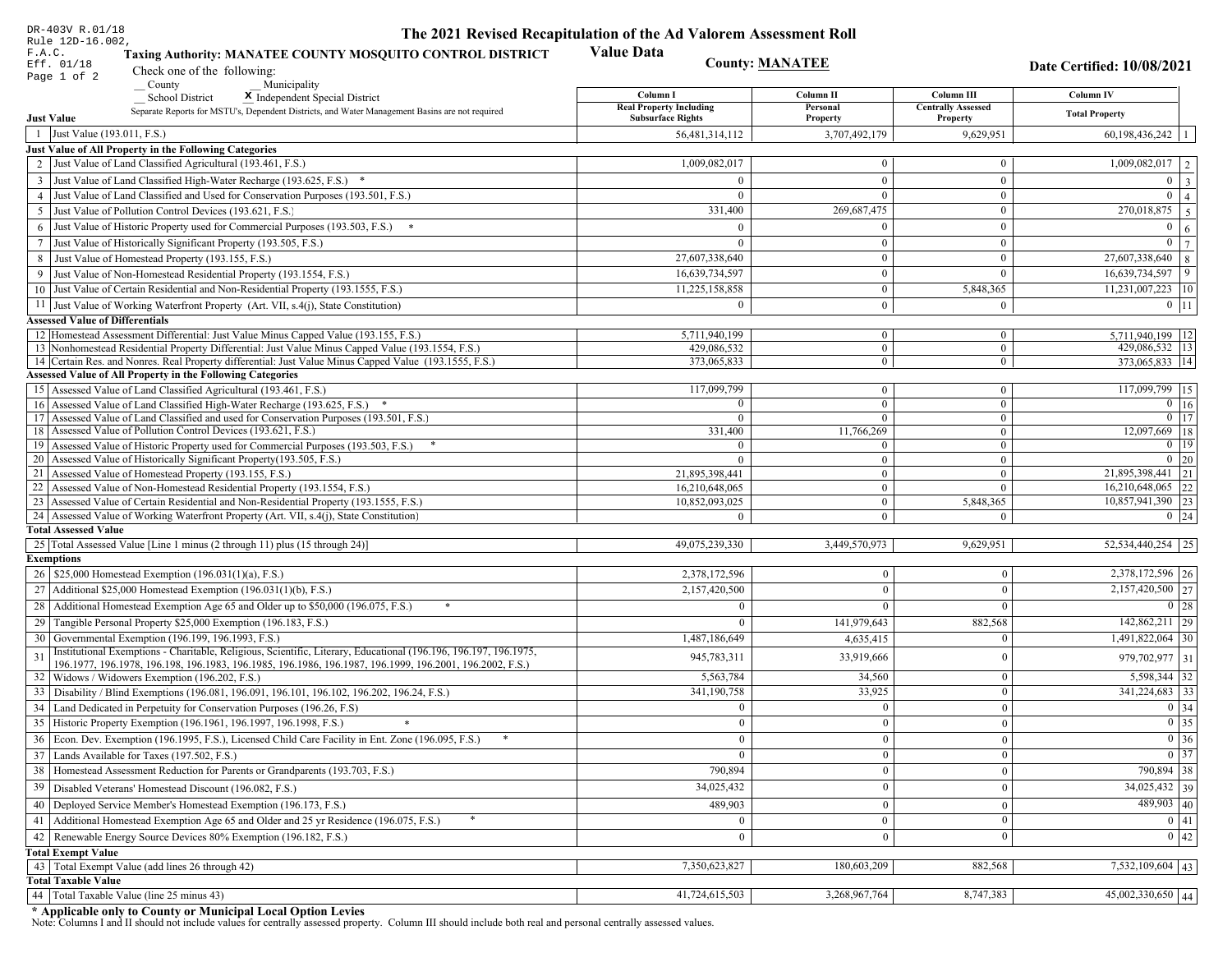DR-403V R.01/18
Rule 12D-16.002, F.A.C.
Eff. 01/18

# The 2021 Revised Recapitulation of the Ad Valorem Assessment Roll Value Data

**Taxing Authority: MANATEE COUNTY MOSQUITO CONTROL DISTRICT**

**County: MANATEE**

**Date Certified: 10/08/2021**

Check one of the following:
__ County __ Municipality
__ School District **x** Independent Special District

Separate Reports for MSTU's, Dependent Districts, and Water Management Basins are not required

| | | Column I Real Property Including Subsurface Rights | Column II Personal Property | Column III Centrally Assessed Property | Column IV Total Property | |
|---|---|---|---|---|---|---|
| **Just Value** | | | | | | |
| 1 | Just Value (193.011, F.S.) | 56,481,314,112 | 3,707,492,179 | 9,629,951 | 60,198,436,242 | 1 |
| **Just Value of All Property in the Following Categories** | | | | | | |
| 2 | Just Value of Land Classified Agricultural (193.461, F.S.) | 1,009,082,017 | 0 | 0 | 1,009,082,017 | 2 |
| 3 | Just Value of Land Classified High-Water Recharge (193.625, F.S.) * | 0 | 0 | 0 | 0 | 3 |
| 4 | Just Value of Land Classified and Used for Conservation Purposes (193.501, F.S.) | 0 | 0 | 0 | 0 | 4 |
| 5 | Just Value of Pollution Control Devices (193.621, F.S.) | 331,400 | 269,687,475 | 0 | 270,018,875 | 5 |
| 6 | Just Value of Historic Property used for Commercial Purposes (193.503, F.S.) * | 0 | 0 | 0 | 0 | 6 |
| 7 | Just Value of Historically Significant Property (193.505, F.S.) | 0 | 0 | 0 | 0 | 7 |
| 8 | Just Value of Homestead Property (193.155, F.S.) | 27,607,338,640 | 0 | 0 | 27,607,338,640 | 8 |
| 9 | Just Value of Non-Homestead Residential Property (193.1554, F.S.) | 16,639,734,597 | 0 | 0 | 16,639,734,597 | 9 |
| 10 | Just Value of Certain Residential and Non-Residential Property (193.1555, F.S.) | 11,225,158,858 | 0 | 5,848,365 | 11,231,007,223 | 10 |
| 11 | Just Value of Working Waterfront Property (Art. VII, s.4(j), State Constitution) | 0 | 0 | 0 | 0 | 11 |
| **Assessed Value of Differentials** | | | | | | |
| 12 | Homestead Assessment Differential: Just Value Minus Capped Value (193.155, F.S.) | 5,711,940,199 | 0 | 0 | 5,711,940,199 | 12 |
| 13 | Nonhomestead Residential Property Differential: Just Value Minus Capped Value (193.1554, F.S.) | 429,086,532 | 0 | 0 | 429,086,532 | 13 |
| 14 | Certain Res. and Nonres. Real Property differential: Just Value Minus Capped Value (193.1555, F.S.) | 373,065,833 | 0 | 0 | 373,065,833 | 14 |
| **Assessed Value of All Property in the Following Categories** | | | | | | |
| 15 | Assessed Value of Land Classified Agricultural (193.461, F.S.) | 117,099,799 | 0 | 0 | 117,099,799 | 15 |
| 16 | Assessed Value of Land Classified High-Water Recharge (193.625, F.S.) * | 0 | 0 | 0 | 0 | 16 |
| 17 | Assessed Value of Land Classified and used for Conservation Purposes (193.501, F.S.) | 0 | 0 | 0 | 0 | 17 |
| 18 | Assessed Value of Pollution Control Devices (193.621, F.S.) | 331,400 | 11,766,269 | 0 | 12,097,669 | 18 |
| 19 | Assessed Value of Historic Property used for Commercial Purposes (193.503, F.S.) * | 0 | 0 | 0 | 0 | 19 |
| 20 | Assessed Value of Historically Significant Property(193.505, F.S.) | 0 | 0 | 0 | 0 | 20 |
| 21 | Assessed Value of Homestead Property (193.155, F.S.) | 21,895,398,441 | 0 | 0 | 21,895,398,441 | 21 |
| 22 | Assessed Value of Non-Homestead Residential Property (193.1554, F.S.) | 16,210,648,065 | 0 | 0 | 16,210,648,065 | 22 |
| 23 | Assessed Value of Certain Residential and Non-Residential Property (193.1555, F.S.) | 10,852,093,025 | 0 | 5,848,365 | 10,857,941,390 | 23 |
| 24 | Assessed Value of Working Waterfront Property (Art. VII, s.4(j), State Constitution) | 0 | 0 | 0 | 0 | 24 |
| **Total Assessed Value** | | | | | | |
| 25 | Total Assessed Value [Line 1 minus (2 through 11) plus (15 through 24)] | 49,075,239,330 | 3,449,570,973 | 9,629,951 | 52,534,440,254 | 25 |
| **Exemptions** | | | | | | |
| 26 | $25,000 Homestead Exemption (196.031(1)(a), F.S.) | 2,378,172,596 | 0 | 0 | 2,378,172,596 | 26 |
| 27 | Additional $25,000 Homestead Exemption (196.031(1)(b), F.S.) | 2,157,420,500 | 0 | 0 | 2,157,420,500 | 27 |
| 28 | Additional Homestead Exemption Age 65 and Older up to $50,000 (196.075, F.S.) * | 0 | 0 | 0 | 0 | 28 |
| 29 | Tangible Personal Property $25,000 Exemption (196.183, F.S.) | 0 | 141,979,643 | 882,568 | 142,862,211 | 29 |
| 30 | Governmental Exemption (196.199, 196.1993, F.S.) | 1,487,186,649 | 4,635,415 | 0 | 1,491,822,064 | 30 |
| 31 | Institutional Exemptions - Charitable, Religious, Scientific, Literary, Educational (196.196, 196.197, 196.1975, 196.1977, 196.1978, 196.198, 196.1983, 196.1985, 196.1986, 196.1987, 196.1999, 196.2001, 196.2002, F.S.) | 945,783,311 | 33,919,666 | 0 | 979,702,977 | 31 |
| 32 | Widows / Widowers Exemption (196.202, F.S.) | 5,563,784 | 34,560 | 0 | 5,598,344 | 32 |
| 33 | Disability / Blind Exemptions (196.081, 196.091, 196.101, 196.102, 196.202, 196.24, F.S.) | 341,190,758 | 33,925 | 0 | 341,224,683 | 33 |
| 34 | Land Dedicated in Perpetuity for Conservation Purposes (196.26, F.S) | 0 | 0 | 0 | 0 | 34 |
| 35 | Historic Property Exemption (196.1961, 196.1997, 196.1998, F.S.) * | 0 | 0 | 0 | 0 | 35 |
| 36 | Econ. Dev. Exemption (196.1995, F.S.), Licensed Child Care Facility in Ent. Zone (196.095, F.S.) * | 0 | 0 | 0 | 0 | 36 |
| 37 | Lands Available for Taxes (197.502, F.S.) | 0 | 0 | 0 | 0 | 37 |
| 38 | Homestead Assessment Reduction for Parents or Grandparents (193.703, F.S.) | 790,894 | 0 | 0 | 790,894 | 38 |
| 39 | Disabled Veterans' Homestead Discount (196.082, F.S.) | 34,025,432 | 0 | 0 | 34,025,432 | 39 |
| 40 | Deployed Service Member's Homestead Exemption (196.173, F.S.) | 489,903 | 0 | 0 | 489,903 | 40 |
| 41 | Additional Homestead Exemption Age 65 and Older and 25 yr Residence (196.075, F.S.) * | 0 | 0 | 0 | 0 | 41 |
| 42 | Renewable Energy Source Devices 80% Exemption (196.182, F.S.) | 0 | 0 | 0 | 0 | 42 |
| **Total Exempt Value** | | | | | | |
| 43 | Total Exempt Value (add lines 26 through 42) | 7,350,623,827 | 180,603,209 | 882,568 | 7,532,109,604 | 43 |
| **Total Taxable Value** | | | | | | |
| 44 | Total Taxable Value (line 25 minus 43) | 41,724,615,503 | 3,268,967,764 | 8,747,383 | 45,002,330,650 | 44 |

**\* Applicable only to County or Municipal Local Option Levies**

Note: Columns I and II should not include values for centrally assessed property. Column III should include both real and personal centrally assessed values.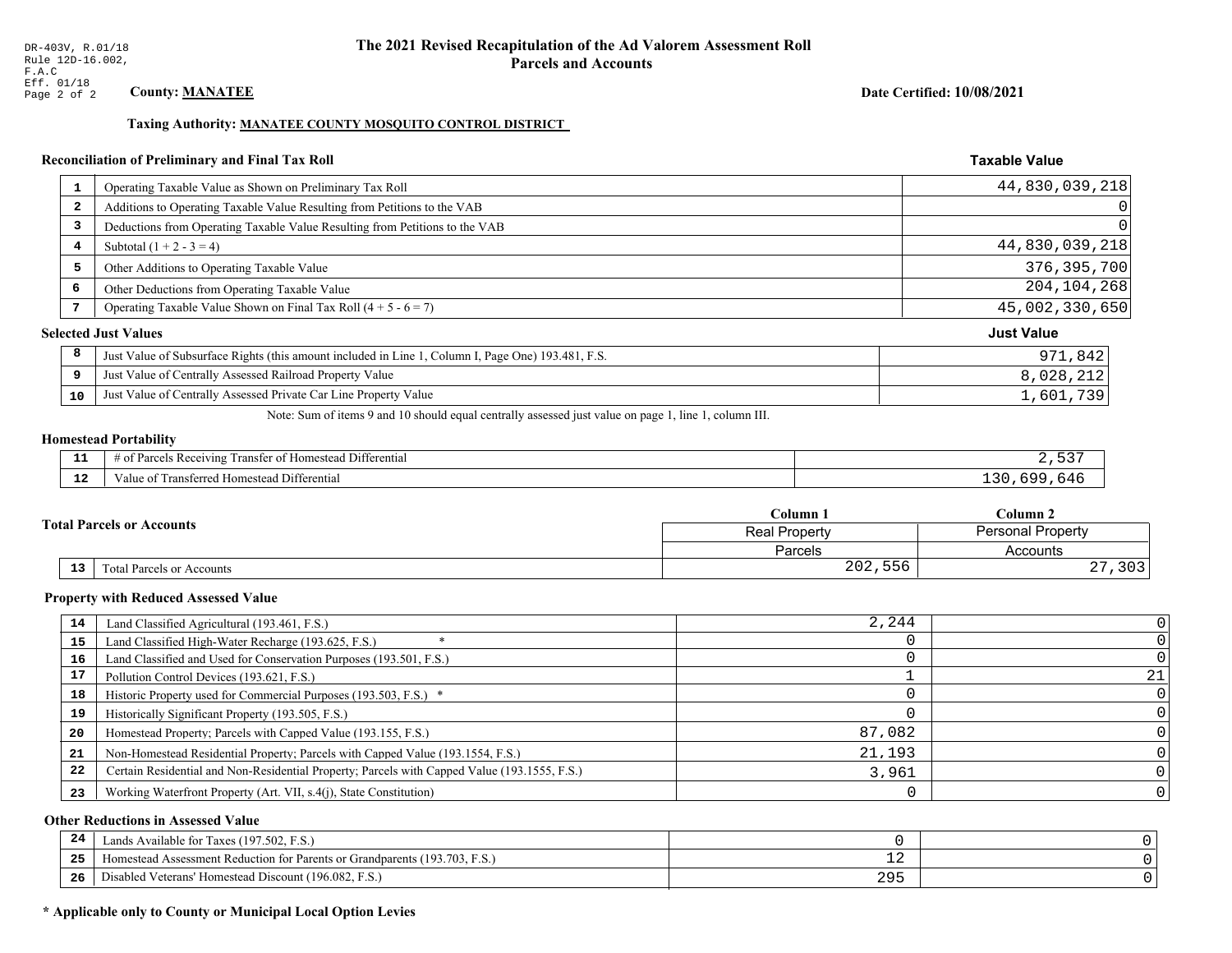DR-403V, R.01/18
Rule 12D-16.002, F.A.C
Eff. 01/18

# The 2021 Revised Recapitulation of the Ad Valorem Assessment Roll
## Parcels and Accounts

**County: MANATEE**

**Date Certified: 10/08/2021**

**Taxing Authority: MANATEE COUNTY MOSQUITO CONTROL DISTRICT**

### Reconciliation of Preliminary and Final Tax Roll

| | | Taxable Value |
|---|---|---|
| 1 | Operating Taxable Value as Shown on Preliminary Tax Roll | 44,830,039,218 |
| 2 | Additions to Operating Taxable Value Resulting from Petitions to the VAB | 0 |
| 3 | Deductions from Operating Taxable Value Resulting from Petitions to the VAB | 0 |
| 4 | Subtotal (1 + 2 - 3 = 4) | 44,830,039,218 |
| 5 | Other Additions to Operating Taxable Value | 376,395,700 |
| 6 | Other Deductions from Operating Taxable Value | 204,104,268 |
| 7 | Operating Taxable Value Shown on Final Tax Roll (4 + 5 - 6 = 7) | 45,002,330,650 |

### Selected Just Values

| | | Just Value |
|---|---|---|
| 8 | Just Value of Subsurface Rights (this amount included in Line 1, Column I, Page One) 193.481, F.S. | 971,842 |
| 9 | Just Value of Centrally Assessed Railroad Property Value | 8,028,212 |
| 10 | Just Value of Centrally Assessed Private Car Line Property Value | 1,601,739 |

Note: Sum of items 9 and 10 should equal centrally assessed just value on page 1, line 1, column III.

### Homestead Portability

| | | |
|---|---|---|
| 11 | # of Parcels Receiving Transfer of Homestead Differential | 2,537 |
| 12 | Value of Transferred Homestead Differential | 130,699,646 |

### Total Parcels or Accounts

| | | Column 1<br>Real Property<br>Parcels | Column 2<br>Personal Property<br>Accounts |
|---|---|---|---|
| 13 | Total Parcels or Accounts | 202,556 | 27,303 |

### Property with Reduced Assessed Value

| | | Column 1 | Column 2 |
|---|---|---|---|
| 14 | Land Classified Agricultural (193.461, F.S.) | 2,244 | 0 |
| 15 | Land Classified High-Water Recharge (193.625, F.S.) * | 0 | 0 |
| 16 | Land Classified and Used for Conservation Purposes (193.501, F.S.) | 0 | 0 |
| 17 | Pollution Control Devices (193.621, F.S.) | 1 | 21 |
| 18 | Historic Property used for Commercial Purposes (193.503, F.S.) * | 0 | 0 |
| 19 | Historically Significant Property (193.505, F.S.) | 0 | 0 |
| 20 | Homestead Property; Parcels with Capped Value (193.155, F.S.) | 87,082 | 0 |
| 21 | Non-Homestead Residential Property; Parcels with Capped Value (193.1554, F.S.) | 21,193 | 0 |
| 22 | Certain Residential and Non-Residential Property; Parcels with Capped Value (193.1555, F.S.) | 3,961 | 0 |
| 23 | Working Waterfront Property (Art. VII, s.4(j), State Constitution) | 0 | 0 |

### Other Reductions in Assessed Value

| | | Column 1 | Column 2 |
|---|---|---|---|
| 24 | Lands Available for Taxes (197.502, F.S.) | 0 | 0 |
| 25 | Homestead Assessment Reduction for Parents or Grandparents (193.703, F.S.) | 12 | 0 |
| 26 | Disabled Veterans' Homestead Discount (196.082, F.S.) | 295 | 0 |

**\* Applicable only to County or Municipal Local Option Levies**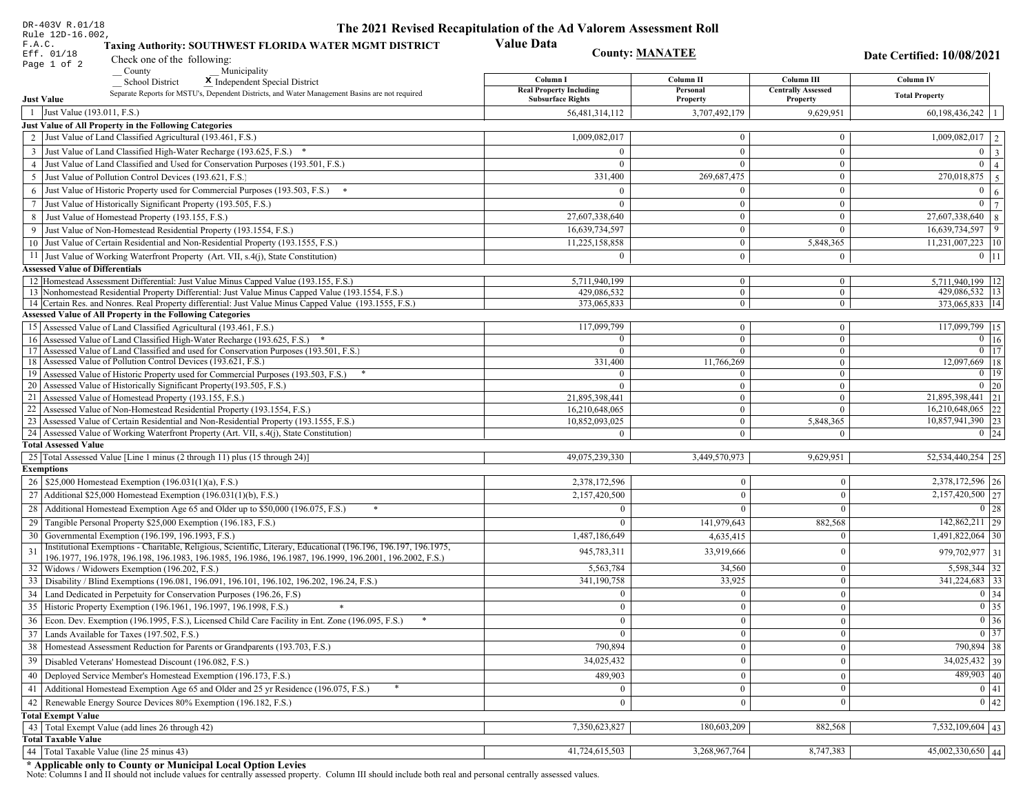DR-403V R.01/18
Rule 12D-16.002, F.A.C.
Eff. 01/18

# The 2021 Revised Recapitulation of the Ad Valorem Assessment Roll

## Value Data

**Taxing Authority: SOUTHWEST FLORIDA WATER MGMT DISTRICT**

**County: MANATEE**

**Date Certified: 10/08/2021**

Check one of the following:
__ County __ Municipality
__ School District X Independent Special District

Separate Reports for MSTU's, Dependent Districts, and Water Management Basins are not required

| | | Column I Real Property Including Subsurface Rights | Column II Personal Property | Column III Centrally Assessed Property | Column IV Total Property | |
|---|---|---|---|---|---|---|
| **Just Value** | | | | | | |
| 1 | Just Value (193.011, F.S.) | 56,481,314,112 | 3,707,492,179 | 9,629,951 | 60,198,436,242 | 1 |
| **Just Value of All Property in the Following Categories** | | | | | | |
| 2 | Just Value of Land Classified Agricultural (193.461, F.S.) | 1,009,082,017 | 0 | 0 | 1,009,082,017 | 2 |
| 3 | Just Value of Land Classified High-Water Recharge (193.625, F.S.) * | 0 | 0 | 0 | 0 | 3 |
| 4 | Just Value of Land Classified and Used for Conservation Purposes (193.501, F.S.) | 0 | 0 | 0 | 0 | 4 |
| 5 | Just Value of Pollution Control Devices (193.621, F.S.) | 331,400 | 269,687,475 | 0 | 270,018,875 | 5 |
| 6 | Just Value of Historic Property used for Commercial Purposes (193.503, F.S.) * | 0 | 0 | 0 | 0 | 6 |
| 7 | Just Value of Historically Significant Property (193.505, F.S.) | 0 | 0 | 0 | 0 | 7 |
| 8 | Just Value of Homestead Property (193.155, F.S.) | 27,607,338,640 | 0 | 0 | 27,607,338,640 | 8 |
| 9 | Just Value of Non-Homestead Residential Property (193.1554, F.S.) | 16,639,734,597 | 0 | 0 | 16,639,734,597 | 9 |
| 10 | Just Value of Certain Residential and Non-Residential Property (193.1555, F.S.) | 11,225,158,858 | 0 | 5,848,365 | 11,231,007,223 | 10 |
| 11 | Just Value of Working Waterfront Property (Art. VII, s.4(j), State Constitution) | 0 | 0 | 0 | 0 | 11 |
| **Assessed Value of Differentials** | | | | | | |
| 12 | Homestead Assessment Differential: Just Value Minus Capped Value (193.155, F.S.) | 5,711,940,199 | 0 | 0 | 5,711,940,199 | 12 |
| 13 | Nonhomestead Residential Property Differential: Just Value Minus Capped Value (193.1554, F.S.) | 429,086,532 | 0 | 0 | 429,086,532 | 13 |
| 14 | Certain Res. and Nonres. Real Property differential: Just Value Minus Capped Value (193.1555, F.S.) | 373,065,833 | 0 | 0 | 373,065,833 | 14 |
| **Assessed Value of All Property in the Following Categories** | | | | | | |
| 15 | Assessed Value of Land Classified Agricultural (193.461, F.S.) | 117,099,799 | 0 | 0 | 117,099,799 | 15 |
| 16 | Assessed Value of Land Classified High-Water Recharge (193.625, F.S.) * | 0 | 0 | 0 | 0 | 16 |
| 17 | Assessed Value of Land Classified and used for Conservation Purposes (193.501, F.S.) | 0 | 0 | 0 | 0 | 17 |
| 18 | Assessed Value of Pollution Control Devices (193.621, F.S.) | 331,400 | 11,766,269 | 0 | 12,097,669 | 18 |
| 19 | Assessed Value of Historic Property used for Commercial Purposes (193.503, F.S.) * | 0 | 0 | 0 | 0 | 19 |
| 20 | Assessed Value of Historically Significant Property(193.505, F.S.) | 0 | 0 | 0 | 0 | 20 |
| 21 | Assessed Value of Homestead Property (193.155, F.S.) | 21,895,398,441 | 0 | 0 | 21,895,398,441 | 21 |
| 22 | Assessed Value of Non-Homestead Residential Property (193.1554, F.S.) | 16,210,648,065 | 0 | 0 | 16,210,648,065 | 22 |
| 23 | Assessed Value of Certain Residential and Non-Residential Property (193.1555, F.S.) | 10,852,093,025 | 0 | 5,848,365 | 10,857,941,390 | 23 |
| 24 | Assessed Value of Working Waterfront Property (Art. VII, s.4(j), State Constitution) | 0 | 0 | 0 | 0 | 24 |
| **Total Assessed Value** | | | | | | |
| 25 | Total Assessed Value [Line 1 minus (2 through 11) plus (15 through 24)] | 49,075,239,330 | 3,449,570,973 | 9,629,951 | 52,534,440,254 | 25 |
| **Exemptions** | | | | | | |
| 26 | $25,000 Homestead Exemption (196.031(1)(a), F.S.) | 2,378,172,596 | 0 | 0 | 2,378,172,596 | 26 |
| 27 | Additional $25,000 Homestead Exemption (196.031(1)(b), F.S.) | 2,157,420,500 | 0 | 0 | 2,157,420,500 | 27 |
| 28 | Additional Homestead Exemption Age 65 and Older up to $50,000 (196.075, F.S.) * | 0 | 0 | 0 | 0 | 28 |
| 29 | Tangible Personal Property $25,000 Exemption (196.183, F.S.) | 0 | 141,979,643 | 882,568 | 142,862,211 | 29 |
| 30 | Governmental Exemption (196.199, 196.1993, F.S.) | 1,487,186,649 | 4,635,415 | 0 | 1,491,822,064 | 30 |
| 31 | Institutional Exemptions - Charitable, Religious, Scientific, Literary, Educational (196.196, 196.197, 196.1975, 196.1977, 196.1978, 196.198, 196.1983, 196.1985, 196.1986, 196.1987, 196.1999, 196.2001, 196.2002, F.S.) | 945,783,311 | 33,919,666 | 0 | 979,702,977 | 31 |
| 32 | Widows / Widowers Exemption (196.202, F.S.) | 5,563,784 | 34,560 | 0 | 5,598,344 | 32 |
| 33 | Disability / Blind Exemptions (196.081, 196.091, 196.101, 196.102, 196.202, 196.24, F.S.) | 341,190,758 | 33,925 | 0 | 341,224,683 | 33 |
| 34 | Land Dedicated in Perpetuity for Conservation Purposes (196.26, F.S) | 0 | 0 | 0 | 0 | 34 |
| 35 | Historic Property Exemption (196.1961, 196.1997, 196.1998, F.S.) * | 0 | 0 | 0 | 0 | 35 |
| 36 | Econ. Dev. Exemption (196.1995, F.S.), Licensed Child Care Facility in Ent. Zone (196.095, F.S.) * | 0 | 0 | 0 | 0 | 36 |
| 37 | Lands Available for Taxes (197.502, F.S.) | 0 | 0 | 0 | 0 | 37 |
| 38 | Homestead Assessment Reduction for Parents or Grandparents (193.703, F.S.) | 790,894 | 0 | 0 | 790,894 | 38 |
| 39 | Disabled Veterans' Homestead Discount (196.082, F.S.) | 34,025,432 | 0 | 0 | 34,025,432 | 39 |
| 40 | Deployed Service Member's Homestead Exemption (196.173, F.S.) | 489,903 | 0 | 0 | 489,903 | 40 |
| 41 | Additional Homestead Exemption Age 65 and Older and 25 yr Residence (196.075, F.S.) * | 0 | 0 | 0 | 0 | 41 |
| 42 | Renewable Energy Source Devices 80% Exemption (196.182, F.S.) | 0 | 0 | 0 | 0 | 42 |
| **Total Exempt Value** | | | | | | |
| 43 | Total Exempt Value (add lines 26 through 42) | 7,350,623,827 | 180,603,209 | 882,568 | 7,532,109,604 | 43 |
| **Total Taxable Value** | | | | | | |
| 44 | Total Taxable Value (line 25 minus 43) | 41,724,615,503 | 3,268,967,764 | 8,747,383 | 45,002,330,650 | 44 |

**\* Applicable only to County or Municipal Local Option Levies**

Note: Columns I and II should not include values for centrally assessed property. Column III should include both real and personal centrally assessed values.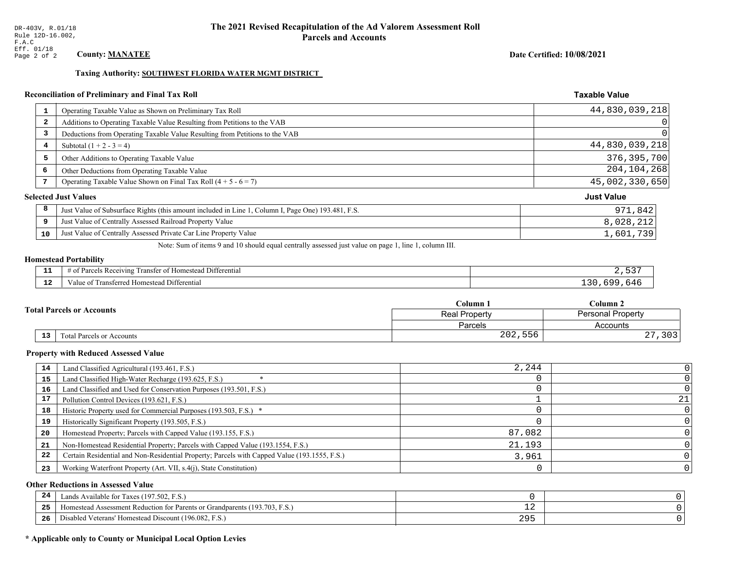DR-403V, R.01/18
Rule 12D-16.002, F.A.C
Eff. 01/18

# The 2021 Revised Recapitulation of the Ad Valorem Assessment Roll
## Parcels and Accounts

**County: MANATEE**

**Date Certified: 10/08/2021**

**Taxing Authority: SOUTHWEST FLORIDA WATER MGMT DISTRICT**

### Reconciliation of Preliminary and Final Tax Roll

| | | Taxable Value |
|---|---|---|
| 1 | Operating Taxable Value as Shown on Preliminary Tax Roll | 44,830,039,218 |
| 2 | Additions to Operating Taxable Value Resulting from Petitions to the VAB | 0 |
| 3 | Deductions from Operating Taxable Value Resulting from Petitions to the VAB | 0 |
| 4 | Subtotal (1 + 2 - 3 = 4) | 44,830,039,218 |
| 5 | Other Additions to Operating Taxable Value | 376,395,700 |
| 6 | Other Deductions from Operating Taxable Value | 204,104,268 |
| 7 | Operating Taxable Value Shown on Final Tax Roll (4 + 5 - 6 = 7) | 45,002,330,650 |

### Selected Just Values

| | | Just Value |
|---|---|---|
| 8 | Just Value of Subsurface Rights (this amount included in Line 1, Column I, Page One) 193.481, F.S. | 971,842 |
| 9 | Just Value of Centrally Assessed Railroad Property Value | 8,028,212 |
| 10 | Just Value of Centrally Assessed Private Car Line Property Value | 1,601,739 |

Note: Sum of items 9 and 10 should equal centrally assessed just value on page 1, line 1, column III.

### Homestead Portability

| | | |
|---|---|---|
| 11 | # of Parcels Receiving Transfer of Homestead Differential | 2,537 |
| 12 | Value of Transferred Homestead Differential | 130,699,646 |

### Total Parcels or Accounts

| | | Column 1<br>Real Property<br>Parcels | Column 2<br>Personal Property<br>Accounts |
|---|---|---|---|
| 13 | Total Parcels or Accounts | 202,556 | 27,303 |

### Property with Reduced Assessed Value

| | | Column 1 | Column 2 |
|---|---|---|---|
| 14 | Land Classified Agricultural (193.461, F.S.) | 2,244 | 0 |
| 15 | Land Classified High-Water Recharge (193.625, F.S.) * | 0 | 0 |
| 16 | Land Classified and Used for Conservation Purposes (193.501, F.S.) | 0 | 0 |
| 17 | Pollution Control Devices (193.621, F.S.) | 1 | 21 |
| 18 | Historic Property used for Commercial Purposes (193.503, F.S.) * | 0 | 0 |
| 19 | Historically Significant Property (193.505, F.S.) | 0 | 0 |
| 20 | Homestead Property; Parcels with Capped Value (193.155, F.S.) | 87,082 | 0 |
| 21 | Non-Homestead Residential Property; Parcels with Capped Value (193.1554, F.S.) | 21,193 | 0 |
| 22 | Certain Residential and Non-Residential Property; Parcels with Capped Value (193.1555, F.S.) | 3,961 | 0 |
| 23 | Working Waterfront Property (Art. VII, s.4(j), State Constitution) | 0 | 0 |

### Other Reductions in Assessed Value

| | | Column 1 | Column 2 |
|---|---|---|---|
| 24 | Lands Available for Taxes (197.502, F.S.) | 0 | 0 |
| 25 | Homestead Assessment Reduction for Parents or Grandparents (193.703, F.S.) | 12 | 0 |
| 26 | Disabled Veterans' Homestead Discount (196.082, F.S.) | 295 | 0 |

**\* Applicable only to County or Municipal Local Option Levies**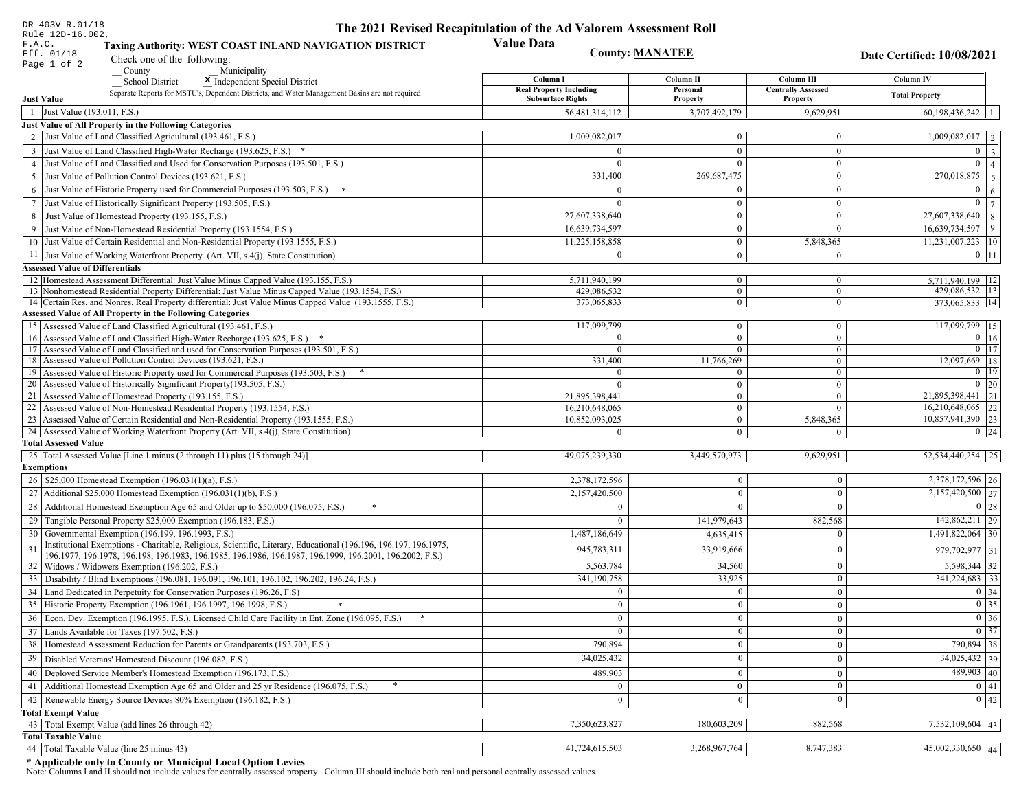DR-403V R.01/18
Rule 12D-16.002, F.A.C.
Eff. 01/18

# The 2021 Revised Recapitulation of the Ad Valorem Assessment Roll Value Data

**Taxing Authority: WEST COAST INLAND NAVIGATION DISTRICT**

**County: MANATEE**

**Date Certified: 10/08/2021**

Check one of the following:
__ County __ Municipality
__ School District **X** Independent Special District

Separate Reports for MSTU's, Dependent Districts, and Water Management Basins are not required

| | | Column I Real Property Including Subsurface Rights | Column II Personal Property | Column III Centrally Assessed Property | Column IV Total Property | |
|---|---|---|---|---|---|---|
| **Just Value** | | | | | | |
| 1 | Just Value (193.011, F.S.) | 56,481,314,112 | 3,707,492,179 | 9,629,951 | 60,198,436,242 | 1 |
| **Just Value of All Property in the Following Categories** | | | | | | |
| 2 | Just Value of Land Classified Agricultural (193.461, F.S.) | 1,009,082,017 | 0 | 0 | 1,009,082,017 | 2 |
| 3 | Just Value of Land Classified High-Water Recharge (193.625, F.S.) * | 0 | 0 | 0 | 0 | 3 |
| 4 | Just Value of Land Classified and Used for Conservation Purposes (193.501, F.S.) | 0 | 0 | 0 | 0 | 4 |
| 5 | Just Value of Pollution Control Devices (193.621, F.S.) | 331,400 | 269,687,475 | 0 | 270,018,875 | 5 |
| 6 | Just Value of Historic Property used for Commercial Purposes (193.503, F.S.) * | 0 | 0 | 0 | 0 | 6 |
| 7 | Just Value of Historically Significant Property (193.505, F.S.) | 0 | 0 | 0 | 0 | 7 |
| 8 | Just Value of Homestead Property (193.155, F.S.) | 27,607,338,640 | 0 | 0 | 27,607,338,640 | 8 |
| 9 | Just Value of Non-Homestead Residential Property (193.1554, F.S.) | 16,639,734,597 | 0 | 0 | 16,639,734,597 | 9 |
| 10 | Just Value of Certain Residential and Non-Residential Property (193.1555, F.S.) | 11,225,158,858 | 0 | 5,848,365 | 11,231,007,223 | 10 |
| 11 | Just Value of Working Waterfront Property (Art. VII, s.4(j), State Constitution) | 0 | 0 | 0 | 0 | 11 |
| **Assessed Value of Differentials** | | | | | | |
| 12 | Homestead Assessment Differential: Just Value Minus Capped Value (193.155, F.S.) | 5,711,940,199 | 0 | 0 | 5,711,940,199 | 12 |
| 13 | Nonhomestead Residential Property Differential: Just Value Minus Capped Value (193.1554, F.S.) | 429,086,532 | 0 | 0 | 429,086,532 | 13 |
| 14 | Certain Res. and Nonres. Real Property differential: Just Value Minus Capped Value (193.1555, F.S.) | 373,065,833 | 0 | 0 | 373,065,833 | 14 |
| **Assessed Value of All Property in the Following Categories** | | | | | | |
| 15 | Assessed Value of Land Classified Agricultural (193.461, F.S.) | 117,099,799 | 0 | 0 | 117,099,799 | 15 |
| 16 | Assessed Value of Land Classified High-Water Recharge (193.625, F.S.) * | 0 | 0 | 0 | 0 | 16 |
| 17 | Assessed Value of Land Classified and used for Conservation Purposes (193.501, F.S.) | 0 | 0 | 0 | 0 | 17 |
| 18 | Assessed Value of Pollution Control Devices (193.621, F.S.) | 331,400 | 11,766,269 | 0 | 12,097,669 | 18 |
| 19 | Assessed Value of Historic Property used for Commercial Purposes (193.503, F.S.) * | 0 | 0 | 0 | 0 | 19 |
| 20 | Assessed Value of Historically Significant Property(193.505, F.S.) | 0 | 0 | 0 | 0 | 20 |
| 21 | Assessed Value of Homestead Property (193.155, F.S.) | 21,895,398,441 | 0 | 0 | 21,895,398,441 | 21 |
| 22 | Assessed Value of Non-Homestead Residential Property (193.1554, F.S.) | 16,210,648,065 | 0 | 0 | 16,210,648,065 | 22 |
| 23 | Assessed Value of Certain Residential and Non-Residential Property (193.1555, F.S.) | 10,852,093,025 | 0 | 5,848,365 | 10,857,941,390 | 23 |
| 24 | Assessed Value of Working Waterfront Property (Art. VII, s.4(j), State Constitution) | 0 | 0 | 0 | 0 | 24 |
| **Total Assessed Value** | | | | | | |
| 25 | Total Assessed Value [Line 1 minus (2 through 11) plus (15 through 24)] | 49,075,239,330 | 3,449,570,973 | 9,629,951 | 52,534,440,254 | 25 |
| **Exemptions** | | | | | | |
| 26 | $25,000 Homestead Exemption (196.031(1)(a), F.S.) | 2,378,172,596 | 0 | 0 | 2,378,172,596 | 26 |
| 27 | Additional $25,000 Homestead Exemption (196.031(1)(b), F.S.) | 2,157,420,500 | 0 | 0 | 2,157,420,500 | 27 |
| 28 | Additional Homestead Exemption Age 65 and Older up to $50,000 (196.075, F.S.) * | 0 | 0 | 0 | 0 | 28 |
| 29 | Tangible Personal Property $25,000 Exemption (196.183, F.S.) | 0 | 141,979,643 | 882,568 | 142,862,211 | 29 |
| 30 | Governmental Exemption (196.199, 196.1993, F.S.) | 1,487,186,649 | 4,635,415 | 0 | 1,491,822,064 | 30 |
| 31 | Institutional Exemptions - Charitable, Religious, Scientific, Literary, Educational (196.196, 196.197, 196.1975, 196.1977, 196.1978, 196.198, 196.1983, 196.1985, 196.1986, 196.1987, 196.1999, 196.2001, 196.2002, F.S.) | 945,783,311 | 33,919,666 | 0 | 979,702,977 | 31 |
| 32 | Widows / Widowers Exemption (196.202, F.S.) | 5,563,784 | 34,560 | 0 | 5,598,344 | 32 |
| 33 | Disability / Blind Exemptions (196.081, 196.091, 196.101, 196.102, 196.202, 196.24, F.S.) | 341,190,758 | 33,925 | 0 | 341,224,683 | 33 |
| 34 | Land Dedicated in Perpetuity for Conservation Purposes (196.26, F.S) | 0 | 0 | 0 | 0 | 34 |
| 35 | Historic Property Exemption (196.1961, 196.1997, 196.1998, F.S.) * | 0 | 0 | 0 | 0 | 35 |
| 36 | Econ. Dev. Exemption (196.1995, F.S.), Licensed Child Care Facility in Ent. Zone (196.095, F.S.) * | 0 | 0 | 0 | 0 | 36 |
| 37 | Lands Available for Taxes (197.502, F.S.) | 0 | 0 | 0 | 0 | 37 |
| 38 | Homestead Assessment Reduction for Parents or Grandparents (193.703, F.S.) | 790,894 | 0 | 0 | 790,894 | 38 |
| 39 | Disabled Veterans' Homestead Discount (196.082, F.S.) | 34,025,432 | 0 | 0 | 34,025,432 | 39 |
| 40 | Deployed Service Member's Homestead Exemption (196.173, F.S.) | 489,903 | 0 | 0 | 489,903 | 40 |
| 41 | Additional Homestead Exemption Age 65 and Older and 25 yr Residence (196.075, F.S.) * | 0 | 0 | 0 | 0 | 41 |
| 42 | Renewable Energy Source Devices 80% Exemption (196.182, F.S.) | 0 | 0 | 0 | 0 | 42 |
| **Total Exempt Value** | | | | | | |
| 43 | Total Exempt Value (add lines 26 through 42) | 7,350,623,827 | 180,603,209 | 882,568 | 7,532,109,604 | 43 |
| **Total Taxable Value** | | | | | | |
| 44 | Total Taxable Value (line 25 minus 43) | 41,724,615,503 | 3,268,967,764 | 8,747,383 | 45,002,330,650 | 44 |

**\* Applicable only to County or Municipal Local Option Levies**

Note: Columns I and II should not include values for centrally assessed property. Column III should include both real and personal centrally assessed values.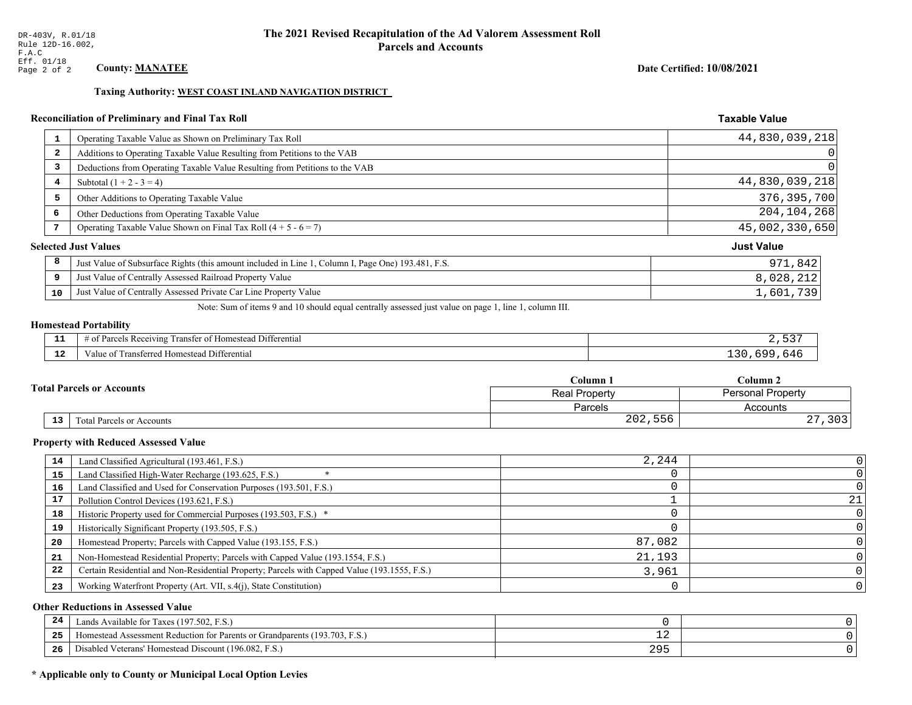DR-403V, R.01/18
Rule 12D-16.002, F.A.C
Eff. 01/18

# The 2021 Revised Recapitulation of the Ad Valorem Assessment Roll
## Parcels and Accounts

**County: MANATEE**

**Date Certified: 10/08/2021**

**Taxing Authority: WEST COAST INLAND NAVIGATION DISTRICT**

### Reconciliation of Preliminary and Final Tax Roll

| # | Description | Taxable Value |
|---|---|---|
| 1 | Operating Taxable Value as Shown on Preliminary Tax Roll | 44,830,039,218 |
| 2 | Additions to Operating Taxable Value Resulting from Petitions to the VAB | 0 |
| 3 | Deductions from Operating Taxable Value Resulting from Petitions to the VAB | 0 |
| 4 | Subtotal (1 + 2 - 3 = 4) | 44,830,039,218 |
| 5 | Other Additions to Operating Taxable Value | 376,395,700 |
| 6 | Other Deductions from Operating Taxable Value | 204,104,268 |
| 7 | Operating Taxable Value Shown on Final Tax Roll (4 + 5 - 6 = 7) | 45,002,330,650 |

### Selected Just Values

| # | Description | Just Value |
|---|---|---|
| 8 | Just Value of Subsurface Rights (this amount included in Line 1, Column I, Page One) 193.481, F.S. | 971,842 |
| 9 | Just Value of Centrally Assessed Railroad Property Value | 8,028,212 |
| 10 | Just Value of Centrally Assessed Private Car Line Property Value | 1,601,739 |

Note: Sum of items 9 and 10 should equal centrally assessed just value on page 1, line 1, column III.

### Homestead Portability

| # | Description | Value |
|---|---|---|
| 11 | # of Parcels Receiving Transfer of Homestead Differential | 2,537 |
| 12 | Value of Transferred Homestead Differential | 130,699,646 |

### Total Parcels or Accounts

| # | Description | Column 1 Real Property Parcels | Column 2 Personal Property Accounts |
|---|---|---|---|
| 13 | Total Parcels or Accounts | 202,556 | 27,303 |

### Property with Reduced Assessed Value

| # | Description | Column 1 | Column 2 |
|---|---|---|---|
| 14 | Land Classified Agricultural (193.461, F.S.) | 2,244 | 0 |
| 15 | Land Classified High-Water Recharge (193.625, F.S.) * | 0 | 0 |
| 16 | Land Classified and Used for Conservation Purposes (193.501, F.S.) | 0 | 0 |
| 17 | Pollution Control Devices (193.621, F.S.) | 1 | 21 |
| 18 | Historic Property used for Commercial Purposes (193.503, F.S.) * | 0 | 0 |
| 19 | Historically Significant Property (193.505, F.S.) | 0 | 0 |
| 20 | Homestead Property; Parcels with Capped Value (193.155, F.S.) | 87,082 | 0 |
| 21 | Non-Homestead Residential Property; Parcels with Capped Value (193.1554, F.S.) | 21,193 | 0 |
| 22 | Certain Residential and Non-Residential Property; Parcels with Capped Value (193.1555, F.S.) | 3,961 | 0 |
| 23 | Working Waterfront Property (Art. VII, s.4(j), State Constitution) | 0 | 0 |

### Other Reductions in Assessed Value

| # | Description | Column 1 | Column 2 |
|---|---|---|---|
| 24 | Lands Available for Taxes (197.502, F.S.) | 0 | 0 |
| 25 | Homestead Assessment Reduction for Parents or Grandparents (193.703, F.S.) | 12 | 0 |
| 26 | Disabled Veterans' Homestead Discount (196.082, F.S.) | 295 | 0 |

**\* Applicable only to County or Municipal Local Option Levies**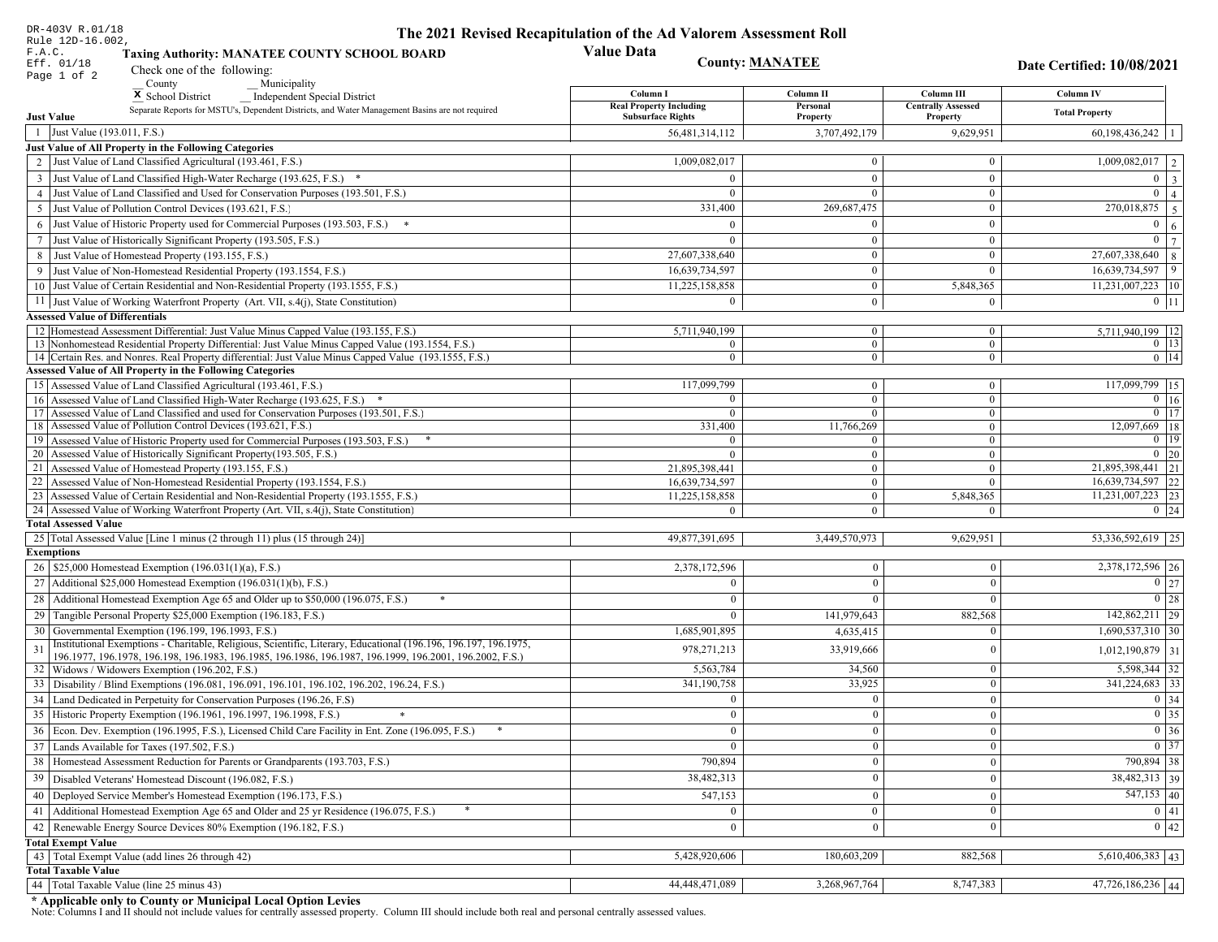DR-403V R.01/18
Rule 12D-16.002, F.A.C.
Eff. 01/18

# The 2021 Revised Recapitulation of the Ad Valorem Assessment Roll

## Value Data

**Taxing Authority: MANATEE COUNTY SCHOOL BOARD**

**County: MANATEE**

**Date Certified: 10/08/2021**

Check one of the following:
__ County __ Municipality
X School District __ Independent Special District

Separate Reports for MSTU's, Dependent Districts, and Water Management Basins are not required

| | | Column I Real Property Including Subsurface Rights | Column II Personal Property | Column III Centrally Assessed Property | Column IV Total Property | |
|---|---|---|---|---|---|---|
| **Just Value** | | | | | | |
| 1 | Just Value (193.011, F.S.) | 56,481,314,112 | 3,707,492,179 | 9,629,951 | 60,198,436,242 | 1 |
| **Just Value of All Property in the Following Categories** | | | | | | |
| 2 | Just Value of Land Classified Agricultural (193.461, F.S.) | 1,009,082,017 | 0 | 0 | 1,009,082,017 | 2 |
| 3 | Just Value of Land Classified High-Water Recharge (193.625, F.S.) * | 0 | 0 | 0 | 0 | 3 |
| 4 | Just Value of Land Classified and Used for Conservation Purposes (193.501, F.S.) | 0 | 0 | 0 | 0 | 4 |
| 5 | Just Value of Pollution Control Devices (193.621, F.S.) | 331,400 | 269,687,475 | 0 | 270,018,875 | 5 |
| 6 | Just Value of Historic Property used for Commercial Purposes (193.503, F.S.) * | 0 | 0 | 0 | 0 | 6 |
| 7 | Just Value of Historically Significant Property (193.505, F.S.) | 0 | 0 | 0 | 0 | 7 |
| 8 | Just Value of Homestead Property (193.155, F.S.) | 27,607,338,640 | 0 | 0 | 27,607,338,640 | 8 |
| 9 | Just Value of Non-Homestead Residential Property (193.1554, F.S.) | 16,639,734,597 | 0 | 0 | 16,639,734,597 | 9 |
| 10 | Just Value of Certain Residential and Non-Residential Property (193.1555, F.S.) | 11,225,158,858 | 0 | 5,848,365 | 11,231,007,223 | 10 |
| 11 | Just Value of Working Waterfront Property (Art. VII, s.4(j), State Constitution) | 0 | 0 | 0 | 0 | 11 |
| **Assessed Value of Differentials** | | | | | | |
| 12 | Homestead Assessment Differential: Just Value Minus Capped Value (193.155, F.S.) | 5,711,940,199 | 0 | 0 | 5,711,940,199 | 12 |
| 13 | Nonhomestead Residential Property Differential: Just Value Minus Capped Value (193.1554, F.S.) | 0 | 0 | 0 | 0 | 13 |
| 14 | Certain Res. and Nonres. Real Property differential: Just Value Minus Capped Value (193.1555, F.S.) | 0 | 0 | 0 | 0 | 14 |
| **Assessed Value of All Property in the Following Categories** | | | | | | |
| 15 | Assessed Value of Land Classified Agricultural (193.461, F.S.) | 117,099,799 | 0 | 0 | 117,099,799 | 15 |
| 16 | Assessed Value of Land Classified High-Water Recharge (193.625, F.S.) * | 0 | 0 | 0 | 0 | 16 |
| 17 | Assessed Value of Land Classified and used for Conservation Purposes (193.501, F.S.) | 0 | 0 | 0 | 0 | 17 |
| 18 | Assessed Value of Pollution Control Devices (193.621, F.S.) | 331,400 | 11,766,269 | 0 | 12,097,669 | 18 |
| 19 | Assessed Value of Historic Property used for Commercial Purposes (193.503, F.S.) * | 0 | 0 | 0 | 0 | 19 |
| 20 | Assessed Value of Historically Significant Property(193.505, F.S.) | 0 | 0 | 0 | 0 | 20 |
| 21 | Assessed Value of Homestead Property (193.155, F.S.) | 21,895,398,441 | 0 | 0 | 21,895,398,441 | 21 |
| 22 | Assessed Value of Non-Homestead Residential Property (193.1554, F.S.) | 16,639,734,597 | 0 | 0 | 16,639,734,597 | 22 |
| 23 | Assessed Value of Certain Residential and Non-Residential Property (193.1555, F.S.) | 11,225,158,858 | 0 | 5,848,365 | 11,231,007,223 | 23 |
| 24 | Assessed Value of Working Waterfront Property (Art. VII, s.4(j), State Constitution) | 0 | 0 | 0 | 0 | 24 |
| **Total Assessed Value** | | | | | | |
| 25 | Total Assessed Value [Line 1 minus (2 through 11) plus (15 through 24)] | 49,877,391,695 | 3,449,570,973 | 9,629,951 | 53,336,592,619 | 25 |
| **Exemptions** | | | | | | |
| 26 | $25,000 Homestead Exemption (196.031(1)(a), F.S.) | 2,378,172,596 | 0 | 0 | 2,378,172,596 | 26 |
| 27 | Additional $25,000 Homestead Exemption (196.031(1)(b), F.S.) | 0 | 0 | 0 | 0 | 27 |
| 28 | Additional Homestead Exemption Age 65 and Older up to $50,000 (196.075, F.S.) * | 0 | 0 | 0 | 0 | 28 |
| 29 | Tangible Personal Property $25,000 Exemption (196.183, F.S.) | 0 | 141,979,643 | 882,568 | 142,862,211 | 29 |
| 30 | Governmental Exemption (196.199, 196.1993, F.S.) | 1,685,901,895 | 4,635,415 | 0 | 1,690,537,310 | 30 |
| 31 | Institutional Exemptions - Charitable, Religious, Scientific, Literary, Educational (196.196, 196.197, 196.1975, 196.1977, 196.1978, 196.198, 196.1983, 196.1985, 196.1986, 196.1987, 196.1999, 196.2001, 196.2002, F.S.) | 978,271,213 | 33,919,666 | 0 | 1,012,190,879 | 31 |
| 32 | Widows / Widowers Exemption (196.202, F.S.) | 5,563,784 | 34,560 | 0 | 5,598,344 | 32 |
| 33 | Disability / Blind Exemptions (196.081, 196.091, 196.101, 196.102, 196.202, 196.24, F.S.) | 341,190,758 | 33,925 | 0 | 341,224,683 | 33 |
| 34 | Land Dedicated in Perpetuity for Conservation Purposes (196.26, F.S) | 0 | 0 | 0 | 0 | 34 |
| 35 | Historic Property Exemption (196.1961, 196.1997, 196.1998, F.S.) * | 0 | 0 | 0 | 0 | 35 |
| 36 | Econ. Dev. Exemption (196.1995, F.S.), Licensed Child Care Facility in Ent. Zone (196.095, F.S.) * | 0 | 0 | 0 | 0 | 36 |
| 37 | Lands Available for Taxes (197.502, F.S.) | 0 | 0 | 0 | 0 | 37 |
| 38 | Homestead Assessment Reduction for Parents or Grandparents (193.703, F.S.) | 790,894 | 0 | 0 | 790,894 | 38 |
| 39 | Disabled Veterans' Homestead Discount (196.082, F.S.) | 38,482,313 | 0 | 0 | 38,482,313 | 39 |
| 40 | Deployed Service Member's Homestead Exemption (196.173, F.S.) | 547,153 | 0 | 0 | 547,153 | 40 |
| 41 | Additional Homestead Exemption Age 65 and Older and 25 yr Residence (196.075, F.S.) * | 0 | 0 | 0 | 0 | 41 |
| 42 | Renewable Energy Source Devices 80% Exemption (196.182, F.S.) | 0 | 0 | 0 | 0 | 42 |
| **Total Exempt Value** | | | | | | |
| 43 | Total Exempt Value (add lines 26 through 42) | 5,428,920,606 | 180,603,209 | 882,568 | 5,610,406,383 | 43 |
| **Total Taxable Value** | | | | | | |
| 44 | Total Taxable Value (line 25 minus 43) | 44,448,471,089 | 3,268,967,764 | 8,747,383 | 47,726,186,236 | 44 |

**\* Applicable only to County or Municipal Local Option Levies**

Note: Columns I and II should not include values for centrally assessed property. Column III should include both real and personal centrally assessed values.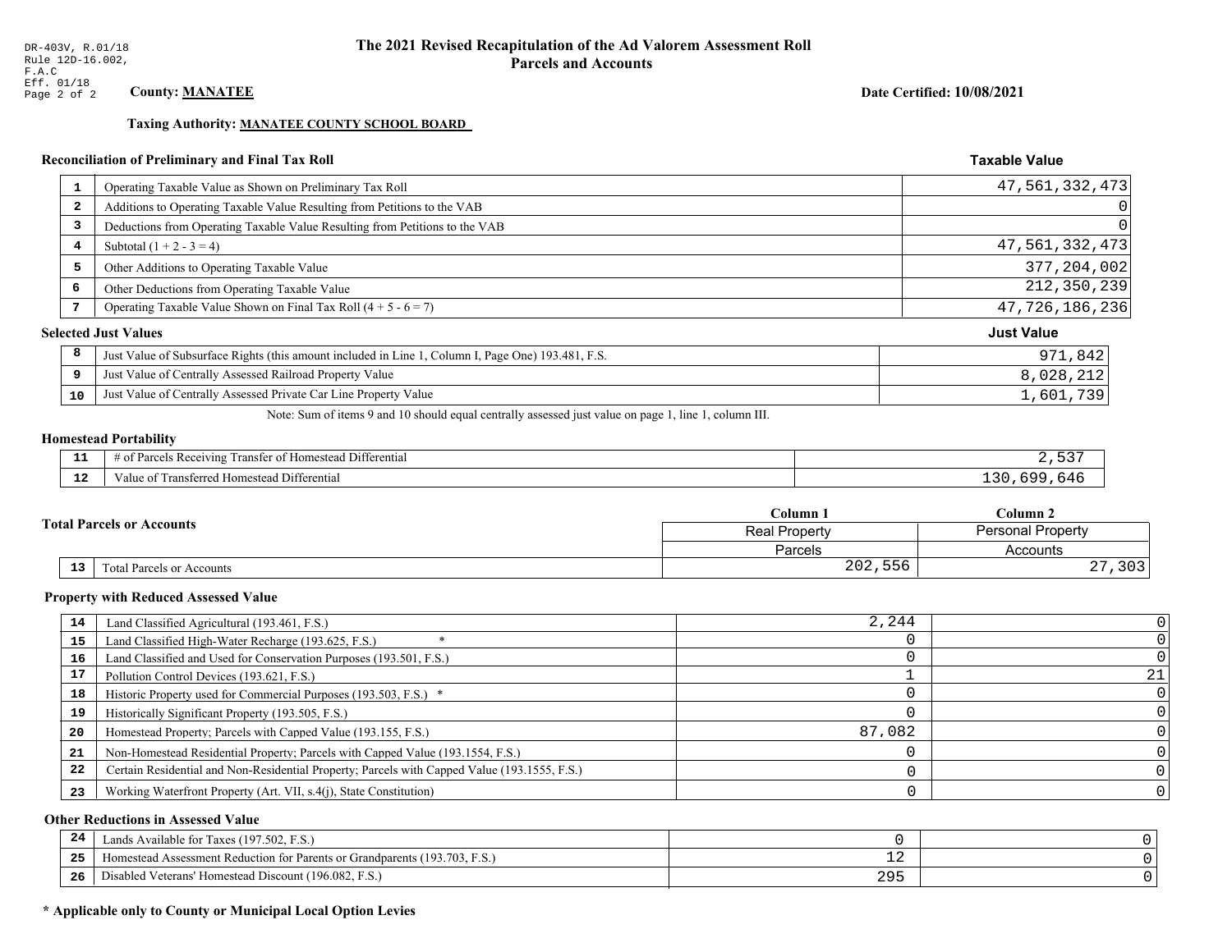DR-403V, R.01/18
Rule 12D-16.002, F.A.C
Eff. 01/18
Page 2 of 2

# The 2021 Revised Recapitulation of the Ad Valorem Assessment Roll
## Parcels and Accounts

**County: MANATEE**

**Date Certified: 10/08/2021**

**Taxing Authority: MANATEE COUNTY SCHOOL BOARD**

### Reconciliation of Preliminary and Final Tax Roll

| | | Taxable Value |
|---|---|---|
| 1 | Operating Taxable Value as Shown on Preliminary Tax Roll | 47,561,332,473 |
| 2 | Additions to Operating Taxable Value Resulting from Petitions to the VAB | 0 |
| 3 | Deductions from Operating Taxable Value Resulting from Petitions to the VAB | 0 |
| 4 | Subtotal (1 + 2 - 3 = 4) | 47,561,332,473 |
| 5 | Other Additions to Operating Taxable Value | 377,204,002 |
| 6 | Other Deductions from Operating Taxable Value | 212,350,239 |
| 7 | Operating Taxable Value Shown on Final Tax Roll (4 + 5 - 6 = 7) | 47,726,186,236 |

### Selected Just Values

| | | Just Value |
|---|---|---|
| 8 | Just Value of Subsurface Rights (this amount included in Line 1, Column I, Page One) 193.481, F.S. | 971,842 |
| 9 | Just Value of Centrally Assessed Railroad Property Value | 8,028,212 |
| 10 | Just Value of Centrally Assessed Private Car Line Property Value | 1,601,739 |

Note: Sum of items 9 and 10 should equal centrally assessed just value on page 1, line 1, column III.

### Homestead Portability

| | | |
|---|---|---|
| 11 | # of Parcels Receiving Transfer of Homestead Differential | 2,537 |
| 12 | Value of Transferred Homestead Differential | 130,699,646 |

### Total Parcels or Accounts

| | | Column 1<br>Real Property<br>Parcels | Column 2<br>Personal Property<br>Accounts |
|---|---|---|---|
| 13 | Total Parcels or Accounts | 202,556 | 27,303 |

### Property with Reduced Assessed Value

| | | Column 1 | Column 2 |
|---|---|---|---|
| 14 | Land Classified Agricultural (193.461, F.S.) | 2,244 | 0 |
| 15 | Land Classified High-Water Recharge (193.625, F.S.) * | 0 | 0 |
| 16 | Land Classified and Used for Conservation Purposes (193.501, F.S.) | 0 | 0 |
| 17 | Pollution Control Devices (193.621, F.S.) | 1 | 21 |
| 18 | Historic Property used for Commercial Purposes (193.503, F.S.) * | 0 | 0 |
| 19 | Historically Significant Property (193.505, F.S.) | 0 | 0 |
| 20 | Homestead Property; Parcels with Capped Value (193.155, F.S.) | 87,082 | 0 |
| 21 | Non-Homestead Residential Property; Parcels with Capped Value (193.1554, F.S.) | 0 | 0 |
| 22 | Certain Residential and Non-Residential Property; Parcels with Capped Value (193.1555, F.S.) | 0 | 0 |
| 23 | Working Waterfront Property (Art. VII, s.4(j), State Constitution) | 0 | 0 |

### Other Reductions in Assessed Value

| | | Column 1 | Column 2 |
|---|---|---|---|
| 24 | Lands Available for Taxes (197.502, F.S.) | 0 | 0 |
| 25 | Homestead Assessment Reduction for Parents or Grandparents (193.703, F.S.) | 12 | 0 |
| 26 | Disabled Veterans' Homestead Discount (196.082, F.S.) | 295 | 0 |

**\* Applicable only to County or Municipal Local Option Levies**